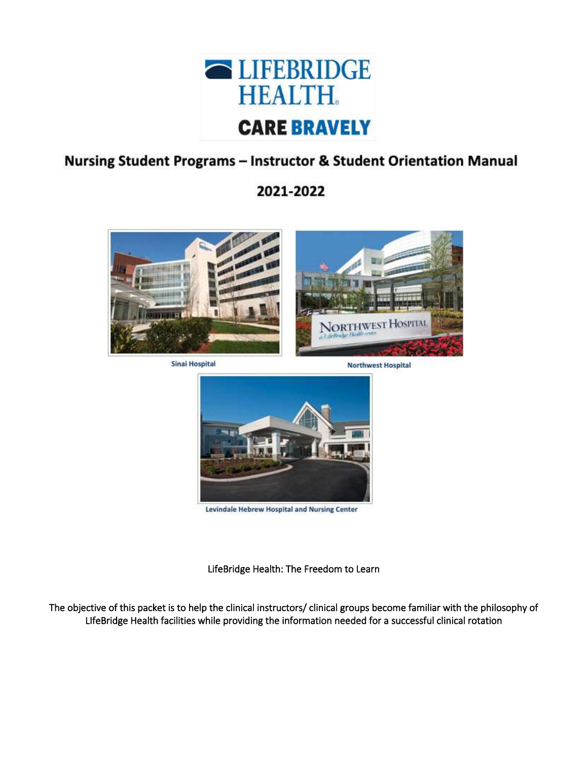LIFEBRIDGE HEALTH

CARE BRAVELY

# Nursing Student Programs – Instructor & Student Orientation Manual

## 2021-2022

Sinai Hospital

Northwest Hospital

Levindale Hebrew Hospital and Nursing Center

LifeBridge Health: The Freedom to Learn

The objective of this packet is to help the clinical instructors/ clinical groups become familiar with the philosophy of LIfeBridge Health facilities while providing the information needed for a successful clinical rotation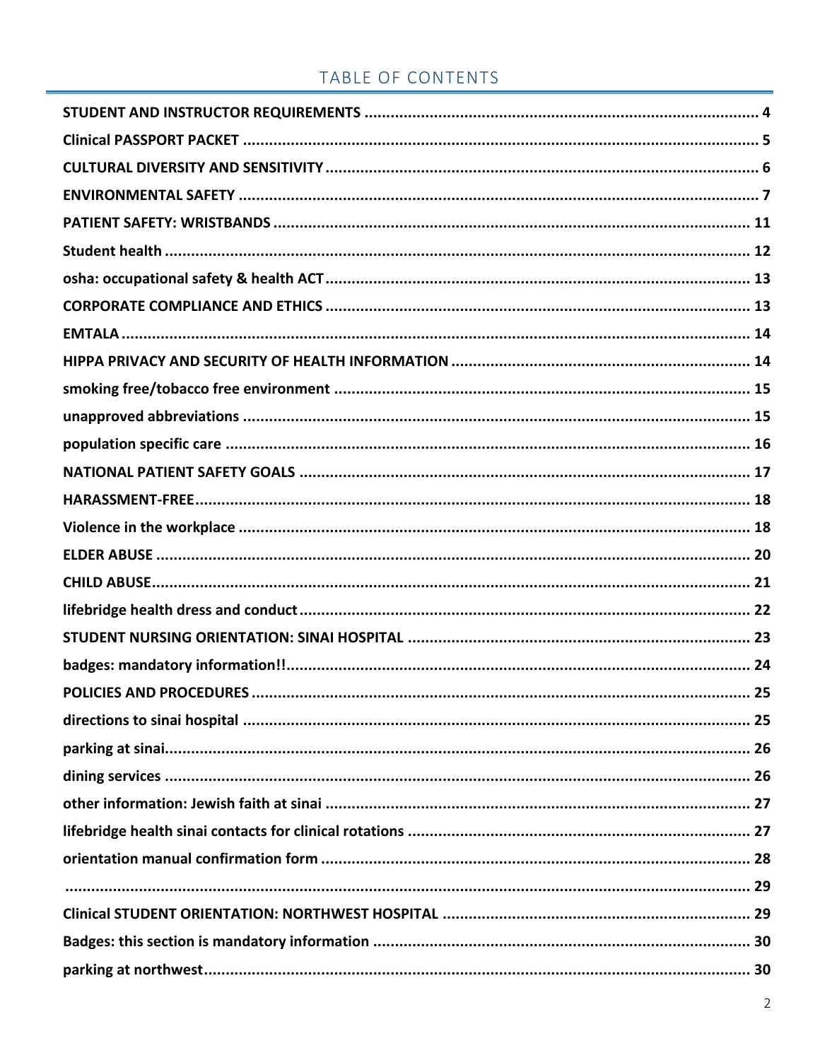# TABLE OF CONTENTS

STUDENT AND INSTRUCTOR REQUIREMENTS .......... 4
Clinical PASSPORT PACKET .......... 5
CULTURAL DIVERSITY AND SENSITIVITY .......... 6
ENVIRONMENTAL SAFETY .......... 7
PATIENT SAFETY: WRISTBANDS .......... 11
Student health .......... 12
osha: occupational safety & health ACT .......... 13
CORPORATE COMPLIANCE AND ETHICS .......... 13
EMTALA .......... 14
HIPPA PRIVACY AND SECURITY OF HEALTH INFORMATION .......... 14
smoking free/tobacco free environment .......... 15
unapproved abbreviations .......... 15
population specific care .......... 16
NATIONAL PATIENT SAFETY GOALS .......... 17
HARASSMENT-FREE .......... 18
Violence in the workplace .......... 18
ELDER ABUSE .......... 20
CHILD ABUSE .......... 21
lifebridge health dress and conduct .......... 22
STUDENT NURSING ORIENTATION: SINAI HOSPITAL .......... 23
badges: mandatory information!! .......... 24
POLICIES AND PROCEDURES .......... 25
directions to sinai hospital .......... 25
parking at sinai .......... 26
dining services .......... 26
other information: Jewish faith at sinai .......... 27
lifebridge health sinai contacts for clinical rotations .......... 27
orientation manual confirmation form .......... 28
.......... 29
Clinical STUDENT ORIENTATION: NORTHWEST HOSPITAL .......... 29
Badges: this section is mandatory information .......... 30
parking at northwest .......... 30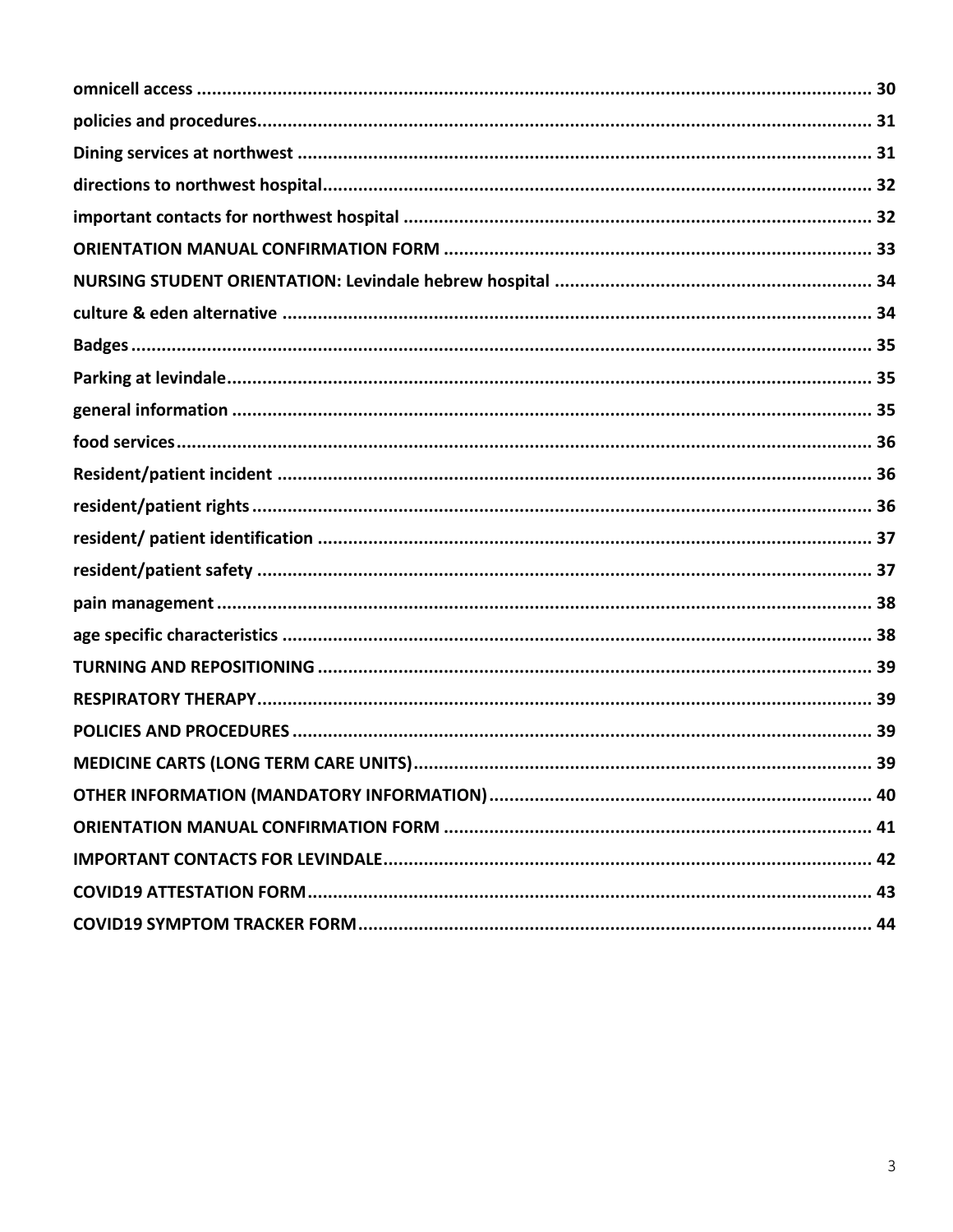**omnicell access** ........................................ 30
**policies and procedures**........................................ 31
**Dining services at northwest** ........................................ 31
**directions to northwest hospital**........................................ 32
**important contacts for northwest hospital** ........................................ 32
**ORIENTATION MANUAL CONFIRMATION FORM** ........................................ 33
**NURSING STUDENT ORIENTATION: Levindale hebrew hospital** ........................................ 34
**culture & eden alternative** ........................................ 34
**Badges**........................................ 35
**Parking at levindale**........................................ 35
**general information** ........................................ 35
**food services**........................................ 36
**Resident/patient incident** ........................................ 36
**resident/patient rights**........................................ 36
**resident/ patient identification** ........................................ 37
**resident/patient safety** ........................................ 37
**pain management**........................................ 38
**age specific characteristics** ........................................ 38
**TURNING AND REPOSITIONING** ........................................ 39
**RESPIRATORY THERAPY**........................................ 39
**POLICIES AND PROCEDURES** ........................................ 39
**MEDICINE CARTS (LONG TERM CARE UNITS)**........................................ 39
**OTHER INFORMATION (MANDATORY INFORMATION)**........................................ 40
**ORIENTATION MANUAL CONFIRMATION FORM** ........................................ 41
**IMPORTANT CONTACTS FOR LEVINDALE**........................................ 42
**COVID19 ATTESTATION FORM**........................................ 43
**COVID19 SYMPTOM TRACKER FORM**........................................ 44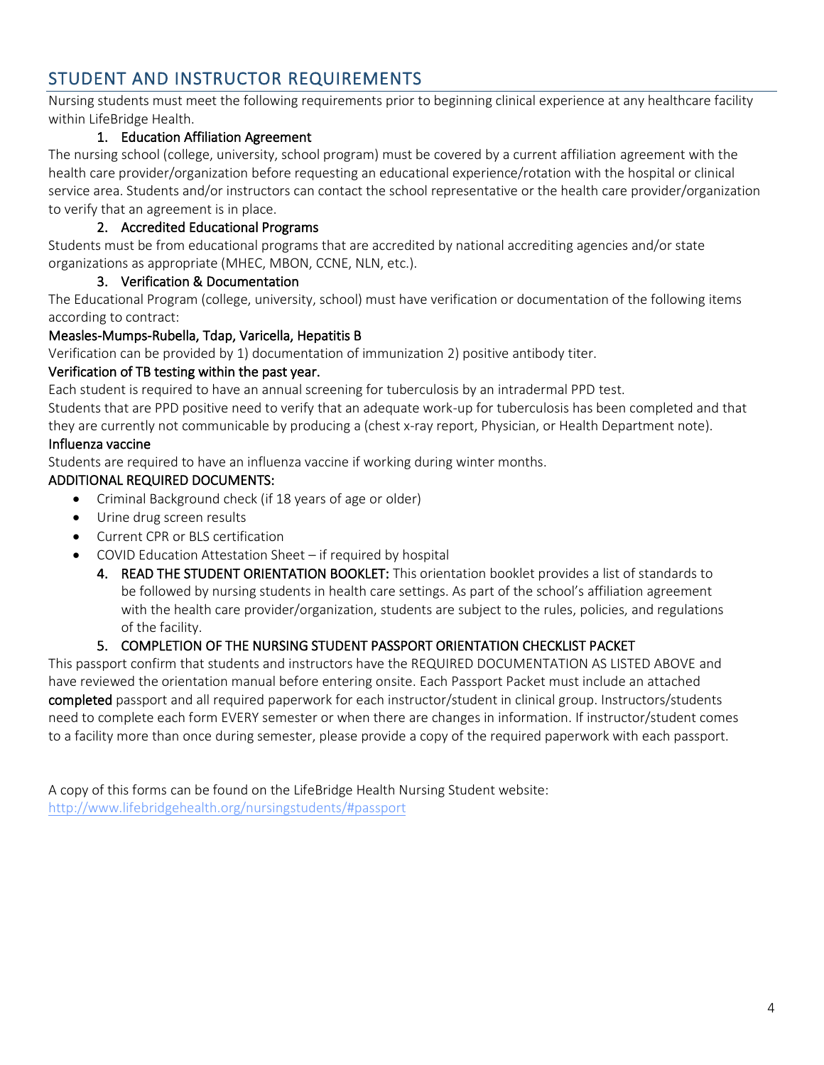## STUDENT AND INSTRUCTOR REQUIREMENTS

Nursing students must meet the following requirements prior to beginning clinical experience at any healthcare facility within LifeBridge Health.

### 1. Education Affiliation Agreement

The nursing school (college, university, school program) must be covered by a current affiliation agreement with the health care provider/organization before requesting an educational experience/rotation with the hospital or clinical service area. Students and/or instructors can contact the school representative or the health care provider/organization to verify that an agreement is in place.

### 2. Accredited Educational Programs

Students must be from educational programs that are accredited by national accrediting agencies and/or state organizations as appropriate (MHEC, MBON, CCNE, NLN, etc.).

### 3. Verification & Documentation

The Educational Program (college, university, school) must have verification or documentation of the following items according to contract:

**Measles-Mumps-Rubella, Tdap, Varicella, Hepatitis B**

Verification can be provided by 1) documentation of immunization 2) positive antibody titer.

**Verification of TB testing within the past year.**

Each student is required to have an annual screening for tuberculosis by an intradermal PPD test.

Students that are PPD positive need to verify that an adequate work-up for tuberculosis has been completed and that they are currently not communicable by producing a (chest x-ray report, Physician, or Health Department note).

**Influenza vaccine**

Students are required to have an influenza vaccine if working during winter months.

**ADDITIONAL REQUIRED DOCUMENTS:**

- Criminal Background check (if 18 years of age or older)
- Urine drug screen results
- Current CPR or BLS certification
- COVID Education Attestation Sheet – if required by hospital

### 4. READ THE STUDENT ORIENTATION BOOKLET:

This orientation booklet provides a list of standards to be followed by nursing students in health care settings. As part of the school's affiliation agreement with the health care provider/organization, students are subject to the rules, policies, and regulations of the facility.

### 5. COMPLETION OF THE NURSING STUDENT PASSPORT ORIENTATION CHECKLIST PACKET

This passport confirm that students and instructors have the REQUIRED DOCUMENTATION AS LISTED ABOVE and have reviewed the orientation manual before entering onsite. Each Passport Packet must include an attached **completed** passport and all required paperwork for each instructor/student in clinical group. Instructors/students need to complete each form EVERY semester or when there are changes in information. If instructor/student comes to a facility more than once during semester, please provide a copy of the required paperwork with each passport.

A copy of this forms can be found on the LifeBridge Health Nursing Student website: [http://www.lifebridgehealth.org/nursingstudents/#passport](http://www.lifebridgehealth.org/nursingstudents/#passport)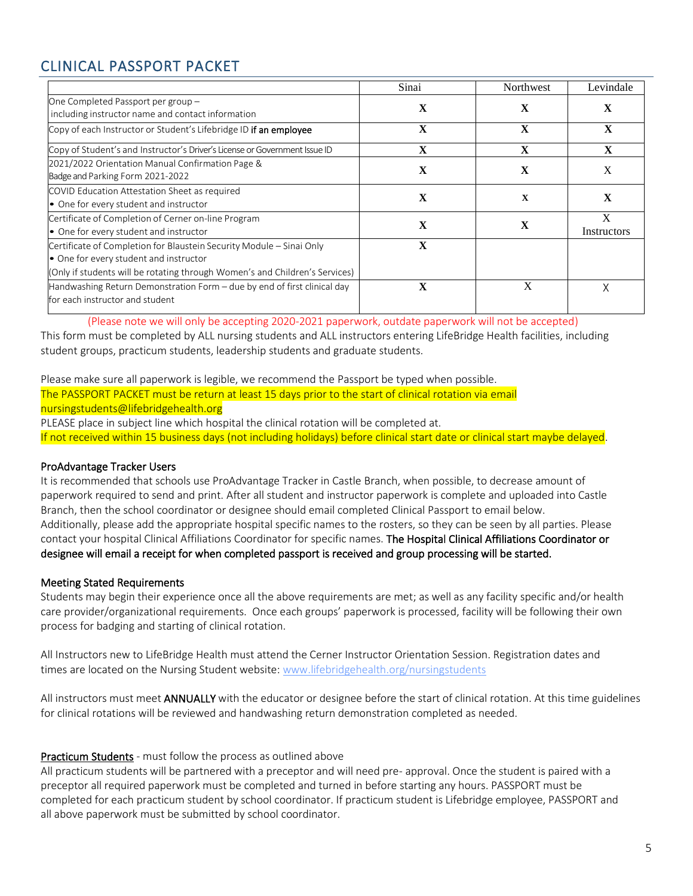## CLINICAL PASSPORT PACKET

| | Sinai | Northwest | Levindale |
|---|---|---|---|
| One Completed Passport per group – including instructor name and contact information | X | X | X |
| Copy of each Instructor or Student's Lifebridge ID **if an employee** | X | X | X |
| Copy of Student's and Instructor's Driver's License or Government Issue ID | X | X | X |
| 2021/2022 Orientation Manual Confirmation Page & Badge and Parking Form 2021-2022 | X | X | X |
| COVID Education Attestation Sheet as required<br>• One for every student and instructor | X | x | X |
| Certificate of Completion of Cerner on-line Program<br>• One for every student and instructor | X | X | X Instructors |
| Certificate of Completion for Blaustein Security Module – Sinai Only<br>• One for every student and instructor<br>(Only if students will be rotating through Women's and Children's Services) | X | | |
| Handwashing Return Demonstration Form – due by end of first clinical day for each instructor and student | X | X | X |

(Please note we will only be accepting 2020-2021 paperwork, outdate paperwork will not be accepted)

This form must be completed by ALL nursing students and ALL instructors entering LifeBridge Health facilities, including student groups, practicum students, leadership students and graduate students.

Please make sure all paperwork is legible, we recommend the Passport be typed when possible.

The PASSPORT PACKET must be return at least 15 days prior to the start of clinical rotation via email nursingstudents@lifebridgehealth.org

PLEASE place in subject line which hospital the clinical rotation will be completed at.

If not received within 15 business days (not including holidays) before clinical start date or clinical start maybe delayed.

### ProAdvantage Tracker Users

It is recommended that schools use ProAdvantage Tracker in Castle Branch, when possible, to decrease amount of paperwork required to send and print. After all student and instructor paperwork is complete and uploaded into Castle Branch, then the school coordinator or designee should email completed Clinical Passport to email below. Additionally, please add the appropriate hospital specific names to the rosters, so they can be seen by all parties. Please contact your hospital Clinical Affiliations Coordinator for specific names. **The Hospital Clinical Affiliations Coordinator or designee will email a receipt for when completed passport is received and group processing will be started.**

### Meeting Stated Requirements

Students may begin their experience once all the above requirements are met; as well as any facility specific and/or health care provider/organizational requirements. Once each groups' paperwork is processed, facility will be following their own process for badging and starting of clinical rotation.

All Instructors new to LifeBridge Health must attend the Cerner Instructor Orientation Session. Registration dates and times are located on the Nursing Student website: www.lifebridgehealth.org/nursingstudents

All instructors must meet **ANNUALLY** with the educator or designee before the start of clinical rotation. At this time guidelines for clinical rotations will be reviewed and handwashing return demonstration completed as needed.

Practicum Students - must follow the process as outlined above

All practicum students will be partnered with a preceptor and will need pre- approval. Once the student is paired with a preceptor all required paperwork must be completed and turned in before starting any hours. PASSPORT must be completed for each practicum student by school coordinator. If practicum student is Lifebridge employee, PASSPORT and all above paperwork must be submitted by school coordinator.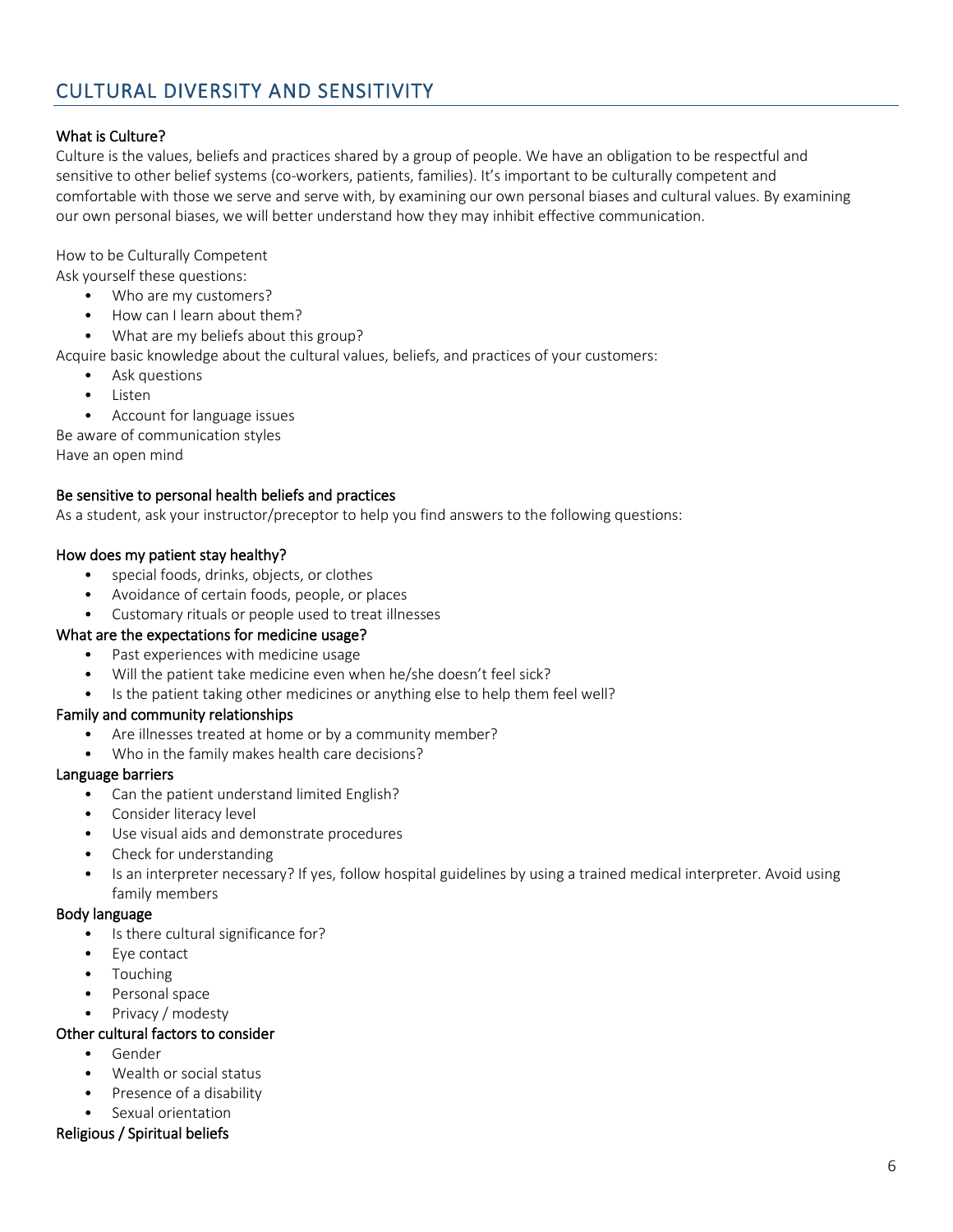## CULTURAL DIVERSITY AND SENSITIVITY

### What is Culture?

Culture is the values, beliefs and practices shared by a group of people. We have an obligation to be respectful and sensitive to other belief systems (co-workers, patients, families). It's important to be culturally competent and comfortable with those we serve and serve with, by examining our own personal biases and cultural values. By examining our own personal biases, we will better understand how they may inhibit effective communication.

How to be Culturally Competent

Ask yourself these questions:

- Who are my customers?
- How can I learn about them?
- What are my beliefs about this group?

Acquire basic knowledge about the cultural values, beliefs, and practices of your customers:

- Ask questions
- Listen
- Account for language issues

Be aware of communication styles

Have an open mind

### Be sensitive to personal health beliefs and practices

As a student, ask your instructor/preceptor to help you find answers to the following questions:

### How does my patient stay healthy?

- special foods, drinks, objects, or clothes
- Avoidance of certain foods, people, or places
- Customary rituals or people used to treat illnesses

### What are the expectations for medicine usage?

- Past experiences with medicine usage
- Will the patient take medicine even when he/she doesn't feel sick?
- Is the patient taking other medicines or anything else to help them feel well?

### Family and community relationships

- Are illnesses treated at home or by a community member?
- Who in the family makes health care decisions?

### Language barriers

- Can the patient understand limited English?
- Consider literacy level
- Use visual aids and demonstrate procedures
- Check for understanding
- Is an interpreter necessary? If yes, follow hospital guidelines by using a trained medical interpreter. Avoid using family members

### Body language

- Is there cultural significance for?
- Eye contact
- Touching
- Personal space
- Privacy / modesty

### Other cultural factors to consider

- Gender
- Wealth or social status
- Presence of a disability
- Sexual orientation

### Religious / Spiritual beliefs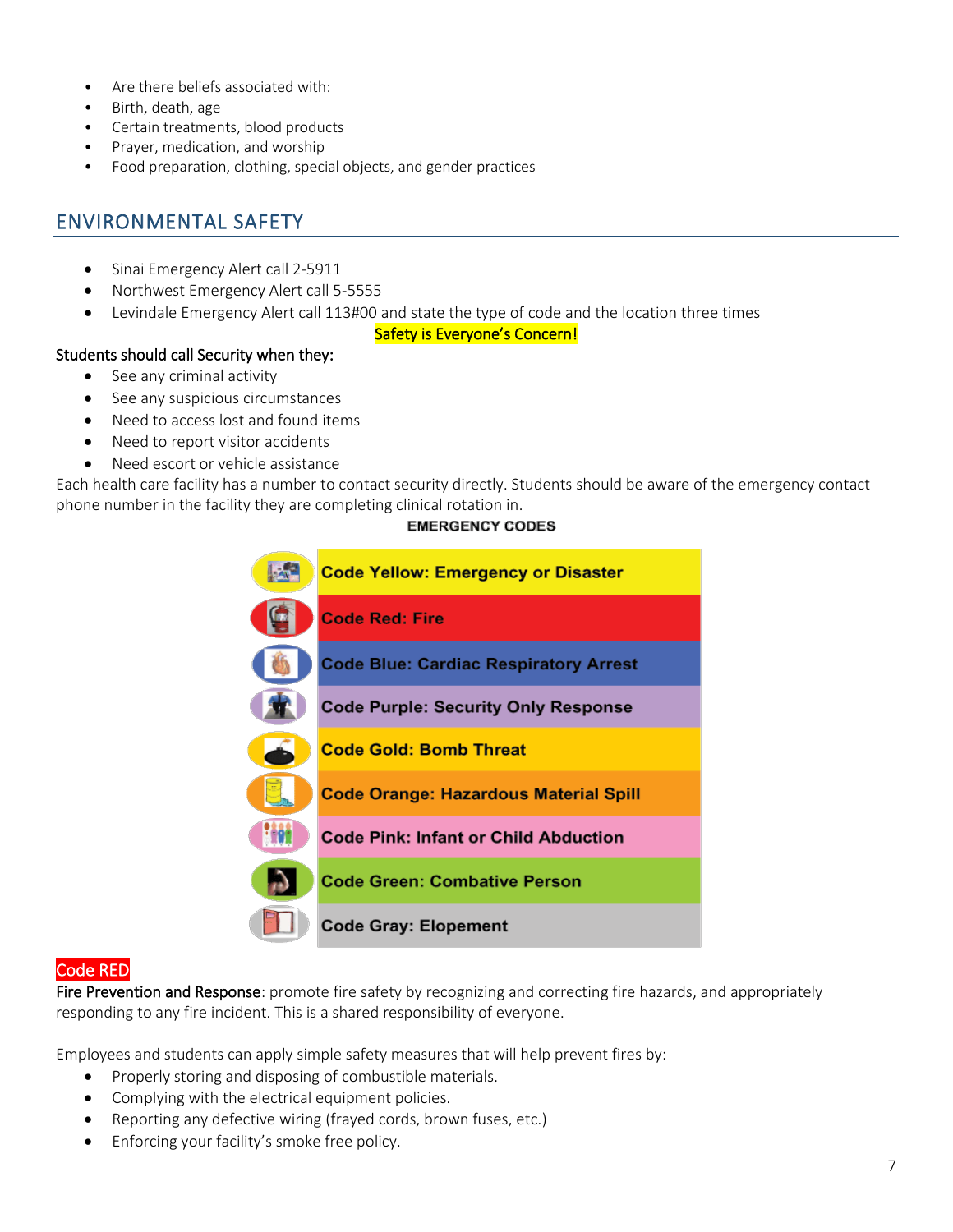- Are there beliefs associated with:
- Birth, death, age
- Certain treatments, blood products
- Prayer, medication, and worship
- Food preparation, clothing, special objects, and gender practices

## ENVIRONMENTAL SAFETY

- Sinai Emergency Alert call 2-5911
- Northwest Emergency Alert call 5-5555
- Levindale Emergency Alert call 113#00 and state the type of code and the location three times

Safety is Everyone's Concern!

Students should call Security when they:

- See any criminal activity
- See any suspicious circumstances
- Need to access lost and found items
- Need to report visitor accidents
- Need escort or vehicle assistance

Each health care facility has a number to contact security directly. Students should be aware of the emergency contact phone number in the facility they are completing clinical rotation in.

**EMERGENCY CODES**

| EMERGENCY CODES |
|---|
| Code Yellow: Emergency or Disaster |
| Code Red: Fire |
| Code Blue: Cardiac Respiratory Arrest |
| Code Purple: Security Only Response |
| Code Gold: Bomb Threat |
| Code Orange: Hazardous Material Spill |
| Code Pink: Infant or Child Abduction |
| Code Green: Combative Person |
| Code Gray: Elopement |

### Code RED

Fire Prevention and Response: promote fire safety by recognizing and correcting fire hazards, and appropriately responding to any fire incident. This is a shared responsibility of everyone.

Employees and students can apply simple safety measures that will help prevent fires by:

- Properly storing and disposing of combustible materials.
- Complying with the electrical equipment policies.
- Reporting any defective wiring (frayed cords, brown fuses, etc.)
- Enforcing your facility's smoke free policy.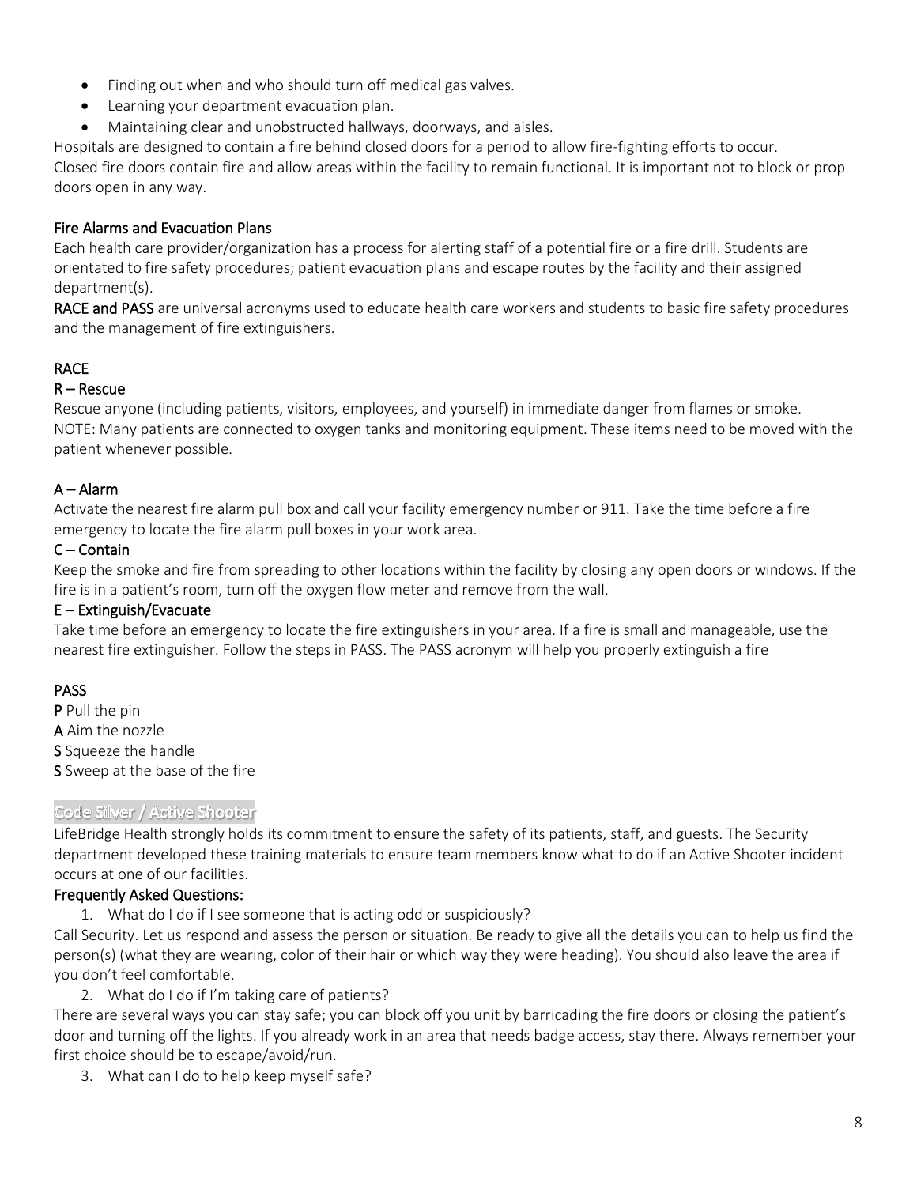- Finding out when and who should turn off medical gas valves.
- Learning your department evacuation plan.
- Maintaining clear and unobstructed hallways, doorways, and aisles.

Hospitals are designed to contain a fire behind closed doors for a period to allow fire-fighting efforts to occur. Closed fire doors contain fire and allow areas within the facility to remain functional. It is important not to block or prop doors open in any way.

### Fire Alarms and Evacuation Plans

Each health care provider/organization has a process for alerting staff of a potential fire or a fire drill. Students are orientated to fire safety procedures; patient evacuation plans and escape routes by the facility and their assigned department(s).

**RACE and PASS** are universal acronyms used to educate health care workers and students to basic fire safety procedures and the management of fire extinguishers.

### RACE

#### R – Rescue

Rescue anyone (including patients, visitors, employees, and yourself) in immediate danger from flames or smoke. NOTE: Many patients are connected to oxygen tanks and monitoring equipment. These items need to be moved with the patient whenever possible.

#### A – Alarm

Activate the nearest fire alarm pull box and call your facility emergency number or 911. Take the time before a fire emergency to locate the fire alarm pull boxes in your work area.

#### C – Contain

Keep the smoke and fire from spreading to other locations within the facility by closing any open doors or windows. If the fire is in a patient's room, turn off the oxygen flow meter and remove from the wall.

#### E – Extinguish/Evacuate

Take time before an emergency to locate the fire extinguishers in your area. If a fire is small and manageable, use the nearest fire extinguisher. Follow the steps in PASS. The PASS acronym will help you properly extinguish a fire

### PASS

**P** Pull the pin
**A** Aim the nozzle
**S** Squeeze the handle
**S** Sweep at the base of the fire

## Code Silver / Active Shooter

LifeBridge Health strongly holds its commitment to ensure the safety of its patients, staff, and guests. The Security department developed these training materials to ensure team members know what to do if an Active Shooter incident occurs at one of our facilities.

### Frequently Asked Questions:

1. What do I do if I see someone that is acting odd or suspiciously?

Call Security. Let us respond and assess the person or situation. Be ready to give all the details you can to help us find the person(s) (what they are wearing, color of their hair or which way they were heading). You should also leave the area if you don't feel comfortable.

2. What do I do if I'm taking care of patients?

There are several ways you can stay safe; you can block off you unit by barricading the fire doors or closing the patient's door and turning off the lights. If you already work in an area that needs badge access, stay there. Always remember your first choice should be to escape/avoid/run.

3. What can I do to help keep myself safe?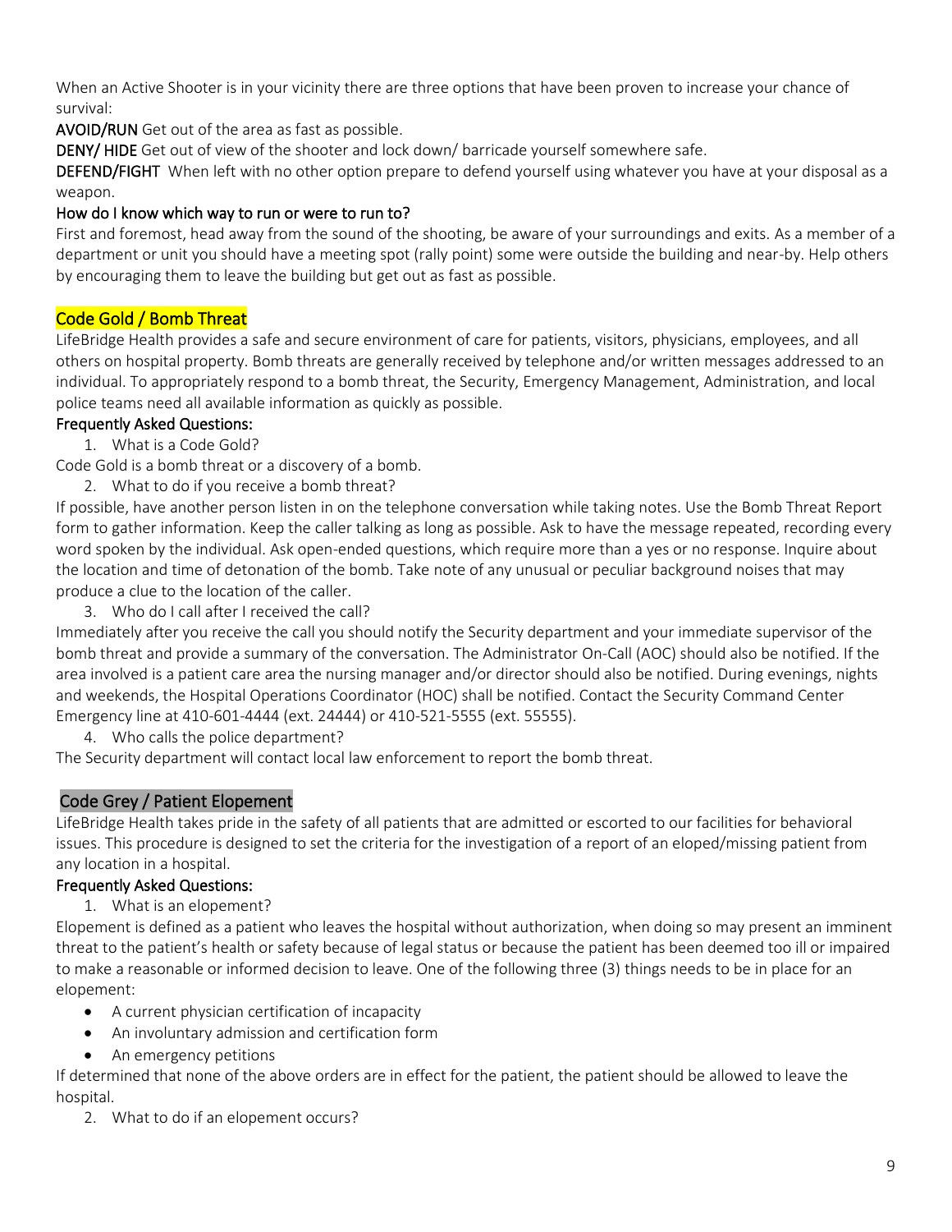When an Active Shooter is in your vicinity there are three options that have been proven to increase your chance of survival:

**AVOID/RUN** Get out of the area as fast as possible.

**DENY/ HIDE** Get out of view of the shooter and lock down/ barricade yourself somewhere safe.

**DEFEND/FIGHT** When left with no other option prepare to defend yourself using whatever you have at your disposal as a weapon.

**How do I know which way to run or were to run to?**

First and foremost, head away from the sound of the shooting, be aware of your surroundings and exits. As a member of a department or unit you should have a meeting spot (rally point) some were outside the building and near-by. Help others by encouraging them to leave the building but get out as fast as possible.

## Code Gold / Bomb Threat

LifeBridge Health provides a safe and secure environment of care for patients, visitors, physicians, employees, and all others on hospital property. Bomb threats are generally received by telephone and/or written messages addressed to an individual. To appropriately respond to a bomb threat, the Security, Emergency Management, Administration, and local police teams need all available information as quickly as possible.

**Frequently Asked Questions:**

1. What is a Code Gold?

Code Gold is a bomb threat or a discovery of a bomb.

2. What to do if you receive a bomb threat?

If possible, have another person listen in on the telephone conversation while taking notes. Use the Bomb Threat Report form to gather information. Keep the caller talking as long as possible. Ask to have the message repeated, recording every word spoken by the individual. Ask open-ended questions, which require more than a yes or no response. Inquire about the location and time of detonation of the bomb. Take note of any unusual or peculiar background noises that may produce a clue to the location of the caller.

3. Who do I call after I received the call?

Immediately after you receive the call you should notify the Security department and your immediate supervisor of the bomb threat and provide a summary of the conversation. The Administrator On-Call (AOC) should also be notified. If the area involved is a patient care area the nursing manager and/or director should also be notified. During evenings, nights and weekends, the Hospital Operations Coordinator (HOC) shall be notified. Contact the Security Command Center Emergency line at 410-601-4444 (ext. 24444) or 410-521-5555 (ext. 55555).

4. Who calls the police department?

The Security department will contact local law enforcement to report the bomb threat.

## Code Grey / Patient Elopement

LifeBridge Health takes pride in the safety of all patients that are admitted or escorted to our facilities for behavioral issues. This procedure is designed to set the criteria for the investigation of a report of an eloped/missing patient from any location in a hospital.

**Frequently Asked Questions:**

1. What is an elopement?

Elopement is defined as a patient who leaves the hospital without authorization, when doing so may present an imminent threat to the patient's health or safety because of legal status or because the patient has been deemed too ill or impaired to make a reasonable or informed decision to leave. One of the following three (3) things needs to be in place for an elopement:

- A current physician certification of incapacity
- An involuntary admission and certification form
- An emergency petitions

If determined that none of the above orders are in effect for the patient, the patient should be allowed to leave the hospital.

2. What to do if an elopement occurs?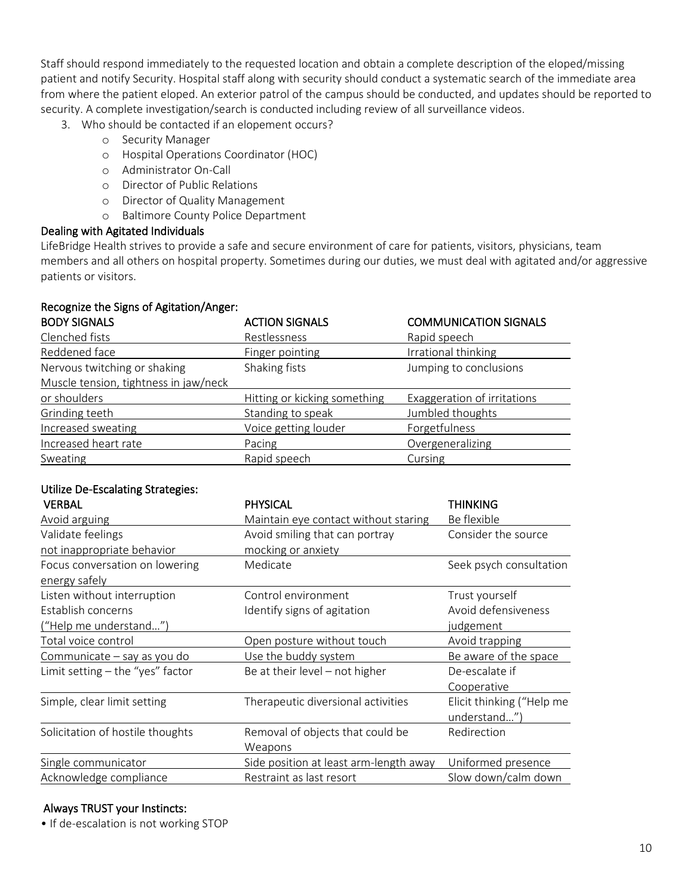Staff should respond immediately to the requested location and obtain a complete description of the eloped/missing patient and notify Security. Hospital staff along with security should conduct a systematic search of the immediate area from where the patient eloped. An exterior patrol of the campus should be conducted, and updates should be reported to security. A complete investigation/search is conducted including review of all surveillance videos.

3. Who should be contacted if an elopement occurs?
   - Security Manager
   - Hospital Operations Coordinator (HOC)
   - Administrator On-Call
   - Director of Public Relations
   - Director of Quality Management
   - Baltimore County Police Department

## Dealing with Agitated Individuals

LifeBridge Health strives to provide a safe and secure environment of care for patients, visitors, physicians, team members and all others on hospital property. Sometimes during our duties, we must deal with agitated and/or aggressive patients or visitors.

### Recognize the Signs of Agitation/Anger:

| BODY SIGNALS | ACTION SIGNALS | COMMUNICATION SIGNALS |
|---|---|---|
| Clenched fists | Restlessness | Rapid speech |
| Reddened face | Finger pointing | Irrational thinking |
| Nervous twitching or shaking | Shaking fists | Jumping to conclusions |
| Muscle tension, tightness in jaw/neck or shoulders | Hitting or kicking something | Exaggeration of irritations |
| Grinding teeth | Standing to speak | Jumbled thoughts |
| Increased sweating | Voice getting louder | Forgetfulness |
| Increased heart rate | Pacing | Overgeneralizing |
| Sweating | Rapid speech | Cursing |

### Utilize De-Escalating Strategies:

| VERBAL | PHYSICAL | THINKING |
|---|---|---|
| Avoid arguing | Maintain eye contact without staring | Be flexible |
| Validate feelings not inappropriate behavior | Avoid smiling that can portray mocking or anxiety | Consider the source |
| Focus conversation on lowering energy safely | Medicate | Seek psych consultation |
| Listen without interruption | Control environment | Trust yourself |
| Establish concerns ("Help me understand…") | Identify signs of agitation | Avoid defensiveness judgement |
| Total voice control | Open posture without touch | Avoid trapping |
| Communicate – say as you do | Use the buddy system | Be aware of the space |
| Limit setting – the "yes" factor | Be at their level – not higher | De-escalate if Cooperative |
| Simple, clear limit setting | Therapeutic diversional activities | Elicit thinking ("Help me understand…") |
| Solicitation of hostile thoughts | Removal of objects that could be Weapons | Redirection |
| Single communicator | Side position at least arm-length away | Uniformed presence |
| Acknowledge compliance | Restraint as last resort | Slow down/calm down |

### Always TRUST your Instincts:

- If de-escalation is not working STOP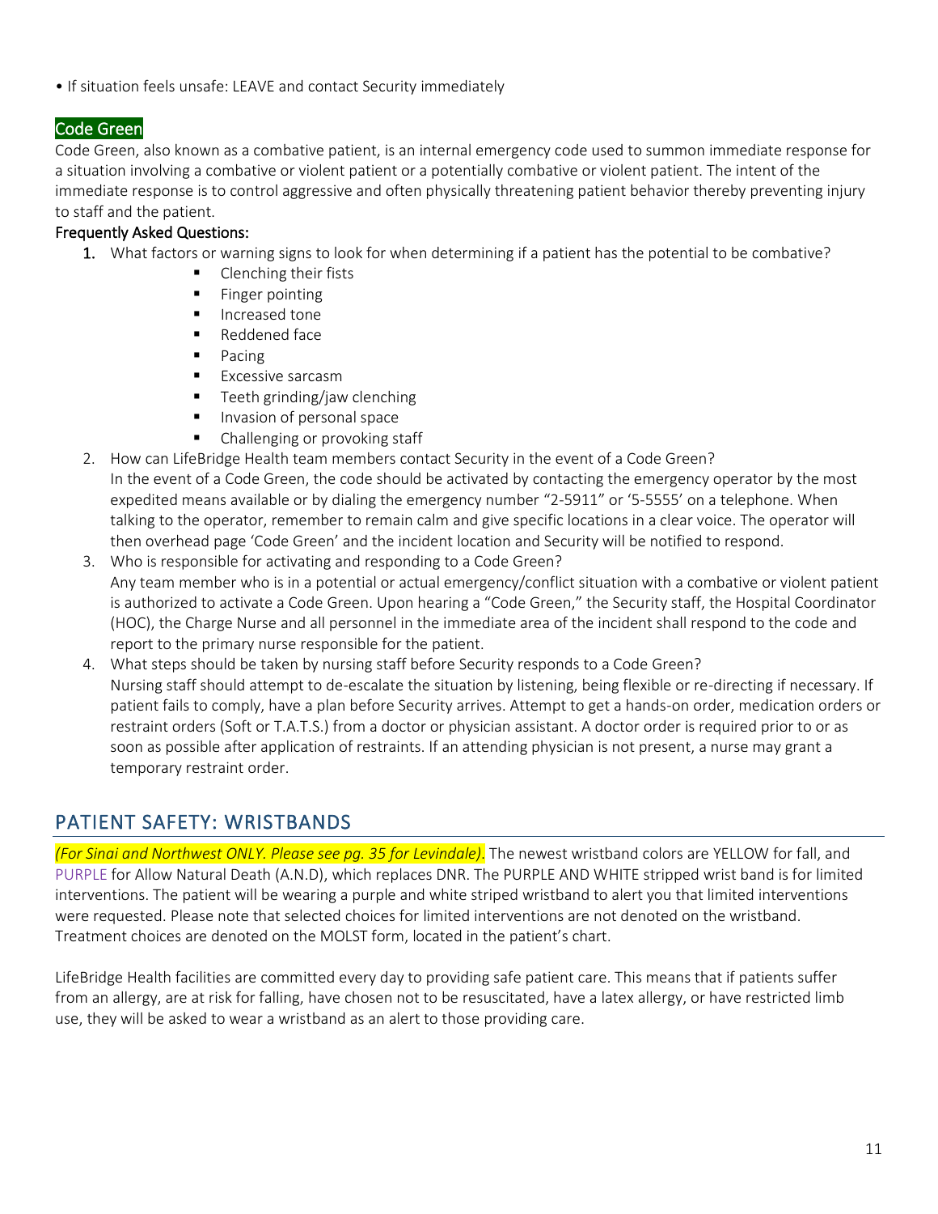• If situation feels unsafe: LEAVE and contact Security immediately

### Code Green

Code Green, also known as a combative patient, is an internal emergency code used to summon immediate response for a situation involving a combative or violent patient or a potentially combative or violent patient. The intent of the immediate response is to control aggressive and often physically threatening patient behavior thereby preventing injury to staff and the patient.

**Frequently Asked Questions:**

1. What factors or warning signs to look for when determining if a patient has the potential to be combative?
   - Clenching their fists
   - Finger pointing
   - Increased tone
   - Reddened face
   - Pacing
   - Excessive sarcasm
   - Teeth grinding/jaw clenching
   - Invasion of personal space
   - Challenging or provoking staff
2. How can LifeBridge Health team members contact Security in the event of a Code Green?
   In the event of a Code Green, the code should be activated by contacting the emergency operator by the most expedited means available or by dialing the emergency number "2-5911" or '5-5555' on a telephone. When talking to the operator, remember to remain calm and give specific locations in a clear voice. The operator will then overhead page 'Code Green' and the incident location and Security will be notified to respond.
3. Who is responsible for activating and responding to a Code Green?
   Any team member who is in a potential or actual emergency/conflict situation with a combative or violent patient is authorized to activate a Code Green. Upon hearing a "Code Green," the Security staff, the Hospital Coordinator (HOC), the Charge Nurse and all personnel in the immediate area of the incident shall respond to the code and report to the primary nurse responsible for the patient.
4. What steps should be taken by nursing staff before Security responds to a Code Green?
   Nursing staff should attempt to de-escalate the situation by listening, being flexible or re-directing if necessary. If patient fails to comply, have a plan before Security arrives. Attempt to get a hands-on order, medication orders or restraint orders (Soft or T.A.T.S.) from a doctor or physician assistant. A doctor order is required prior to or as soon as possible after application of restraints. If an attending physician is not present, a nurse may grant a temporary restraint order.

## PATIENT SAFETY: WRISTBANDS

*(For Sinai and Northwest ONLY. Please see pg. 35 for Levindale)*. The newest wristband colors are YELLOW for fall, and PURPLE for Allow Natural Death (A.N.D), which replaces DNR. The PURPLE AND WHITE stripped wrist band is for limited interventions. The patient will be wearing a purple and white striped wristband to alert you that limited interventions were requested. Please note that selected choices for limited interventions are not denoted on the wristband. Treatment choices are denoted on the MOLST form, located in the patient's chart.

LifeBridge Health facilities are committed every day to providing safe patient care. This means that if patients suffer from an allergy, are at risk for falling, have chosen not to be resuscitated, have a latex allergy, or have restricted limb use, they will be asked to wear a wristband as an alert to those providing care.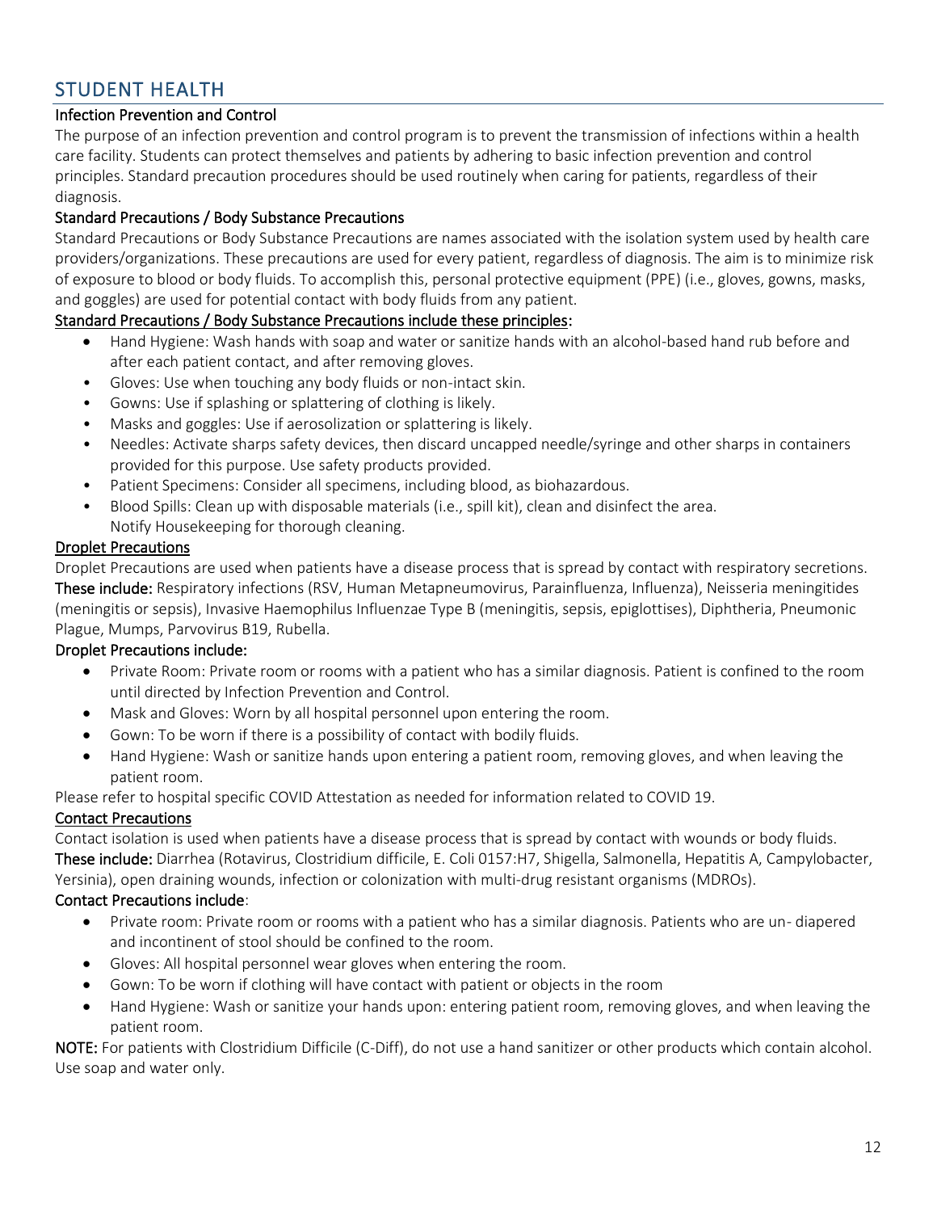## STUDENT HEALTH

### Infection Prevention and Control

The purpose of an infection prevention and control program is to prevent the transmission of infections within a health care facility. Students can protect themselves and patients by adhering to basic infection prevention and control principles. Standard precaution procedures should be used routinely when caring for patients, regardless of their diagnosis.

### Standard Precautions / Body Substance Precautions

Standard Precautions or Body Substance Precautions are names associated with the isolation system used by health care providers/organizations. These precautions are used for every patient, regardless of diagnosis. The aim is to minimize risk of exposure to blood or body fluids. To accomplish this, personal protective equipment (PPE) (i.e., gloves, gowns, masks, and goggles) are used for potential contact with body fluids from any patient.

<u>Standard Precautions / Body Substance Precautions include these principles</u>:

- Hand Hygiene: Wash hands with soap and water or sanitize hands with an alcohol-based hand rub before and after each patient contact, and after removing gloves.
- Gloves: Use when touching any body fluids or non-intact skin.
- Gowns: Use if splashing or splattering of clothing is likely.
- Masks and goggles: Use if aerosolization or splattering is likely.
- Needles: Activate sharps safety devices, then discard uncapped needle/syringe and other sharps in containers provided for this purpose. Use safety products provided.
- Patient Specimens: Consider all specimens, including blood, as biohazardous.
- Blood Spills: Clean up with disposable materials (i.e., spill kit), clean and disinfect the area. Notify Housekeeping for thorough cleaning.

<u>Droplet Precautions</u>

Droplet Precautions are used when patients have a disease process that is spread by contact with respiratory secretions. **These include:** Respiratory infections (RSV, Human Metapneumovirus, Parainfluenza, Influenza), Neisseria meningitides (meningitis or sepsis), Invasive Haemophilus Influenzae Type B (meningitis, sepsis, epiglottises), Diphtheria, Pneumonic Plague, Mumps, Parvovirus B19, Rubella.

Droplet Precautions include:

- Private Room: Private room or rooms with a patient who has a similar diagnosis. Patient is confined to the room until directed by Infection Prevention and Control.
- Mask and Gloves: Worn by all hospital personnel upon entering the room.
- Gown: To be worn if there is a possibility of contact with bodily fluids.
- Hand Hygiene: Wash or sanitize hands upon entering a patient room, removing gloves, and when leaving the patient room.

Please refer to hospital specific COVID Attestation as needed for information related to COVID 19.

<u>Contact Precautions</u>

Contact isolation is used when patients have a disease process that is spread by contact with wounds or body fluids. **These include:** Diarrhea (Rotavirus, Clostridium difficile, E. Coli 0157:H7, Shigella, Salmonella, Hepatitis A, Campylobacter, Yersinia), open draining wounds, infection or colonization with multi-drug resistant organisms (MDROs).

Contact Precautions include:

- Private room: Private room or rooms with a patient who has a similar diagnosis. Patients who are un- diapered and incontinent of stool should be confined to the room.
- Gloves: All hospital personnel wear gloves when entering the room.
- Gown: To be worn if clothing will have contact with patient or objects in the room
- Hand Hygiene: Wash or sanitize your hands upon: entering patient room, removing gloves, and when leaving the patient room.

**NOTE:** For patients with Clostridium Difficile (C-Diff), do not use a hand sanitizer or other products which contain alcohol. Use soap and water only.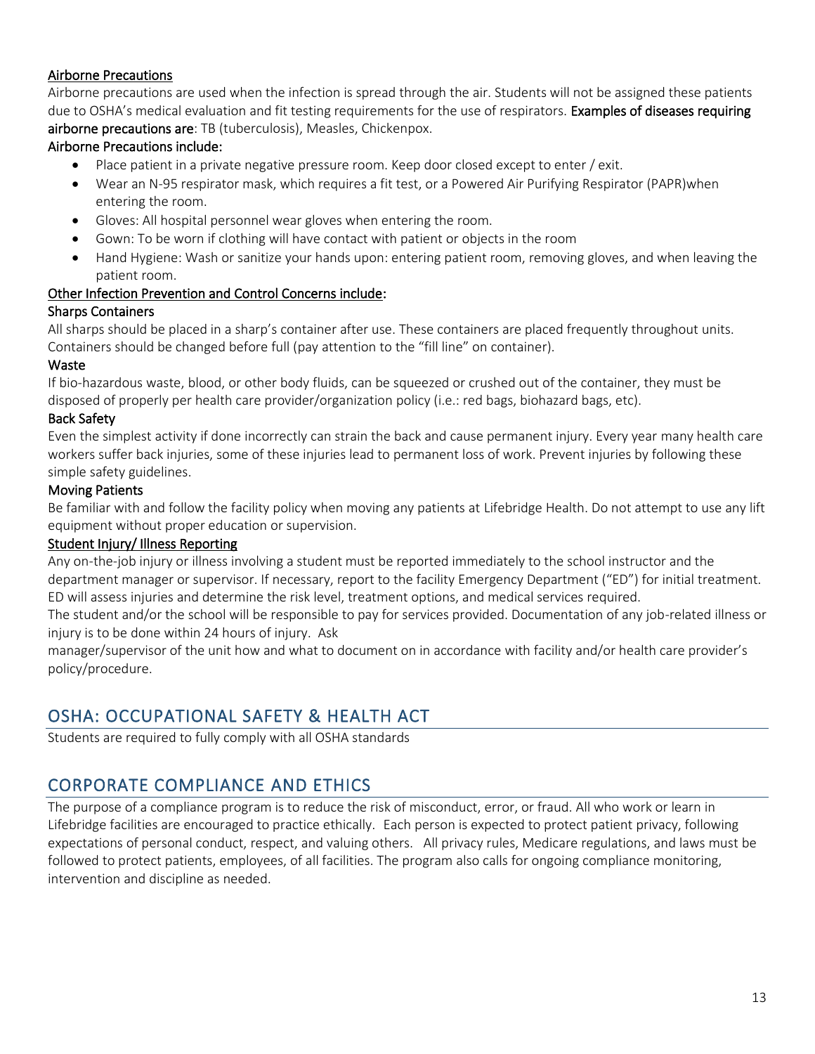### Airborne Precautions

Airborne precautions are used when the infection is spread through the air. Students will not be assigned these patients due to OSHA's medical evaluation and fit testing requirements for the use of respirators. **Examples of diseases requiring airborne precautions are**: TB (tuberculosis), Measles, Chickenpox.

**Airborne Precautions include:**

- Place patient in a private negative pressure room. Keep door closed except to enter / exit.
- Wear an N-95 respirator mask, which requires a fit test, or a Powered Air Purifying Respirator (PAPR)when entering the room.
- Gloves: All hospital personnel wear gloves when entering the room.
- Gown: To be worn if clothing will have contact with patient or objects in the room
- Hand Hygiene: Wash or sanitize your hands upon: entering patient room, removing gloves, and when leaving the patient room.

### Other Infection Prevention and Control Concerns include:

**Sharps Containers**

All sharps should be placed in a sharp's container after use. These containers are placed frequently throughout units. Containers should be changed before full (pay attention to the "fill line" on container).

**Waste**

If bio-hazardous waste, blood, or other body fluids, can be squeezed or crushed out of the container, they must be disposed of properly per health care provider/organization policy (i.e.: red bags, biohazard bags, etc).

**Back Safety**

Even the simplest activity if done incorrectly can strain the back and cause permanent injury. Every year many health care workers suffer back injuries, some of these injuries lead to permanent loss of work. Prevent injuries by following these simple safety guidelines.

**Moving Patients**

Be familiar with and follow the facility policy when moving any patients at Lifebridge Health. Do not attempt to use any lift equipment without proper education or supervision.

### Student Injury/ Illness Reporting

Any on-the-job injury or illness involving a student must be reported immediately to the school instructor and the department manager or supervisor. If necessary, report to the facility Emergency Department ("ED") for initial treatment. ED will assess injuries and determine the risk level, treatment options, and medical services required.

The student and/or the school will be responsible to pay for services provided. Documentation of any job-related illness or injury is to be done within 24 hours of injury. Ask manager/supervisor of the unit how and what to document on in accordance with facility and/or health care provider's policy/procedure.

## OSHA: OCCUPATIONAL SAFETY & HEALTH ACT

Students are required to fully comply with all OSHA standards

## CORPORATE COMPLIANCE AND ETHICS

The purpose of a compliance program is to reduce the risk of misconduct, error, or fraud. All who work or learn in Lifebridge facilities are encouraged to practice ethically. Each person is expected to protect patient privacy, following expectations of personal conduct, respect, and valuing others. All privacy rules, Medicare regulations, and laws must be followed to protect patients, employees, of all facilities. The program also calls for ongoing compliance monitoring, intervention and discipline as needed.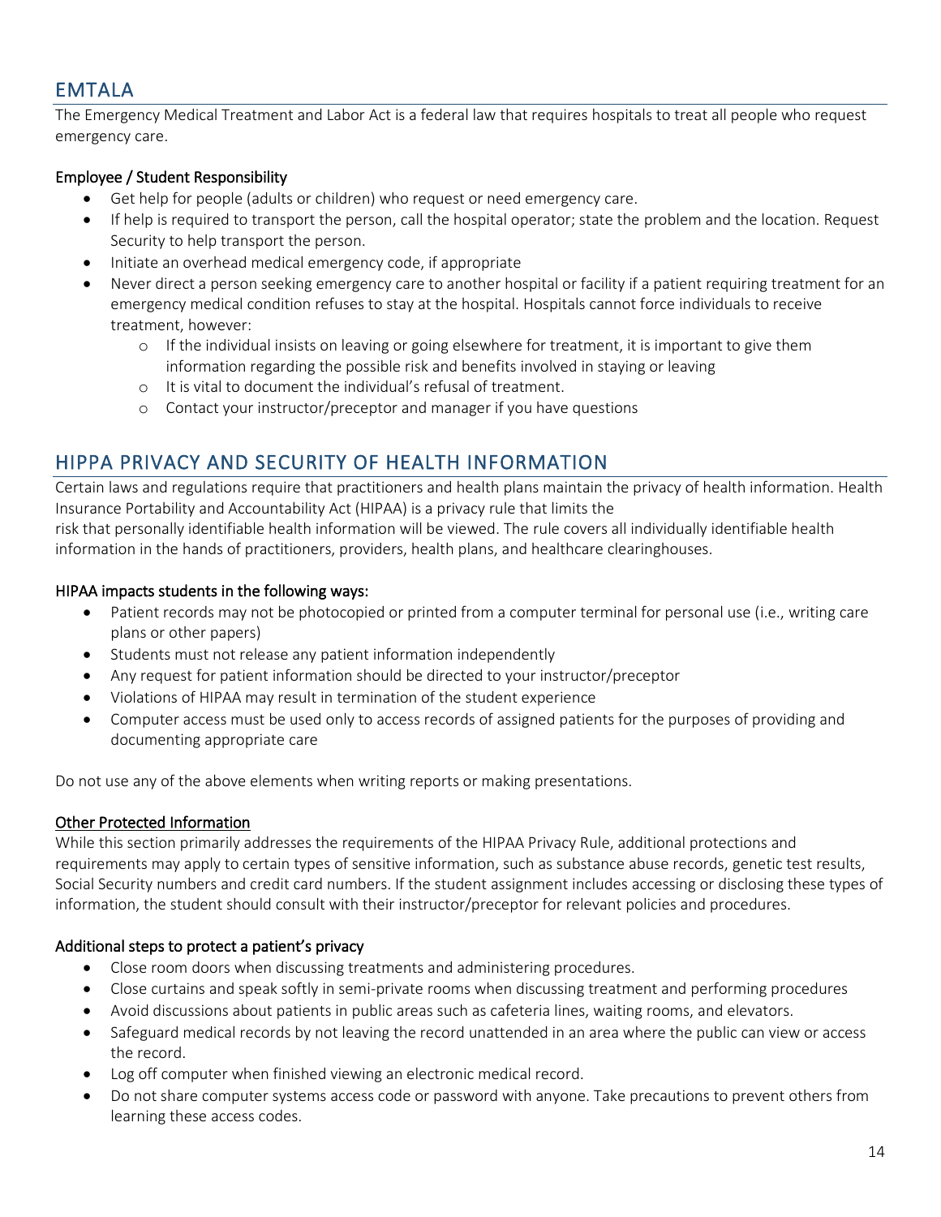## EMTALA

The Emergency Medical Treatment and Labor Act is a federal law that requires hospitals to treat all people who request emergency care.

### Employee / Student Responsibility

- Get help for people (adults or children) who request or need emergency care.
- If help is required to transport the person, call the hospital operator; state the problem and the location. Request Security to help transport the person.
- Initiate an overhead medical emergency code, if appropriate
- Never direct a person seeking emergency care to another hospital or facility if a patient requiring treatment for an emergency medical condition refuses to stay at the hospital. Hospitals cannot force individuals to receive treatment, however:
    - If the individual insists on leaving or going elsewhere for treatment, it is important to give them information regarding the possible risk and benefits involved in staying or leaving
    - It is vital to document the individual's refusal of treatment.
    - Contact your instructor/preceptor and manager if you have questions

## HIPPA PRIVACY AND SECURITY OF HEALTH INFORMATION

Certain laws and regulations require that practitioners and health plans maintain the privacy of health information. Health Insurance Portability and Accountability Act (HIPAA) is a privacy rule that limits the risk that personally identifiable health information will be viewed. The rule covers all individually identifiable health information in the hands of practitioners, providers, health plans, and healthcare clearinghouses.

### HIPAA impacts students in the following ways:

- Patient records may not be photocopied or printed from a computer terminal for personal use (i.e., writing care plans or other papers)
- Students must not release any patient information independently
- Any request for patient information should be directed to your instructor/preceptor
- Violations of HIPAA may result in termination of the student experience
- Computer access must be used only to access records of assigned patients for the purposes of providing and documenting appropriate care

Do not use any of the above elements when writing reports or making presentations.

### Other Protected Information

While this section primarily addresses the requirements of the HIPAA Privacy Rule, additional protections and requirements may apply to certain types of sensitive information, such as substance abuse records, genetic test results, Social Security numbers and credit card numbers. If the student assignment includes accessing or disclosing these types of information, the student should consult with their instructor/preceptor for relevant policies and procedures.

### Additional steps to protect a patient's privacy

- Close room doors when discussing treatments and administering procedures.
- Close curtains and speak softly in semi-private rooms when discussing treatment and performing procedures
- Avoid discussions about patients in public areas such as cafeteria lines, waiting rooms, and elevators.
- Safeguard medical records by not leaving the record unattended in an area where the public can view or access the record.
- Log off computer when finished viewing an electronic medical record.
- Do not share computer systems access code or password with anyone. Take precautions to prevent others from learning these access codes.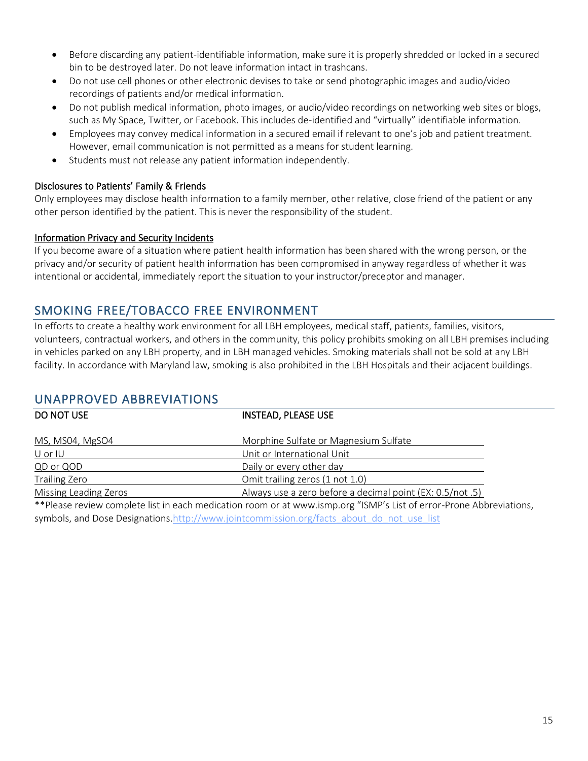- Before discarding any patient-identifiable information, make sure it is properly shredded or locked in a secured bin to be destroyed later. Do not leave information intact in trashcans.
- Do not use cell phones or other electronic devises to take or send photographic images and audio/video recordings of patients and/or medical information.
- Do not publish medical information, photo images, or audio/video recordings on networking web sites or blogs, such as My Space, Twitter, or Facebook. This includes de-identified and "virtually" identifiable information.
- Employees may convey medical information in a secured email if relevant to one's job and patient treatment. However, email communication is not permitted as a means for student learning.
- Students must not release any patient information independently.

<u>Disclosures to Patients' Family & Friends</u>
Only employees may disclose health information to a family member, other relative, close friend of the patient or any other person identified by the patient. This is never the responsibility of the student.

<u>Information Privacy and Security Incidents</u>
If you become aware of a situation where patient health information has been shared with the wrong person, or the privacy and/or security of patient health information has been compromised in anyway regardless of whether it was intentional or accidental, immediately report the situation to your instructor/preceptor and manager.

## SMOKING FREE/TOBACCO FREE ENVIRONMENT

In efforts to create a healthy work environment for all LBH employees, medical staff, patients, families, visitors, volunteers, contractual workers, and others in the community, this policy prohibits smoking on all LBH premises including in vehicles parked on any LBH property, and in LBH managed vehicles. Smoking materials shall not be sold at any LBH facility. In accordance with Maryland law, smoking is also prohibited in the LBH Hospitals and their adjacent buildings.

## UNAPPROVED ABBREVIATIONS

| DO NOT USE | INSTEAD, PLEASE USE |
|---|---|
| MS, MS04, MgSO4 | Morphine Sulfate or Magnesium Sulfate |
| U or IU | Unit or International Unit |
| QD or QOD | Daily or every other day |
| Trailing Zero | Omit trailing zeros (1 not 1.0) |
| Missing Leading Zeros | Always use a zero before a decimal point (EX: 0.5/not .5) |

**Please review complete list in each medication room or at www.ismp.org "ISMP's List of error-Prone Abbreviations, symbols, and Dose Designations.http://www.jointcommission.org/facts_about_do_not_use_list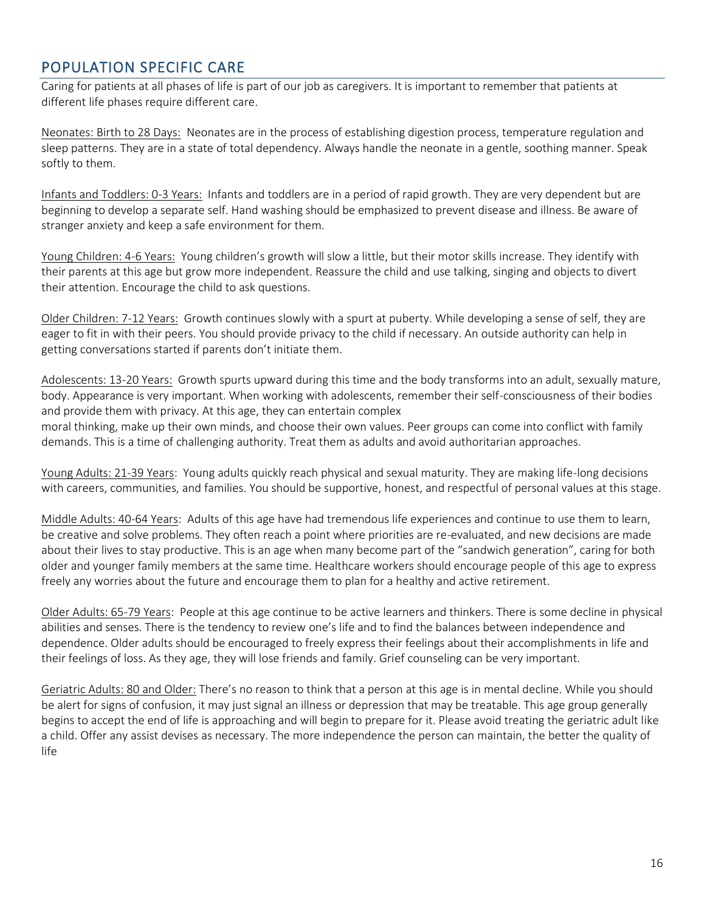## POPULATION SPECIFIC CARE

Caring for patients at all phases of life is part of our job as caregivers. It is important to remember that patients at different life phases require different care.

Neonates: Birth to 28 Days: Neonates are in the process of establishing digestion process, temperature regulation and sleep patterns. They are in a state of total dependency. Always handle the neonate in a gentle, soothing manner. Speak softly to them.

Infants and Toddlers: 0-3 Years: Infants and toddlers are in a period of rapid growth. They are very dependent but are beginning to develop a separate self. Hand washing should be emphasized to prevent disease and illness. Be aware of stranger anxiety and keep a safe environment for them.

Young Children: 4-6 Years: Young children's growth will slow a little, but their motor skills increase. They identify with their parents at this age but grow more independent. Reassure the child and use talking, singing and objects to divert their attention. Encourage the child to ask questions.

Older Children: 7-12 Years: Growth continues slowly with a spurt at puberty. While developing a sense of self, they are eager to fit in with their peers. You should provide privacy to the child if necessary. An outside authority can help in getting conversations started if parents don't initiate them.

Adolescents: 13-20 Years: Growth spurts upward during this time and the body transforms into an adult, sexually mature, body. Appearance is very important. When working with adolescents, remember their self-consciousness of their bodies and provide them with privacy. At this age, they can entertain complex moral thinking, make up their own minds, and choose their own values. Peer groups can come into conflict with family demands. This is a time of challenging authority. Treat them as adults and avoid authoritarian approaches.

Young Adults: 21-39 Years: Young adults quickly reach physical and sexual maturity. They are making life-long decisions with careers, communities, and families. You should be supportive, honest, and respectful of personal values at this stage.

Middle Adults: 40-64 Years: Adults of this age have had tremendous life experiences and continue to use them to learn, be creative and solve problems. They often reach a point where priorities are re-evaluated, and new decisions are made about their lives to stay productive. This is an age when many become part of the "sandwich generation", caring for both older and younger family members at the same time. Healthcare workers should encourage people of this age to express freely any worries about the future and encourage them to plan for a healthy and active retirement.

Older Adults: 65-79 Years: People at this age continue to be active learners and thinkers. There is some decline in physical abilities and senses. There is the tendency to review one's life and to find the balances between independence and dependence. Older adults should be encouraged to freely express their feelings about their accomplishments in life and their feelings of loss. As they age, they will lose friends and family. Grief counseling can be very important.

Geriatric Adults: 80 and Older: There's no reason to think that a person at this age is in mental decline. While you should be alert for signs of confusion, it may just signal an illness or depression that may be treatable. This age group generally begins to accept the end of life is approaching and will begin to prepare for it. Please avoid treating the geriatric adult like a child. Offer any assist devises as necessary. The more independence the person can maintain, the better the quality of life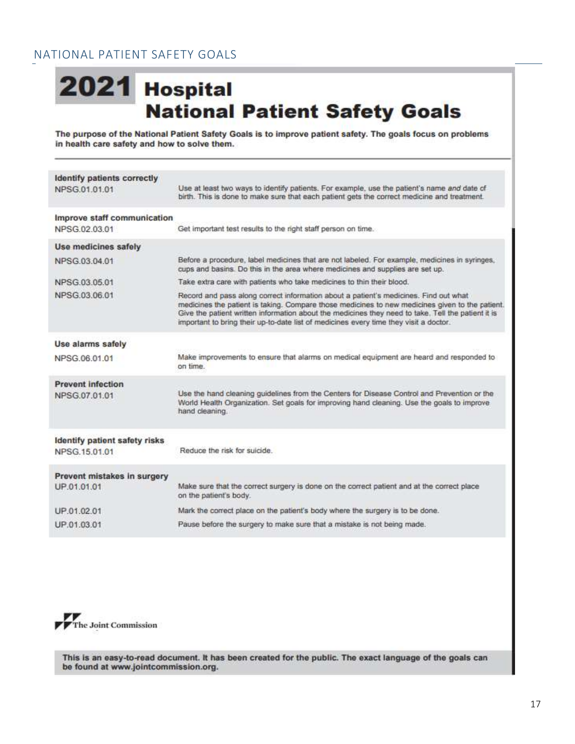# NATIONAL PATIENT SAFETY GOALS

## 2021 Hospital National Patient Safety Goals

**The purpose of the National Patient Safety Goals is to improve patient safety. The goals focus on problems in health care safety and how to solve them.**

| Goal | Description |
|---|---|
| **Identify patients correctly** | |
| NPSG.01.01.01 | Use at least two ways to identify patients. For example, use the patient's name *and* date of birth. This is done to make sure that each patient gets the correct medicine and treatment. |
| **Improve staff communication** | |
| NPSG.02.03.01 | Get important test results to the right staff person on time. |
| **Use medicines safely** | |
| NPSG.03.04.01 | Before a procedure, label medicines that are not labeled. For example, medicines in syringes, cups and basins. Do this in the area where medicines and supplies are set up. |
| NPSG.03.05.01 | Take extra care with patients who take medicines to thin their blood. |
| NPSG.03.06.01 | Record and pass along correct information about a patient's medicines. Find out what medicines the patient is taking. Compare those medicines to new medicines given to the patient. Give the patient written information about the medicines they need to take. Tell the patient it is important to bring their up-to-date list of medicines every time they visit a doctor. |
| **Use alarms safely** | |
| NPSG.06.01.01 | Make improvements to ensure that alarms on medical equipment are heard and responded to on time. |
| **Prevent infection** | |
| NPSG.07.01.01 | Use the hand cleaning guidelines from the Centers for Disease Control and Prevention or the World Health Organization. Set goals for improving hand cleaning. Use the goals to improve hand cleaning. |
| **Identify patient safety risks** | |
| NPSG.15.01.01 | Reduce the risk for suicide. |
| **Prevent mistakes in surgery** | |
| UP.01.01.01 | Make sure that the correct surgery is done on the correct patient and at the correct place on the patient's body. |
| UP.01.02.01 | Mark the correct place on the patient's body where the surgery is to be done. |
| UP.01.03.01 | Pause before the surgery to make sure that a mistake is not being made. |

The Joint Commission

**This is an easy-to-read document. It has been created for the public. The exact language of the goals can be found at www.jointcommission.org.**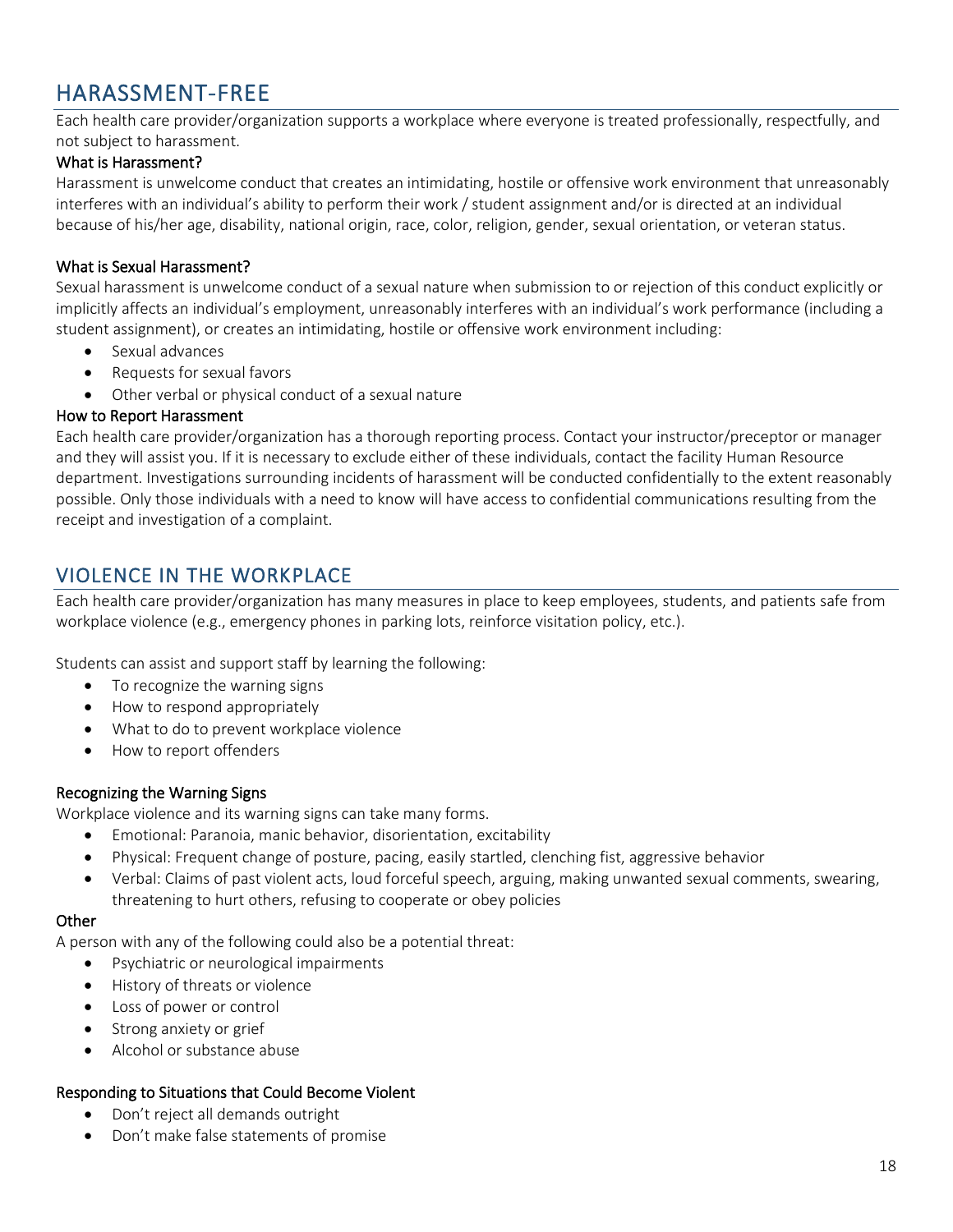## HARASSMENT-FREE

Each health care provider/organization supports a workplace where everyone is treated professionally, respectfully, and not subject to harassment.

### What is Harassment?

Harassment is unwelcome conduct that creates an intimidating, hostile or offensive work environment that unreasonably interferes with an individual's ability to perform their work / student assignment and/or is directed at an individual because of his/her age, disability, national origin, race, color, religion, gender, sexual orientation, or veteran status.

### What is Sexual Harassment?

Sexual harassment is unwelcome conduct of a sexual nature when submission to or rejection of this conduct explicitly or implicitly affects an individual's employment, unreasonably interferes with an individual's work performance (including a student assignment), or creates an intimidating, hostile or offensive work environment including:

- Sexual advances
- Requests for sexual favors
- Other verbal or physical conduct of a sexual nature

### How to Report Harassment

Each health care provider/organization has a thorough reporting process. Contact your instructor/preceptor or manager and they will assist you. If it is necessary to exclude either of these individuals, contact the facility Human Resource department. Investigations surrounding incidents of harassment will be conducted confidentially to the extent reasonably possible. Only those individuals with a need to know will have access to confidential communications resulting from the receipt and investigation of a complaint.

## VIOLENCE IN THE WORKPLACE

Each health care provider/organization has many measures in place to keep employees, students, and patients safe from workplace violence (e.g., emergency phones in parking lots, reinforce visitation policy, etc.).

Students can assist and support staff by learning the following:

- To recognize the warning signs
- How to respond appropriately
- What to do to prevent workplace violence
- How to report offenders

### Recognizing the Warning Signs

Workplace violence and its warning signs can take many forms.

- Emotional: Paranoia, manic behavior, disorientation, excitability
- Physical: Frequent change of posture, pacing, easily startled, clenching fist, aggressive behavior
- Verbal: Claims of past violent acts, loud forceful speech, arguing, making unwanted sexual comments, swearing, threatening to hurt others, refusing to cooperate or obey policies

### Other

A person with any of the following could also be a potential threat:

- Psychiatric or neurological impairments
- History of threats or violence
- Loss of power or control
- Strong anxiety or grief
- Alcohol or substance abuse

### Responding to Situations that Could Become Violent

- Don't reject all demands outright
- Don't make false statements of promise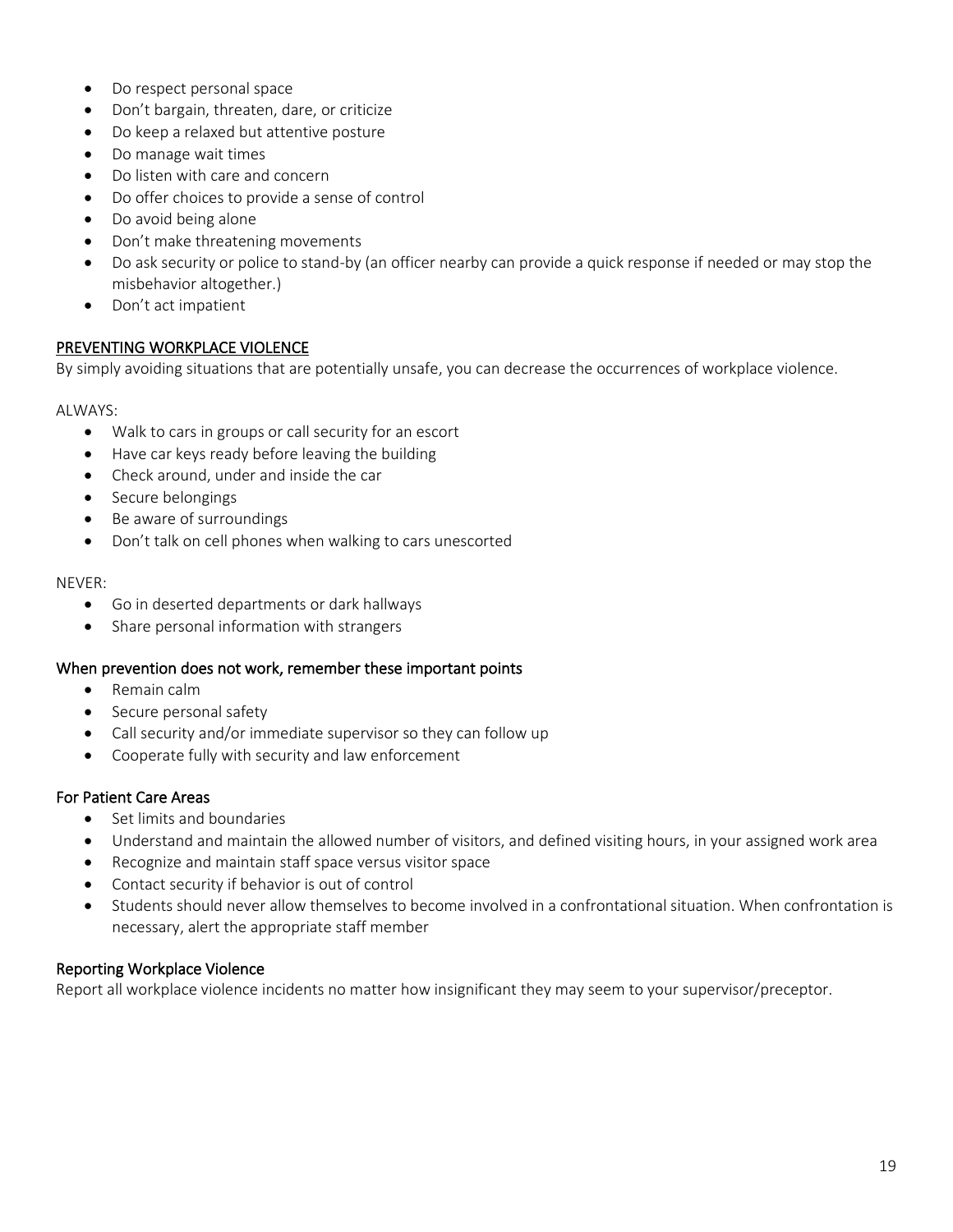- Do respect personal space
- Don't bargain, threaten, dare, or criticize
- Do keep a relaxed but attentive posture
- Do manage wait times
- Do listen with care and concern
- Do offer choices to provide a sense of control
- Do avoid being alone
- Don't make threatening movements
- Do ask security or police to stand-by (an officer nearby can provide a quick response if needed or may stop the misbehavior altogether.)
- Don't act impatient

## PREVENTING WORKPLACE VIOLENCE

By simply avoiding situations that are potentially unsafe, you can decrease the occurrences of workplace violence.

ALWAYS:

- Walk to cars in groups or call security for an escort
- Have car keys ready before leaving the building
- Check around, under and inside the car
- Secure belongings
- Be aware of surroundings
- Don't talk on cell phones when walking to cars unescorted

NEVER:

- Go in deserted departments or dark hallways
- Share personal information with strangers

### When prevention does not work, remember these important points

- Remain calm
- Secure personal safety
- Call security and/or immediate supervisor so they can follow up
- Cooperate fully with security and law enforcement

### For Patient Care Areas

- Set limits and boundaries
- Understand and maintain the allowed number of visitors, and defined visiting hours, in your assigned work area
- Recognize and maintain staff space versus visitor space
- Contact security if behavior is out of control
- Students should never allow themselves to become involved in a confrontational situation. When confrontation is necessary, alert the appropriate staff member

### Reporting Workplace Violence

Report all workplace violence incidents no matter how insignificant they may seem to your supervisor/preceptor.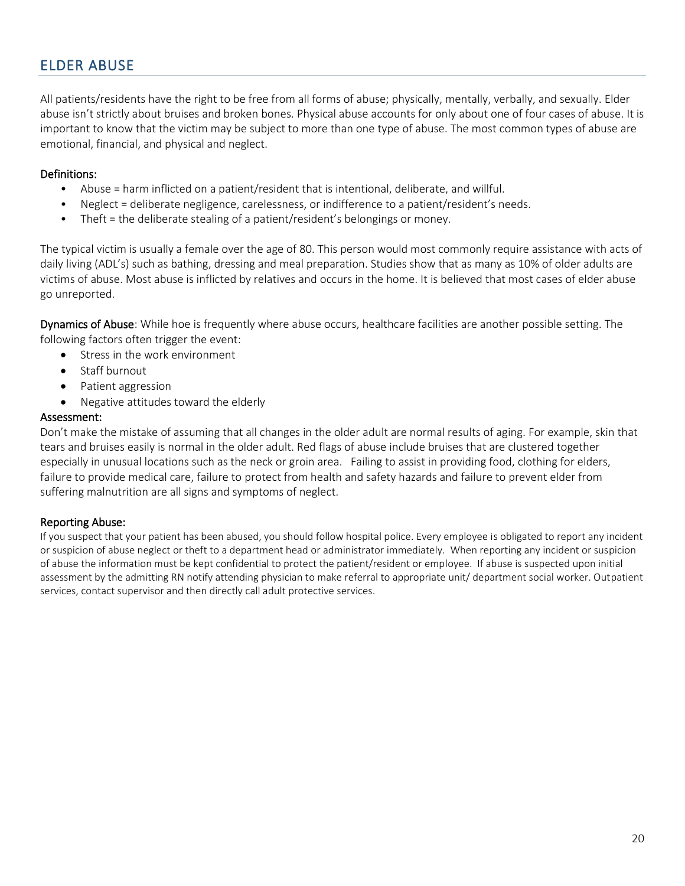## ELDER ABUSE

All patients/residents have the right to be free from all forms of abuse; physically, mentally, verbally, and sexually. Elder abuse isn't strictly about bruises and broken bones. Physical abuse accounts for only about one of four cases of abuse. It is important to know that the victim may be subject to more than one type of abuse. The most common types of abuse are emotional, financial, and physical and neglect.

### Definitions:

- Abuse = harm inflicted on a patient/resident that is intentional, deliberate, and willful.
- Neglect = deliberate negligence, carelessness, or indifference to a patient/resident's needs.
- Theft = the deliberate stealing of a patient/resident's belongings or money.

The typical victim is usually a female over the age of 80. This person would most commonly require assistance with acts of daily living (ADL's) such as bathing, dressing and meal preparation. Studies show that as many as 10% of older adults are victims of abuse. Most abuse is inflicted by relatives and occurs in the home. It is believed that most cases of elder abuse go unreported.

**Dynamics of Abuse**: While hoe is frequently where abuse occurs, healthcare facilities are another possible setting. The following factors often trigger the event:

- Stress in the work environment
- Staff burnout
- Patient aggression
- Negative attitudes toward the elderly

### Assessment:

Don't make the mistake of assuming that all changes in the older adult are normal results of aging. For example, skin that tears and bruises easily is normal in the older adult. Red flags of abuse include bruises that are clustered together especially in unusual locations such as the neck or groin area. Failing to assist in providing food, clothing for elders, failure to provide medical care, failure to protect from health and safety hazards and failure to prevent elder from suffering malnutrition are all signs and symptoms of neglect.

### Reporting Abuse:

If you suspect that your patient has been abused, you should follow hospital police. Every employee is obligated to report any incident or suspicion of abuse neglect or theft to a department head or administrator immediately. When reporting any incident or suspicion of abuse the information must be kept confidential to protect the patient/resident or employee. If abuse is suspected upon initial assessment by the admitting RN notify attending physician to make referral to appropriate unit/ department social worker. Outpatient services, contact supervisor and then directly call adult protective services.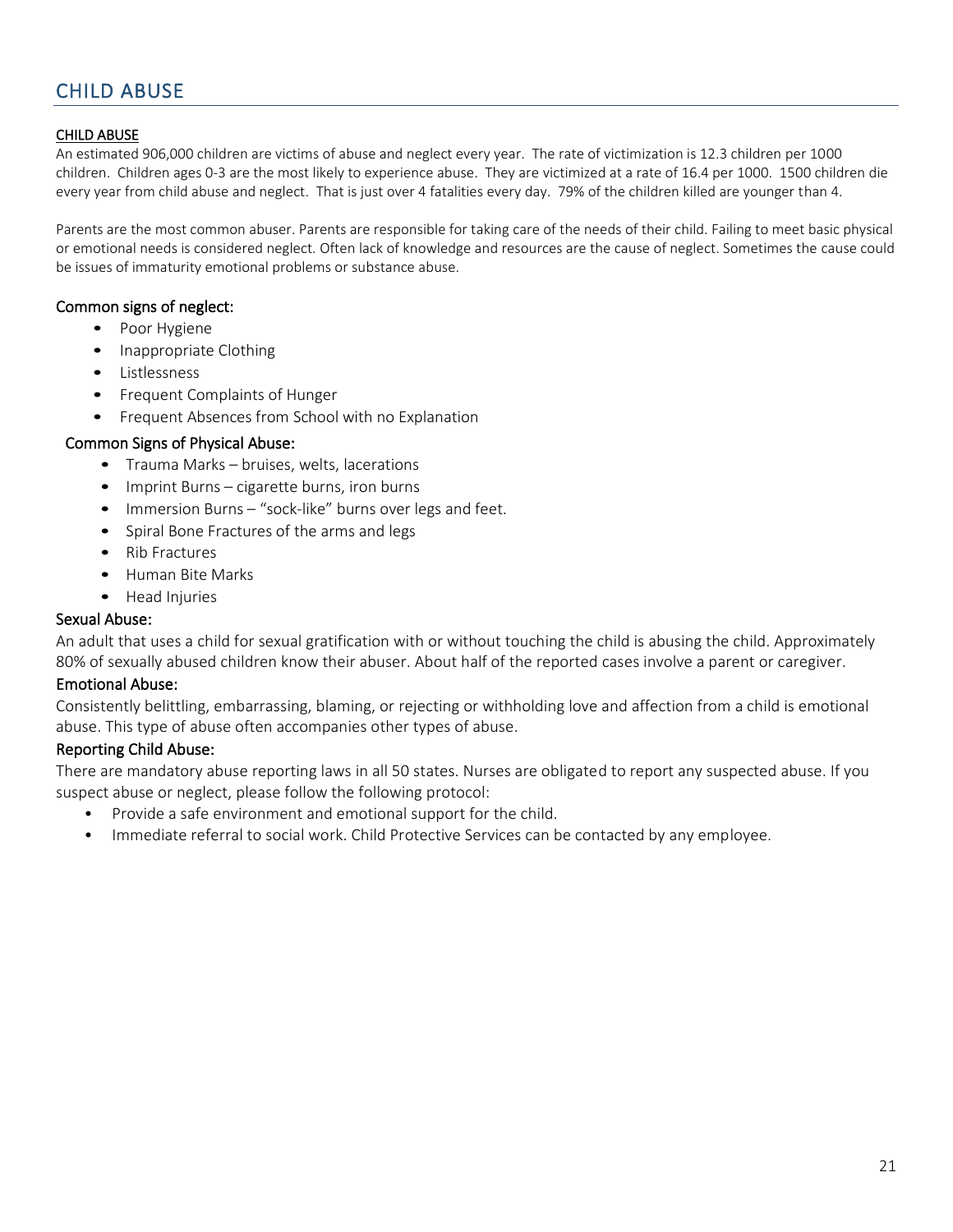# CHILD ABUSE

<u>CHILD ABUSE</u>

An estimated 906,000 children are victims of abuse and neglect every year. The rate of victimization is 12.3 children per 1000 children. Children ages 0-3 are the most likely to experience abuse. They are victimized at a rate of 16.4 per 1000. 1500 children die every year from child abuse and neglect. That is just over 4 fatalities every day. 79% of the children killed are younger than 4.

Parents are the most common abuser. Parents are responsible for taking care of the needs of their child. Failing to meet basic physical or emotional needs is considered neglect. Often lack of knowledge and resources are the cause of neglect. Sometimes the cause could be issues of immaturity emotional problems or substance abuse.

### Common signs of neglect:

- Poor Hygiene
- Inappropriate Clothing
- Listlessness
- Frequent Complaints of Hunger
- Frequent Absences from School with no Explanation

### Common Signs of Physical Abuse:

- Trauma Marks – bruises, welts, lacerations
- Imprint Burns – cigarette burns, iron burns
- Immersion Burns – "sock-like" burns over legs and feet.
- Spiral Bone Fractures of the arms and legs
- Rib Fractures
- Human Bite Marks
- Head Injuries

### Sexual Abuse:

An adult that uses a child for sexual gratification with or without touching the child is abusing the child. Approximately 80% of sexually abused children know their abuser. About half of the reported cases involve a parent or caregiver.

### Emotional Abuse:

Consistently belittling, embarrassing, blaming, or rejecting or withholding love and affection from a child is emotional abuse. This type of abuse often accompanies other types of abuse.

### Reporting Child Abuse:

There are mandatory abuse reporting laws in all 50 states. Nurses are obligated to report any suspected abuse. If you suspect abuse or neglect, please follow the following protocol:

- Provide a safe environment and emotional support for the child.
- Immediate referral to social work. Child Protective Services can be contacted by any employee.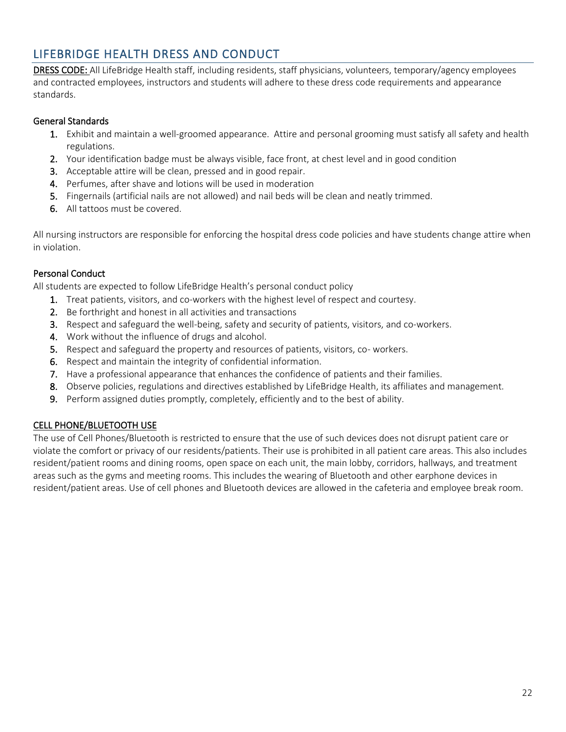## LIFEBRIDGE HEALTH DRESS AND CONDUCT

<u>DRESS CODE:</u> All LifeBridge Health staff, including residents, staff physicians, volunteers, temporary/agency employees and contracted employees, instructors and students will adhere to these dress code requirements and appearance standards.

### General Standards

1. Exhibit and maintain a well-groomed appearance. Attire and personal grooming must satisfy all safety and health regulations.
2. Your identification badge must be always visible, face front, at chest level and in good condition
3. Acceptable attire will be clean, pressed and in good repair.
4. Perfumes, after shave and lotions will be used in moderation
5. Fingernails (artificial nails are not allowed) and nail beds will be clean and neatly trimmed.
6. All tattoos must be covered.

All nursing instructors are responsible for enforcing the hospital dress code policies and have students change attire when in violation.

### Personal Conduct

All students are expected to follow LifeBridge Health's personal conduct policy

1. Treat patients, visitors, and co-workers with the highest level of respect and courtesy.
2. Be forthright and honest in all activities and transactions
3. Respect and safeguard the well-being, safety and security of patients, visitors, and co-workers.
4. Work without the influence of drugs and alcohol.
5. Respect and safeguard the property and resources of patients, visitors, co- workers.
6. Respect and maintain the integrity of confidential information.
7. Have a professional appearance that enhances the confidence of patients and their families.
8. Observe policies, regulations and directives established by LifeBridge Health, its affiliates and management.
9. Perform assigned duties promptly, completely, efficiently and to the best of ability.

<u>CELL PHONE/BLUETOOTH USE</u>

The use of Cell Phones/Bluetooth is restricted to ensure that the use of such devices does not disrupt patient care or violate the comfort or privacy of our residents/patients. Their use is prohibited in all patient care areas. This also includes resident/patient rooms and dining rooms, open space on each unit, the main lobby, corridors, hallways, and treatment areas such as the gyms and meeting rooms. This includes the wearing of Bluetooth and other earphone devices in resident/patient areas. Use of cell phones and Bluetooth devices are allowed in the cafeteria and employee break room.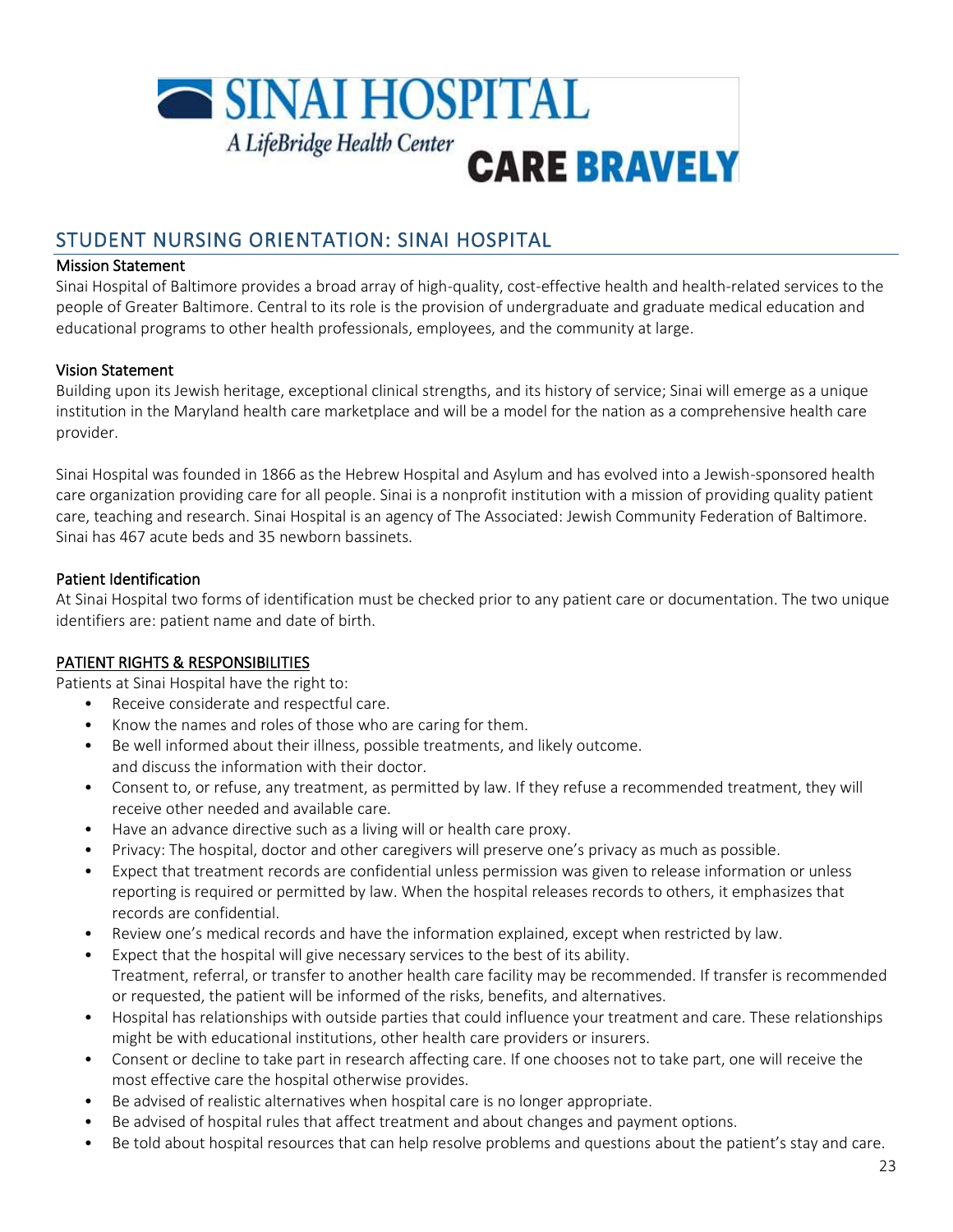SINAI HOSPITAL

A LifeBridge Health Center

CARE BRAVELY

## STUDENT NURSING ORIENTATION: SINAI HOSPITAL

### Mission Statement

Sinai Hospital of Baltimore provides a broad array of high-quality, cost-effective health and health-related services to the people of Greater Baltimore. Central to its role is the provision of undergraduate and graduate medical education and educational programs to other health professionals, employees, and the community at large.

### Vision Statement

Building upon its Jewish heritage, exceptional clinical strengths, and its history of service; Sinai will emerge as a unique institution in the Maryland health care marketplace and will be a model for the nation as a comprehensive health care provider.

Sinai Hospital was founded in 1866 as the Hebrew Hospital and Asylum and has evolved into a Jewish-sponsored health care organization providing care for all people. Sinai is a nonprofit institution with a mission of providing quality patient care, teaching and research. Sinai Hospital is an agency of The Associated: Jewish Community Federation of Baltimore. Sinai has 467 acute beds and 35 newborn bassinets.

### Patient Identification

At Sinai Hospital two forms of identification must be checked prior to any patient care or documentation. The two unique identifiers are: patient name and date of birth.

### PATIENT RIGHTS & RESPONSIBILITIES

Patients at Sinai Hospital have the right to:

- Receive considerate and respectful care.
- Know the names and roles of those who are caring for them.
- Be well informed about their illness, possible treatments, and likely outcome. and discuss the information with their doctor.
- Consent to, or refuse, any treatment, as permitted by law. If they refuse a recommended treatment, they will receive other needed and available care.
- Have an advance directive such as a living will or health care proxy.
- Privacy: The hospital, doctor and other caregivers will preserve one's privacy as much as possible.
- Expect that treatment records are confidential unless permission was given to release information or unless reporting is required or permitted by law. When the hospital releases records to others, it emphasizes that records are confidential.
- Review one's medical records and have the information explained, except when restricted by law.
- Expect that the hospital will give necessary services to the best of its ability. Treatment, referral, or transfer to another health care facility may be recommended. If transfer is recommended or requested, the patient will be informed of the risks, benefits, and alternatives.
- Hospital has relationships with outside parties that could influence your treatment and care. These relationships might be with educational institutions, other health care providers or insurers.
- Consent or decline to take part in research affecting care. If one chooses not to take part, one will receive the most effective care the hospital otherwise provides.
- Be advised of realistic alternatives when hospital care is no longer appropriate.
- Be advised of hospital rules that affect treatment and about changes and payment options.
- Be told about hospital resources that can help resolve problems and questions about the patient's stay and care.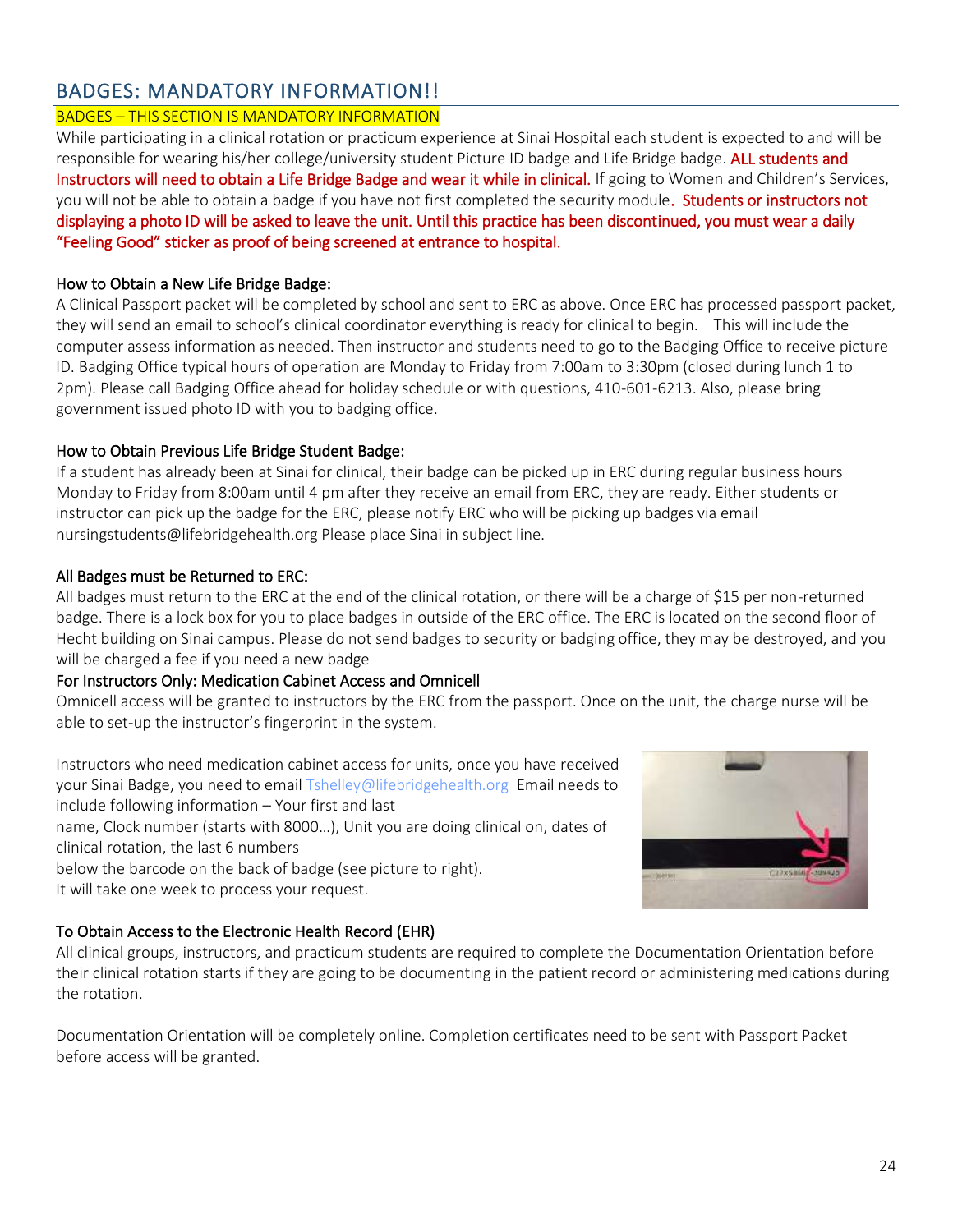## BADGES: MANDATORY INFORMATION!!

BADGES – THIS SECTION IS MANDATORY INFORMATION

While participating in a clinical rotation or practicum experience at Sinai Hospital each student is expected to and will be responsible for wearing his/her college/university student Picture ID badge and Life Bridge badge. **ALL students and Instructors will need to obtain a Life Bridge Badge and wear it while in clinical.** If going to Women and Children's Services, you will not be able to obtain a badge if you have not first completed the security module**. Students or instructors not displaying a photo ID will be asked to leave the unit. Until this practice has been discontinued, you must wear a daily "Feeling Good" sticker as proof of being screened at entrance to hospital.**

### How to Obtain a New Life Bridge Badge:

A Clinical Passport packet will be completed by school and sent to ERC as above. Once ERC has processed passport packet, they will send an email to school's clinical coordinator everything is ready for clinical to begin. This will include the computer assess information as needed. Then instructor and students need to go to the Badging Office to receive picture ID. Badging Office typical hours of operation are Monday to Friday from 7:00am to 3:30pm (closed during lunch 1 to 2pm). Please call Badging Office ahead for holiday schedule or with questions, 410-601-6213. Also, please bring government issued photo ID with you to badging office.

### How to Obtain Previous Life Bridge Student Badge:

If a student has already been at Sinai for clinical, their badge can be picked up in ERC during regular business hours Monday to Friday from 8:00am until 4 pm after they receive an email from ERC, they are ready. Either students or instructor can pick up the badge for the ERC, please notify ERC who will be picking up badges via email nursingstudents@lifebridgehealth.org Please place Sinai in subject line.

### All Badges must be Returned to ERC:

All badges must return to the ERC at the end of the clinical rotation, or there will be a charge of $15 per non-returned badge. There is a lock box for you to place badges in outside of the ERC office. The ERC is located on the second floor of Hecht building on Sinai campus. Please do not send badges to security or badging office, they may be destroyed, and you will be charged a fee if you need a new badge

### For Instructors Only: Medication Cabinet Access and Omnicell

Omnicell access will be granted to instructors by the ERC from the passport. Once on the unit, the charge nurse will be able to set-up the instructor's fingerprint in the system.

Instructors who need medication cabinet access for units, once you have received your Sinai Badge, you need to email Tshelley@lifebridgehealth.org Email needs to include following information – Your first and last name, Clock number (starts with 8000…), Unit you are doing clinical on, dates of clinical rotation, the last 6 numbers below the barcode on the back of badge (see picture to right). It will take one week to process your request.

### To Obtain Access to the Electronic Health Record (EHR)

All clinical groups, instructors, and practicum students are required to complete the Documentation Orientation before their clinical rotation starts if they are going to be documenting in the patient record or administering medications during the rotation.

Documentation Orientation will be completely online. Completion certificates need to be sent with Passport Packet before access will be granted.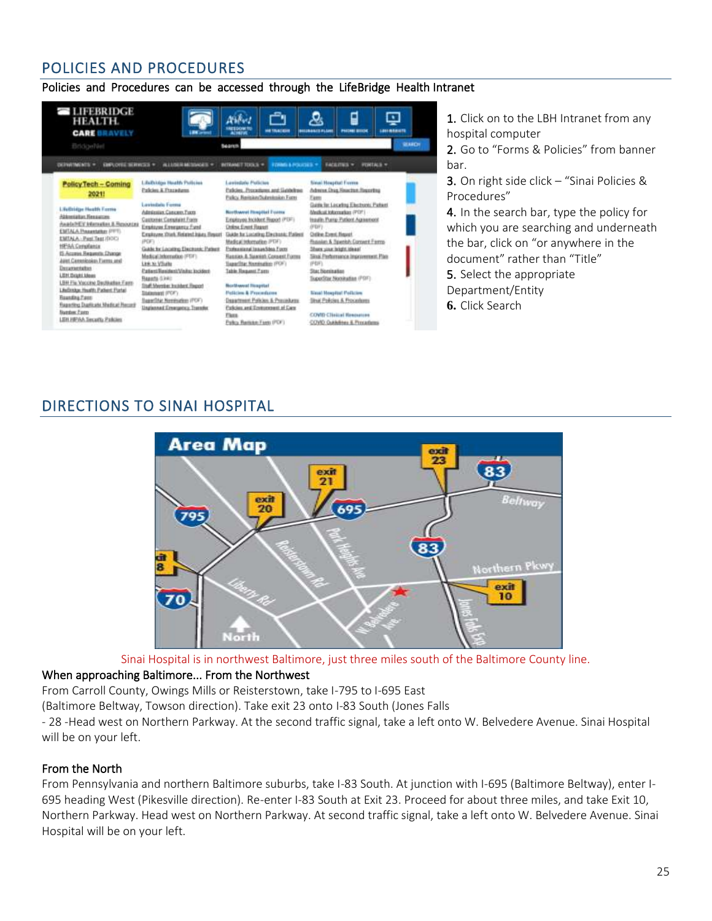## POLICIES AND PROCEDURES

Policies and Procedures can be accessed through the LifeBridge Health Intranet

1. Click on to the LBH Intranet from any hospital computer
2. Go to "Forms & Policies" from banner bar.
3. On right side click – "Sinai Policies & Procedures"
4. In the search bar, type the policy for which you are searching and underneath the bar, click on "or anywhere in the document" rather than "Title"
5. Select the appropriate Department/Entity
6. Click Search

## DIRECTIONS TO SINAI HOSPITAL

Sinai Hospital is in northwest Baltimore, just three miles south of the Baltimore County line.

**When approaching Baltimore... From the Northwest**

From Carroll County, Owings Mills or Reisterstown, take I-795 to I-695 East (Baltimore Beltway, Towson direction). Take exit 23 onto I-83 South (Jones Falls - 28 -Head west on Northern Parkway. At the second traffic signal, take a left onto W. Belvedere Avenue. Sinai Hospital will be on your left.

**From the North**

From Pennsylvania and northern Baltimore suburbs, take I-83 South. At junction with I-695 (Baltimore Beltway), enter I-695 heading West (Pikesville direction). Re-enter I-83 South at Exit 23. Proceed for about three miles, and take Exit 10, Northern Parkway. Head west on Northern Parkway. At second traffic signal, take a left onto W. Belvedere Avenue. Sinai Hospital will be on your left.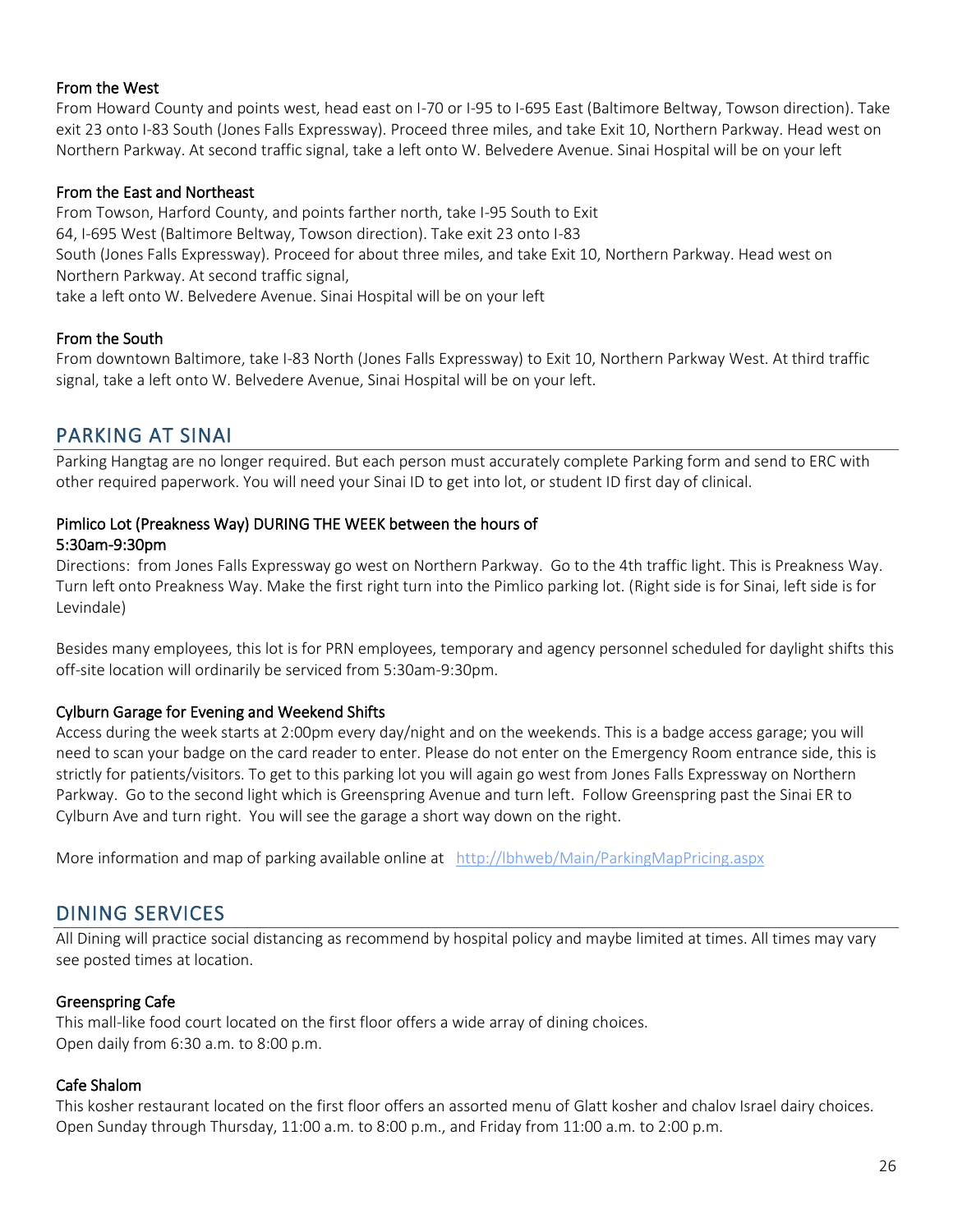### From the West

From Howard County and points west, head east on I-70 or I-95 to I-695 East (Baltimore Beltway, Towson direction). Take exit 23 onto I-83 South (Jones Falls Expressway). Proceed three miles, and take Exit 10, Northern Parkway. Head west on Northern Parkway. At second traffic signal, take a left onto W. Belvedere Avenue. Sinai Hospital will be on your left

### From the East and Northeast

From Towson, Harford County, and points farther north, take I-95 South to Exit 64, I-695 West (Baltimore Beltway, Towson direction). Take exit 23 onto I-83 South (Jones Falls Expressway). Proceed for about three miles, and take Exit 10, Northern Parkway. Head west on Northern Parkway. At second traffic signal, take a left onto W. Belvedere Avenue. Sinai Hospital will be on your left

### From the South

From downtown Baltimore, take I-83 North (Jones Falls Expressway) to Exit 10, Northern Parkway West. At third traffic signal, take a left onto W. Belvedere Avenue, Sinai Hospital will be on your left.

## PARKING AT SINAI

Parking Hangtag are no longer required. But each person must accurately complete Parking form and send to ERC with other required paperwork. You will need your Sinai ID to get into lot, or student ID first day of clinical.

### Pimlico Lot (Preakness Way) DURING THE WEEK between the hours of 5:30am-9:30pm

Directions: from Jones Falls Expressway go west on Northern Parkway. Go to the 4th traffic light. This is Preakness Way. Turn left onto Preakness Way. Make the first right turn into the Pimlico parking lot. (Right side is for Sinai, left side is for Levindale)

Besides many employees, this lot is for PRN employees, temporary and agency personnel scheduled for daylight shifts this off-site location will ordinarily be serviced from 5:30am-9:30pm.

### Cylburn Garage for Evening and Weekend Shifts

Access during the week starts at 2:00pm every day/night and on the weekends. This is a badge access garage; you will need to scan your badge on the card reader to enter. Please do not enter on the Emergency Room entrance side, this is strictly for patients/visitors. To get to this parking lot you will again go west from Jones Falls Expressway on Northern Parkway. Go to the second light which is Greenspring Avenue and turn left. Follow Greenspring past the Sinai ER to Cylburn Ave and turn right. You will see the garage a short way down on the right.

More information and map of parking available online at http://lbhweb/Main/ParkingMapPricing.aspx

## DINING SERVICES

All Dining will practice social distancing as recommend by hospital policy and maybe limited at times. All times may vary see posted times at location.

### Greenspring Cafe

This mall-like food court located on the first floor offers a wide array of dining choices.
Open daily from 6:30 a.m. to 8:00 p.m.

### Cafe Shalom

This kosher restaurant located on the first floor offers an assorted menu of Glatt kosher and chalov Israel dairy choices. Open Sunday through Thursday, 11:00 a.m. to 8:00 p.m., and Friday from 11:00 a.m. to 2:00 p.m.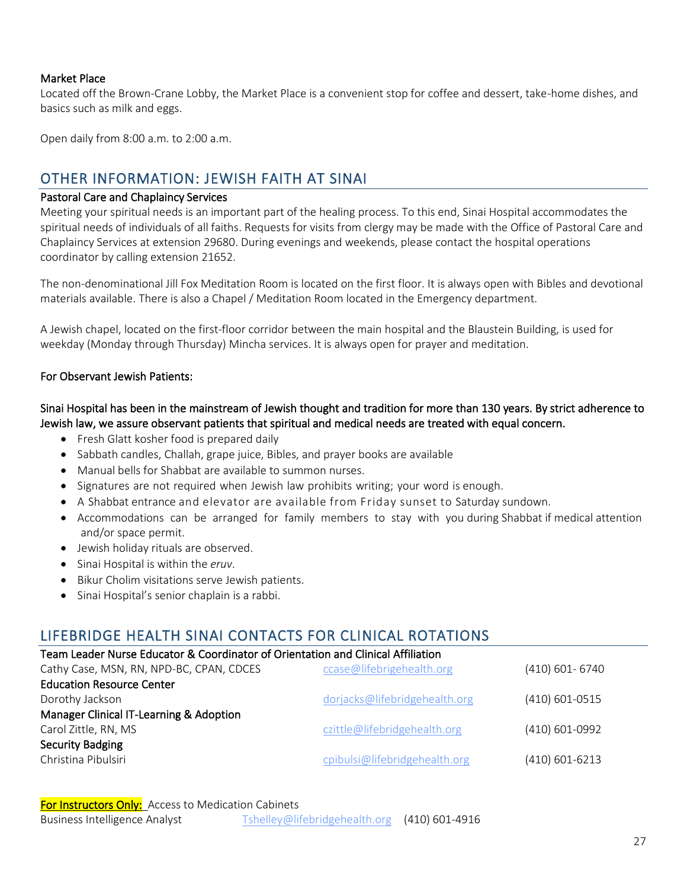### Market Place

Located off the Brown-Crane Lobby, the Market Place is a convenient stop for coffee and dessert, take-home dishes, and basics such as milk and eggs.

Open daily from 8:00 a.m. to 2:00 a.m.

## OTHER INFORMATION: JEWISH FAITH AT SINAI

### Pastoral Care and Chaplaincy Services

Meeting your spiritual needs is an important part of the healing process. To this end, Sinai Hospital accommodates the spiritual needs of individuals of all faiths. Requests for visits from clergy may be made with the Office of Pastoral Care and Chaplaincy Services at extension 29680. During evenings and weekends, please contact the hospital operations coordinator by calling extension 21652.

The non-denominational Jill Fox Meditation Room is located on the first floor. It is always open with Bibles and devotional materials available. There is also a Chapel / Meditation Room located in the Emergency department.

A Jewish chapel, located on the first-floor corridor between the main hospital and the Blaustein Building, is used for weekday (Monday through Thursday) Mincha services. It is always open for prayer and meditation.

### For Observant Jewish Patients:

**Sinai Hospital has been in the mainstream of Jewish thought and tradition for more than 130 years. By strict adherence to Jewish law, we assure observant patients that spiritual and medical needs are treated with equal concern.**

- Fresh Glatt kosher food is prepared daily
- Sabbath candles, Challah, grape juice, Bibles, and prayer books are available
- Manual bells for Shabbat are available to summon nurses.
- Signatures are not required when Jewish law prohibits writing; your word is enough.
- A Shabbat entrance and elevator are available from Friday sunset to Saturday sundown.
- Accommodations can be arranged for family members to stay with you during Shabbat if medical attention and/or space permit.
- Jewish holiday rituals are observed.
- Sinai Hospital is within the *eruv*.
- Bikur Cholim visitations serve Jewish patients.
- Sinai Hospital's senior chaplain is a rabbi.

## LIFEBRIDGE HEALTH SINAI CONTACTS FOR CLINICAL ROTATIONS

**Team Leader Nurse Educator & Coordinator of Orientation and Clinical Affiliation**
Cathy Case, MSN, RN, NPD-BC, CPAN, CDCES — ccase@lifebrigehealth.org — (410) 601- 6740

**Education Resource Center**
Dorothy Jackson — dorjacks@lifebridgehealth.org — (410) 601-0515

**Manager Clinical IT-Learning & Adoption**
Carol Zittle, RN, MS — czittle@lifebridgehealth.org — (410) 601-0992

**Security Badging**
Christina Pibulsiri — cpibulsi@lifebridgehealth.org — (410) 601-6213

For Instructors Only: Access to Medication Cabinets
Business Intelligence Analyst — Tshelley@lifebridgehealth.org — (410) 601-4916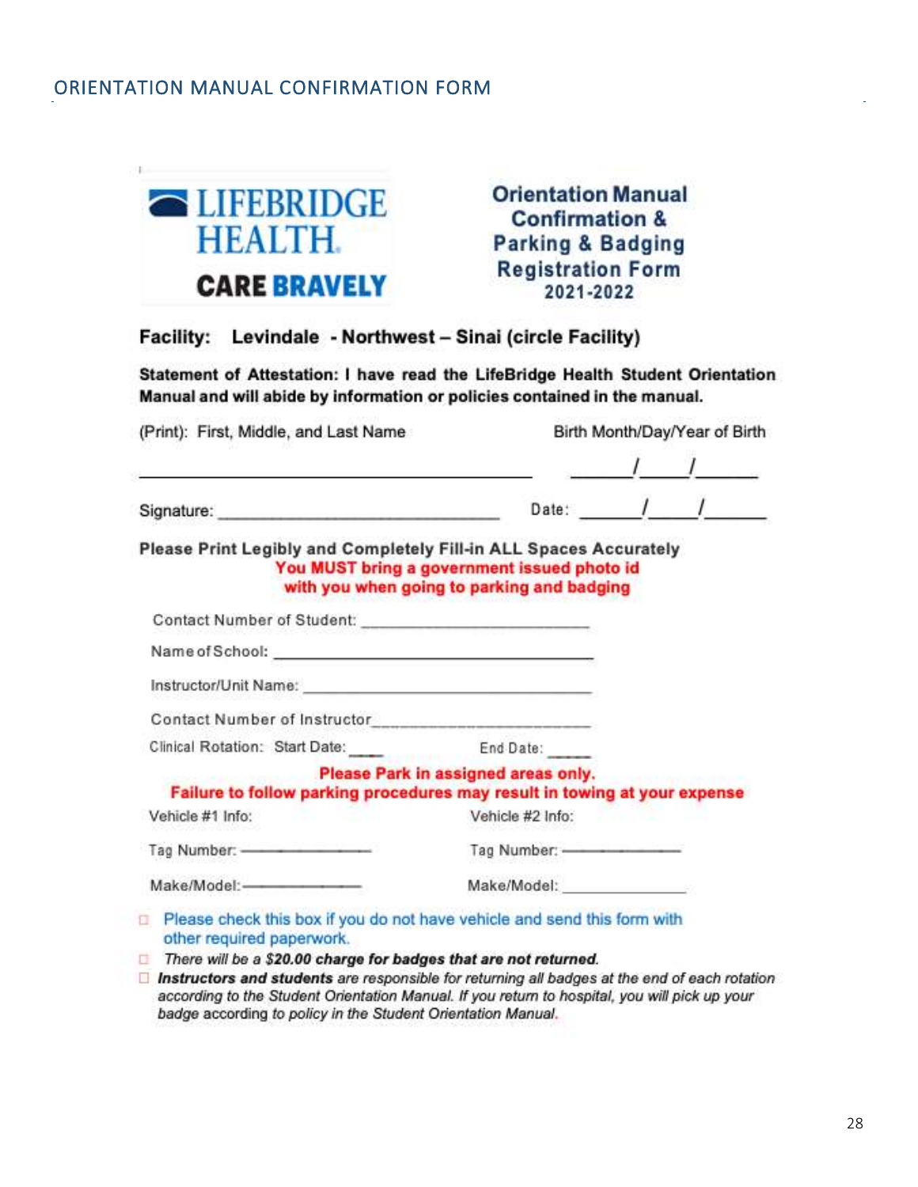# ORIENTATION MANUAL CONFIRMATION FORM

LIFEBRIDGE HEALTH
**CARE BRAVELY**

**Orientation Manual Confirmation & Parking & Badging Registration Form 2021-2022**

**Facility: Levindale - Northwest – Sinai (circle Facility)**

**Statement of Attestation: I have read the LifeBridge Health Student Orientation Manual and will abide by information or policies contained in the manual.**

(Print): First, Middle, and Last Name ______________________________

Birth Month/Day/Year of Birth ______/______/______

Signature: ______________________________ Date: ______/______/______

**Please Print Legibly and Completely Fill-in ALL Spaces Accurately**

**You MUST bring a government issued photo id with you when going to parking and badging**

Contact Number of Student: ______________________________

Name of School: ______________________________

Instructor/Unit Name: ______________________________

Contact Number of Instructor______________________________

Clinical Rotation: Start Date: ____ End Date: _____

**Please Park in assigned areas only.**
**Failure to follow parking procedures may result in towing at your expense**

| Vehicle #1 Info: | Vehicle #2 Info: |
|---|---|
| Tag Number: ______________ | Tag Number: ______________ |
| Make/Model: ______________ | Make/Model: ______________ |

- ☐ Please check this box if you do not have vehicle and send this form with other required paperwork.
- ☐ *There will be a **$20.00 charge for badges that are not returned.***
- ☐ ***Instructors and students** are responsible for returning all badges at the end of each rotation according to the Student Orientation Manual. If you return to hospital, you will pick up your badge according to policy in the Student Orientation Manual.*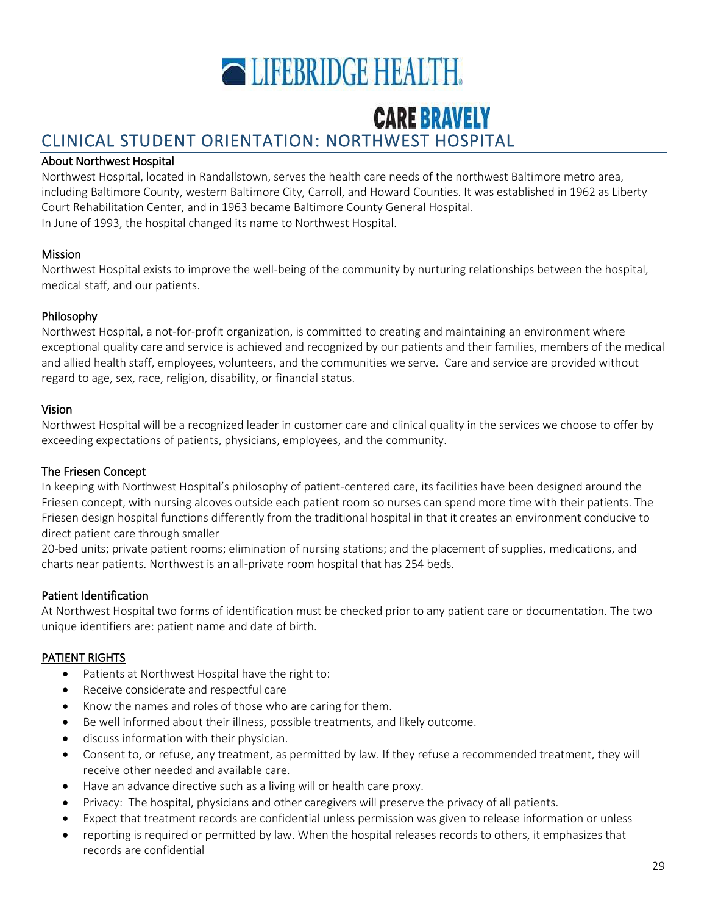# LIFEBRIDGE HEALTH

**CARE BRAVELY**

## CLINICAL STUDENT ORIENTATION: NORTHWEST HOSPITAL

### About Northwest Hospital

Northwest Hospital, located in Randallstown, serves the health care needs of the northwest Baltimore metro area, including Baltimore County, western Baltimore City, Carroll, and Howard Counties. It was established in 1962 as Liberty Court Rehabilitation Center, and in 1963 became Baltimore County General Hospital.
In June of 1993, the hospital changed its name to Northwest Hospital.

### Mission

Northwest Hospital exists to improve the well-being of the community by nurturing relationships between the hospital, medical staff, and our patients.

### Philosophy

Northwest Hospital, a not-for-profit organization, is committed to creating and maintaining an environment where exceptional quality care and service is achieved and recognized by our patients and their families, members of the medical and allied health staff, employees, volunteers, and the communities we serve. Care and service are provided without regard to age, sex, race, religion, disability, or financial status.

### Vision

Northwest Hospital will be a recognized leader in customer care and clinical quality in the services we choose to offer by exceeding expectations of patients, physicians, employees, and the community.

### The Friesen Concept

In keeping with Northwest Hospital's philosophy of patient-centered care, its facilities have been designed around the Friesen concept, with nursing alcoves outside each patient room so nurses can spend more time with their patients. The Friesen design hospital functions differently from the traditional hospital in that it creates an environment conducive to direct patient care through smaller
20-bed units; private patient rooms; elimination of nursing stations; and the placement of supplies, medications, and charts near patients. Northwest is an all-private room hospital that has 254 beds.

### Patient Identification

At Northwest Hospital two forms of identification must be checked prior to any patient care or documentation. The two unique identifiers are: patient name and date of birth.

### PATIENT RIGHTS

- Patients at Northwest Hospital have the right to:
- Receive considerate and respectful care
- Know the names and roles of those who are caring for them.
- Be well informed about their illness, possible treatments, and likely outcome.
- discuss information with their physician.
- Consent to, or refuse, any treatment, as permitted by law. If they refuse a recommended treatment, they will receive other needed and available care.
- Have an advance directive such as a living will or health care proxy.
- Privacy: The hospital, physicians and other caregivers will preserve the privacy of all patients.
- Expect that treatment records are confidential unless permission was given to release information or unless
- reporting is required or permitted by law. When the hospital releases records to others, it emphasizes that records are confidential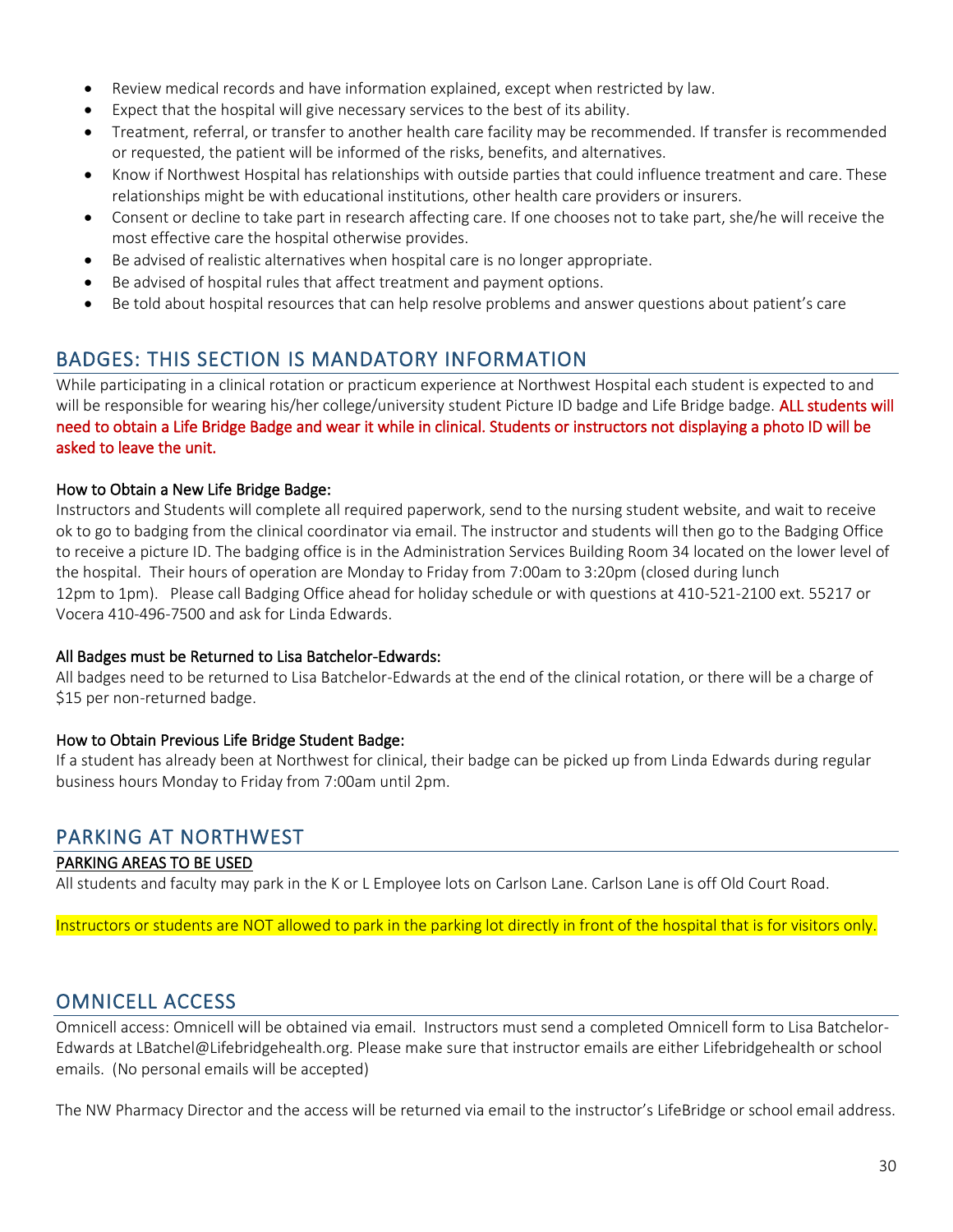- Review medical records and have information explained, except when restricted by law.
- Expect that the hospital will give necessary services to the best of its ability.
- Treatment, referral, or transfer to another health care facility may be recommended. If transfer is recommended or requested, the patient will be informed of the risks, benefits, and alternatives.
- Know if Northwest Hospital has relationships with outside parties that could influence treatment and care. These relationships might be with educational institutions, other health care providers or insurers.
- Consent or decline to take part in research affecting care. If one chooses not to take part, she/he will receive the most effective care the hospital otherwise provides.
- Be advised of realistic alternatives when hospital care is no longer appropriate.
- Be advised of hospital rules that affect treatment and payment options.
- Be told about hospital resources that can help resolve problems and answer questions about patient's care

## BADGES: THIS SECTION IS MANDATORY INFORMATION

While participating in a clinical rotation or practicum experience at Northwest Hospital each student is expected to and will be responsible for wearing his/her college/university student Picture ID badge and Life Bridge badge. ALL students will need to obtain a Life Bridge Badge and wear it while in clinical. Students or instructors not displaying a photo ID will be asked to leave the unit.

### How to Obtain a New Life Bridge Badge:

Instructors and Students will complete all required paperwork, send to the nursing student website, and wait to receive ok to go to badging from the clinical coordinator via email. The instructor and students will then go to the Badging Office to receive a picture ID. The badging office is in the Administration Services Building Room 34 located on the lower level of the hospital. Their hours of operation are Monday to Friday from 7:00am to 3:20pm (closed during lunch 12pm to 1pm). Please call Badging Office ahead for holiday schedule or with questions at 410-521-2100 ext. 55217 or Vocera 410-496-7500 and ask for Linda Edwards.

### All Badges must be Returned to Lisa Batchelor-Edwards:

All badges need to be returned to Lisa Batchelor-Edwards at the end of the clinical rotation, or there will be a charge of $15 per non-returned badge.

### How to Obtain Previous Life Bridge Student Badge:

If a student has already been at Northwest for clinical, their badge can be picked up from Linda Edwards during regular business hours Monday to Friday from 7:00am until 2pm.

## PARKING AT NORTHWEST

### PARKING AREAS TO BE USED

All students and faculty may park in the K or L Employee lots on Carlson Lane. Carlson Lane is off Old Court Road.

Instructors or students are NOT allowed to park in the parking lot directly in front of the hospital that is for visitors only.

## OMNICELL ACCESS

Omnicell access: Omnicell will be obtained via email. Instructors must send a completed Omnicell form to Lisa Batchelor-Edwards at LBatchel@Lifebridgehealth.org. Please make sure that instructor emails are either Lifebridgehealth or school emails. (No personal emails will be accepted)

The NW Pharmacy Director and the access will be returned via email to the instructor's LifeBridge or school email address.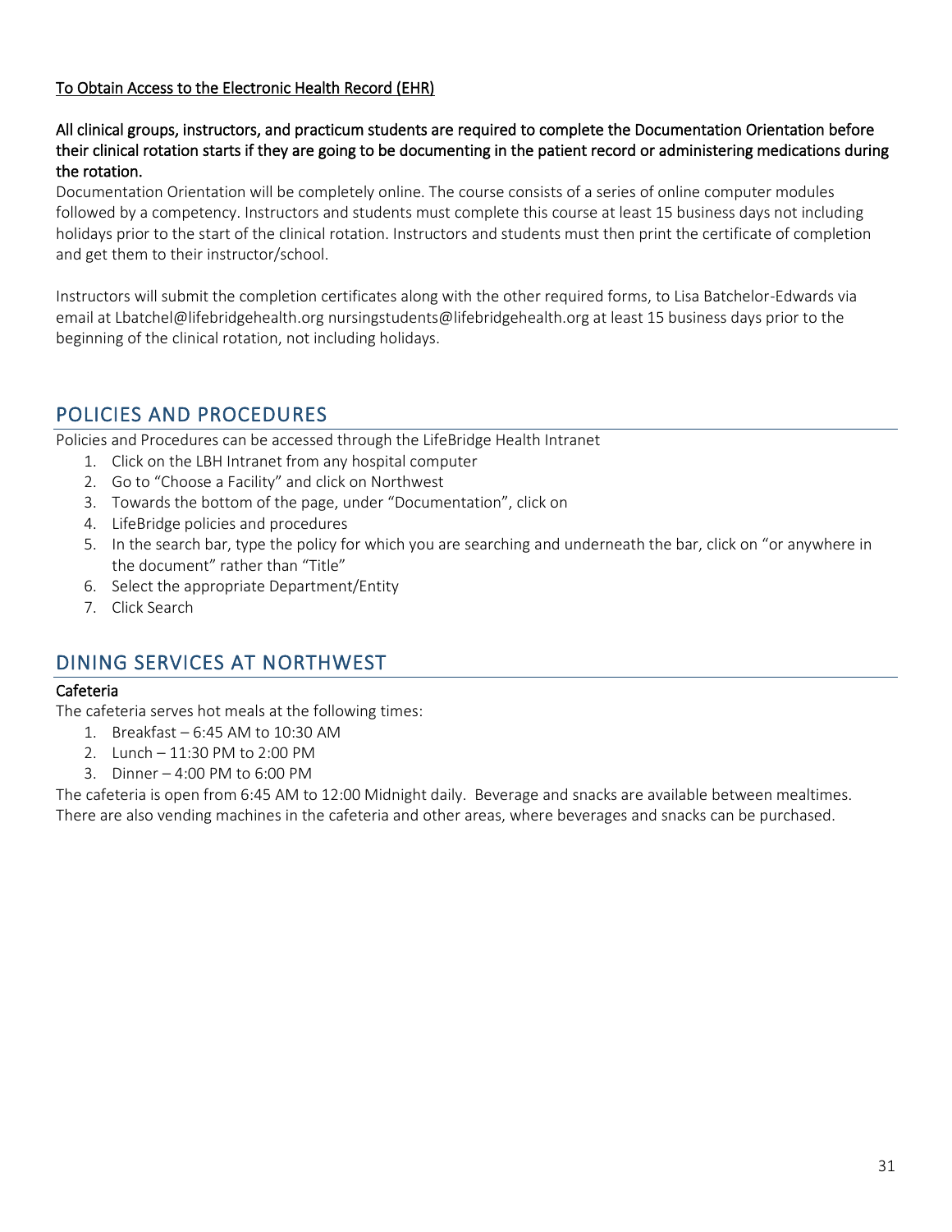To Obtain Access to the Electronic Health Record (EHR)

**All clinical groups, instructors, and practicum students are required to complete the Documentation Orientation before their clinical rotation starts if they are going to be documenting in the patient record or administering medications during the rotation.**

Documentation Orientation will be completely online. The course consists of a series of online computer modules followed by a competency. Instructors and students must complete this course at least 15 business days not including holidays prior to the start of the clinical rotation. Instructors and students must then print the certificate of completion and get them to their instructor/school.

Instructors will submit the completion certificates along with the other required forms, to Lisa Batchelor-Edwards via email at Lbatchel@lifebridgehealth.org nursingstudents@lifebridgehealth.org at least 15 business days prior to the beginning of the clinical rotation, not including holidays.

## POLICIES AND PROCEDURES

Policies and Procedures can be accessed through the LifeBridge Health Intranet

1. Click on the LBH Intranet from any hospital computer
2. Go to "Choose a Facility" and click on Northwest
3. Towards the bottom of the page, under "Documentation", click on
4. LifeBridge policies and procedures
5. In the search bar, type the policy for which you are searching and underneath the bar, click on "or anywhere in the document" rather than "Title"
6. Select the appropriate Department/Entity
7. Click Search

## DINING SERVICES AT NORTHWEST

### Cafeteria

The cafeteria serves hot meals at the following times:

1. Breakfast – 6:45 AM to 10:30 AM
2. Lunch – 11:30 PM to 2:00 PM
3. Dinner – 4:00 PM to 6:00 PM

The cafeteria is open from 6:45 AM to 12:00 Midnight daily. Beverage and snacks are available between mealtimes. There are also vending machines in the cafeteria and other areas, where beverages and snacks can be purchased.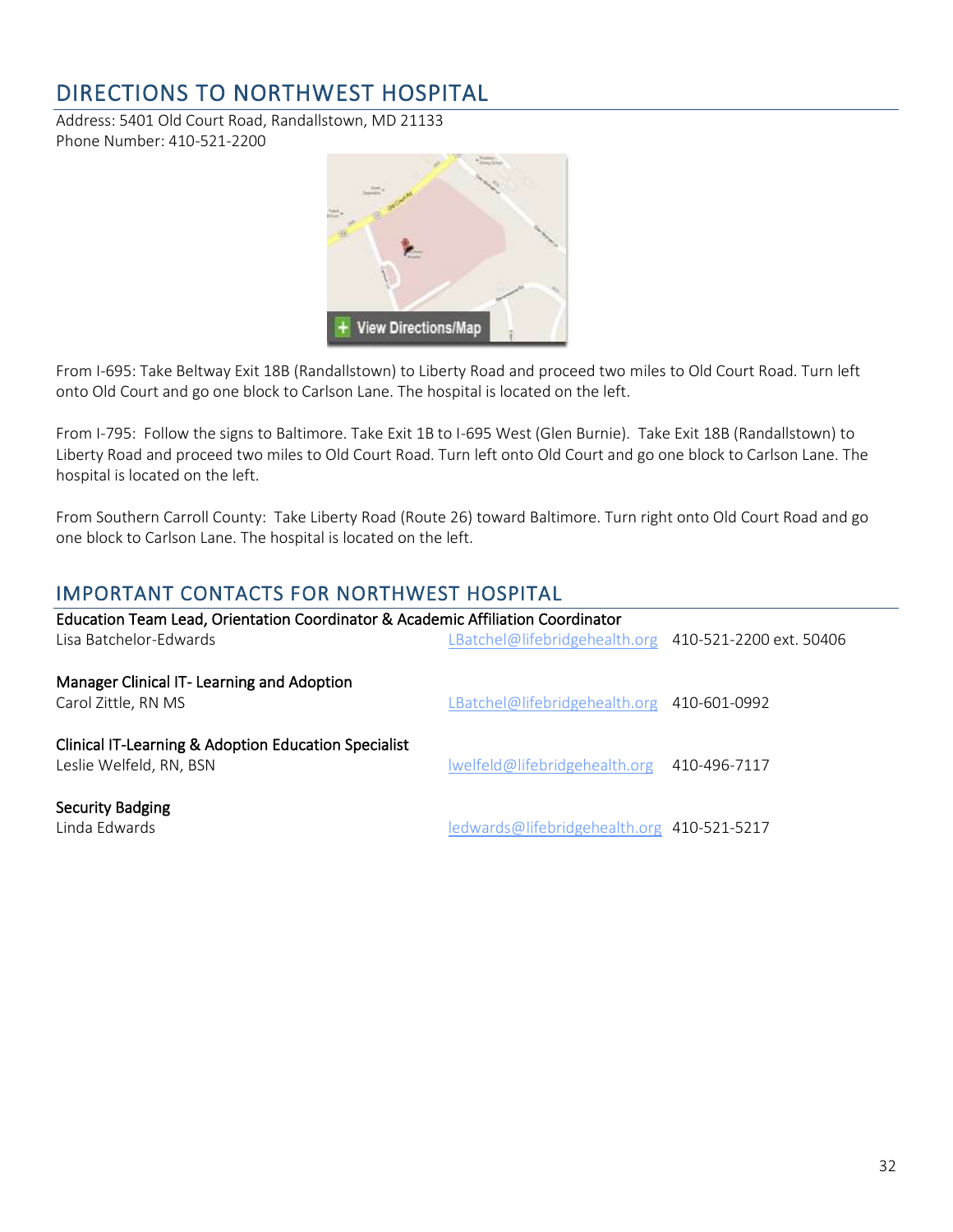## DIRECTIONS TO NORTHWEST HOSPITAL

Address: 5401 Old Court Road, Randallstown, MD 21133
Phone Number: 410-521-2200

From I-695: Take Beltway Exit 18B (Randallstown) to Liberty Road and proceed two miles to Old Court Road. Turn left onto Old Court and go one block to Carlson Lane. The hospital is located on the left.

From I-795: Follow the signs to Baltimore. Take Exit 1B to I-695 West (Glen Burnie). Take Exit 18B (Randallstown) to Liberty Road and proceed two miles to Old Court Road. Turn left onto Old Court and go one block to Carlson Lane. The hospital is located on the left.

From Southern Carroll County: Take Liberty Road (Route 26) toward Baltimore. Turn right onto Old Court Road and go one block to Carlson Lane. The hospital is located on the left.

## IMPORTANT CONTACTS FOR NORTHWEST HOSPITAL

**Education Team Lead, Orientation Coordinator & Academic Affiliation Coordinator**
Lisa Batchelor-Edwards — LBatchel@lifebridgehealth.org — 410-521-2200 ext. 50406

**Manager Clinical IT- Learning and Adoption**
Carol Zittle, RN MS — LBatchel@lifebridgehealth.org — 410-601-0992

**Clinical IT-Learning & Adoption Education Specialist**
Leslie Welfeld, RN, BSN — lwelfeld@lifebridgehealth.org — 410-496-7117

**Security Badging**
Linda Edwards — ledwards@lifebridgehealth.org — 410-521-5217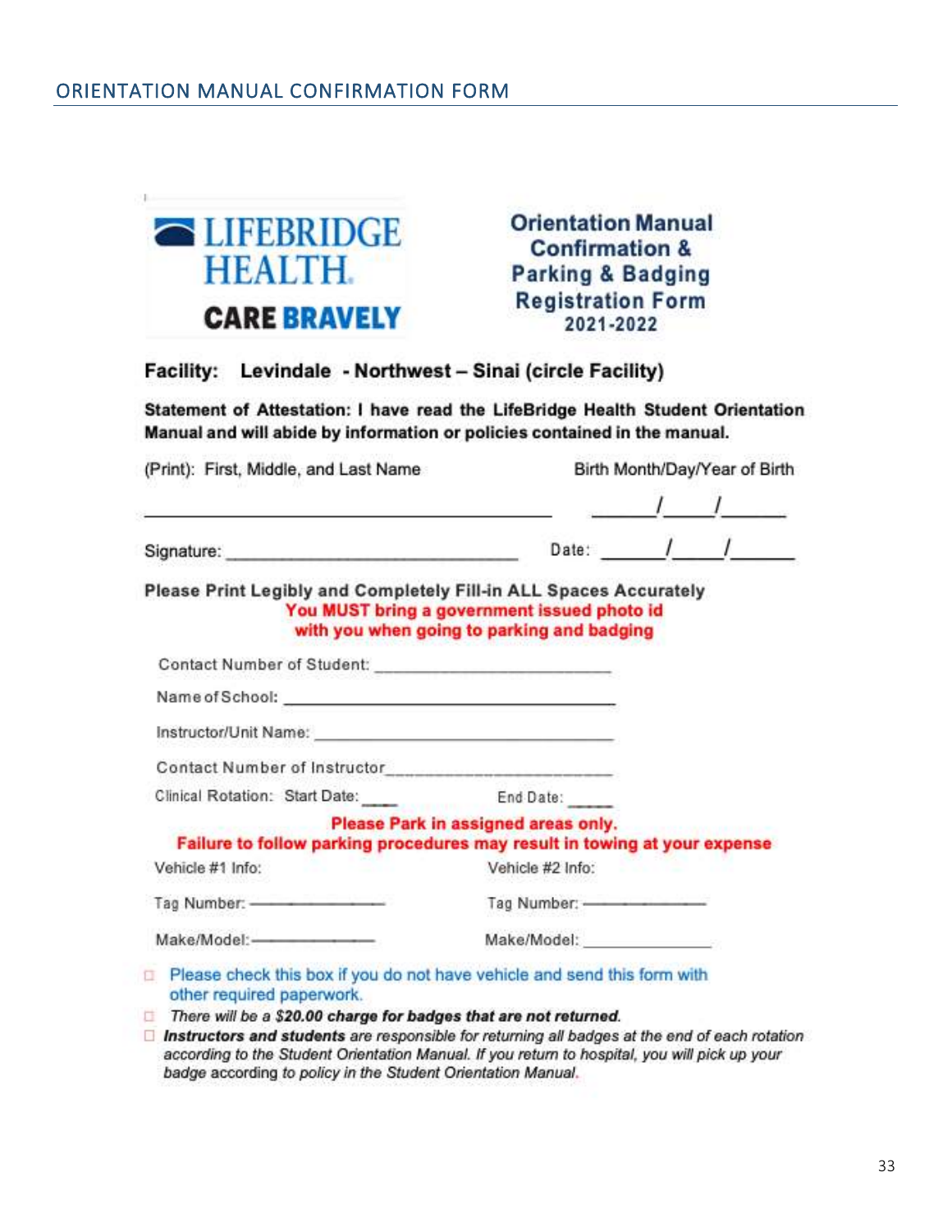## ORIENTATION MANUAL CONFIRMATION FORM

LIFEBRIDGE HEALTH
**CARE BRAVELY**

**Orientation Manual Confirmation & Parking & Badging Registration Form 2021-2022**

**Facility: Levindale - Northwest – Sinai (circle Facility)**

**Statement of Attestation: I have read the LifeBridge Health Student Orientation Manual and will abide by information or policies contained in the manual.**

(Print): First, Middle, and Last Name ______________________________ Birth Month/Day/Year of Birth ____/____/____

Signature: ______________________________ Date: ____/____/____

**Please Print Legibly and Completely Fill-in ALL Spaces Accurately**

**You MUST bring a government issued photo id with you when going to parking and badging**

Contact Number of Student: ______________________

Name of School: ______________________

Instructor/Unit Name: ______________________

Contact Number of Instructor______________________

Clinical Rotation: Start Date: ____ End Date: _____

**Please Park in assigned areas only.**
**Failure to follow parking procedures may result in towing at your expense**

| Vehicle #1 Info: | Vehicle #2 Info: |
|---|---|
| Tag Number: ______________ | Tag Number: ______________ |
| Make/Model: ______________ | Make/Model: ______________ |

- ☐ Please check this box if you do not have vehicle and send this form with other required paperwork.
- ☐ *There will be a **$20.00 charge for badges that are not returned.***
- ☐ ***Instructors and students** are responsible for returning all badges at the end of each rotation according to the Student Orientation Manual. If you return to hospital, you will pick up your badge according to policy in the Student Orientation Manual.*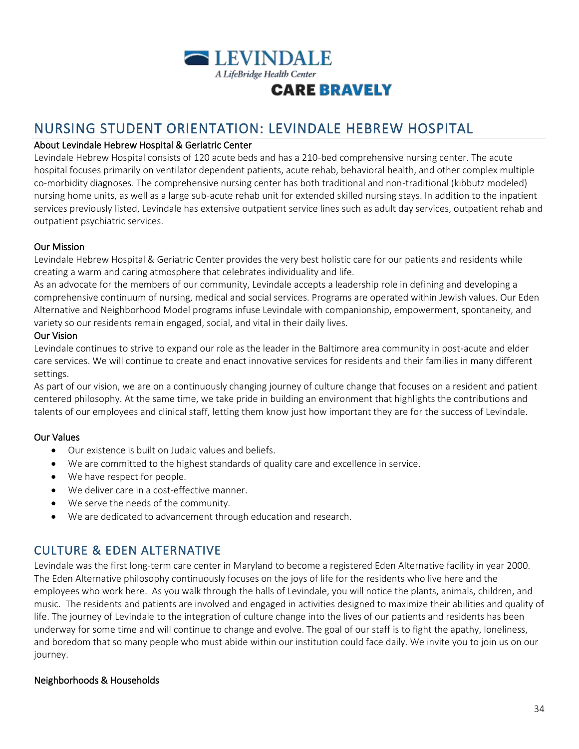LEVINDALE

*A LifeBridge Health Center*

**CARE BRAVELY**

## NURSING STUDENT ORIENTATION: LEVINDALE HEBREW HOSPITAL

### About Levindale Hebrew Hospital & Geriatric Center

Levindale Hebrew Hospital consists of 120 acute beds and has a 210-bed comprehensive nursing center. The acute hospital focuses primarily on ventilator dependent patients, acute rehab, behavioral health, and other complex multiple co-morbidity diagnoses. The comprehensive nursing center has both traditional and non-traditional (kibbutz modeled) nursing home units, as well as a large sub-acute rehab unit for extended skilled nursing stays. In addition to the inpatient services previously listed, Levindale has extensive outpatient service lines such as adult day services, outpatient rehab and outpatient psychiatric services.

### Our Mission

Levindale Hebrew Hospital & Geriatric Center provides the very best holistic care for our patients and residents while creating a warm and caring atmosphere that celebrates individuality and life.

As an advocate for the members of our community, Levindale accepts a leadership role in defining and developing a comprehensive continuum of nursing, medical and social services. Programs are operated within Jewish values. Our Eden Alternative and Neighborhood Model programs infuse Levindale with companionship, empowerment, spontaneity, and variety so our residents remain engaged, social, and vital in their daily lives.

### Our Vision

Levindale continues to strive to expand our role as the leader in the Baltimore area community in post-acute and elder care services. We will continue to create and enact innovative services for residents and their families in many different settings.

As part of our vision, we are on a continuously changing journey of culture change that focuses on a resident and patient centered philosophy. At the same time, we take pride in building an environment that highlights the contributions and talents of our employees and clinical staff, letting them know just how important they are for the success of Levindale.

### Our Values

- Our existence is built on Judaic values and beliefs.
- We are committed to the highest standards of quality care and excellence in service.
- We have respect for people.
- We deliver care in a cost-effective manner.
- We serve the needs of the community.
- We are dedicated to advancement through education and research.

## CULTURE & EDEN ALTERNATIVE

Levindale was the first long-term care center in Maryland to become a registered Eden Alternative facility in year 2000. The Eden Alternative philosophy continuously focuses on the joys of life for the residents who live here and the employees who work here. As you walk through the halls of Levindale, you will notice the plants, animals, children, and music. The residents and patients are involved and engaged in activities designed to maximize their abilities and quality of life. The journey of Levindale to the integration of culture change into the lives of our patients and residents has been underway for some time and will continue to change and evolve. The goal of our staff is to fight the apathy, loneliness, and boredom that so many people who must abide within our institution could face daily. We invite you to join us on our journey.

### Neighborhoods & Households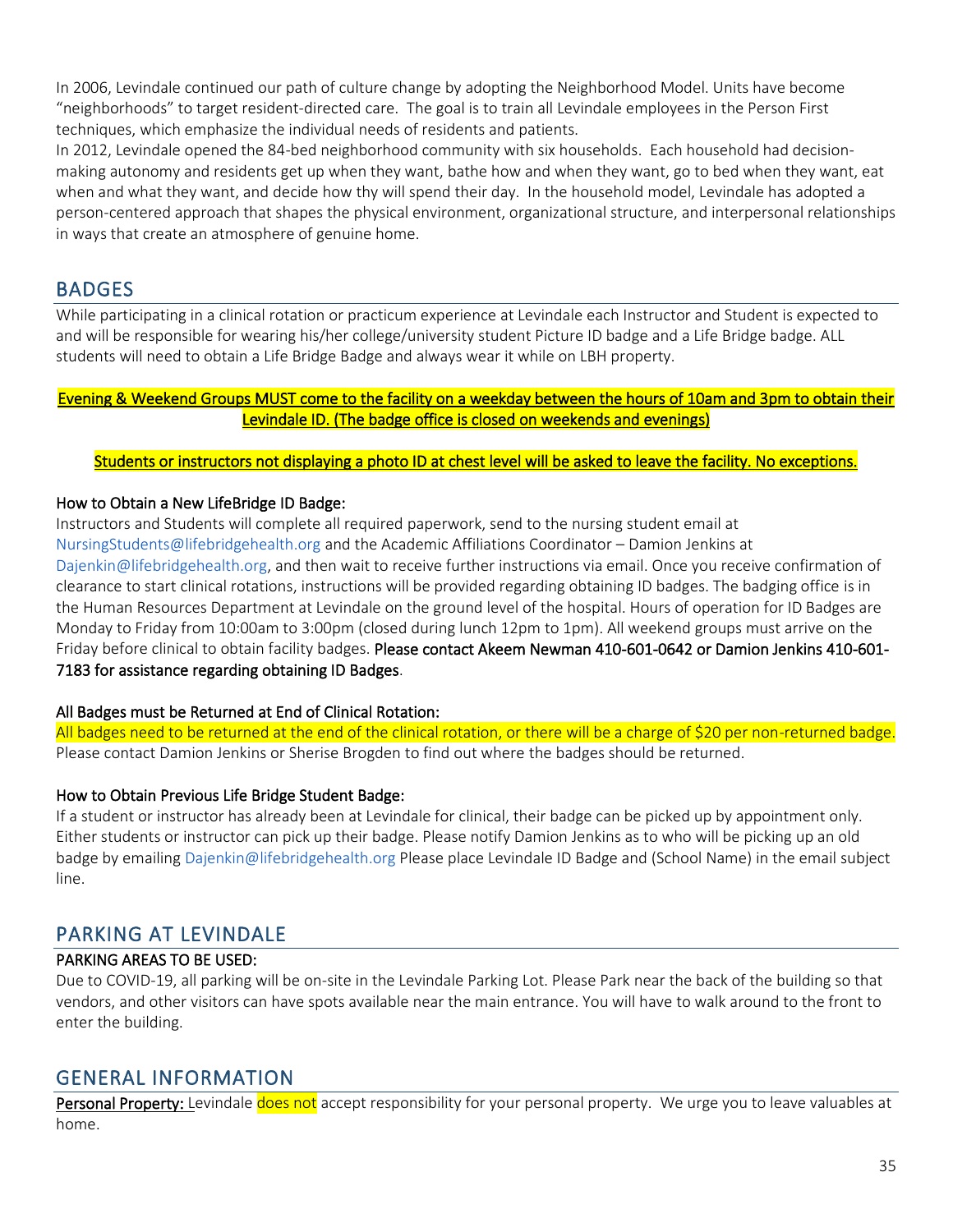In 2006, Levindale continued our path of culture change by adopting the Neighborhood Model. Units have become "neighborhoods" to target resident-directed care. The goal is to train all Levindale employees in the Person First techniques, which emphasize the individual needs of residents and patients.

In 2012, Levindale opened the 84-bed neighborhood community with six households. Each household had decision-making autonomy and residents get up when they want, bathe how and when they want, go to bed when they want, eat when and what they want, and decide how thy will spend their day. In the household model, Levindale has adopted a person-centered approach that shapes the physical environment, organizational structure, and interpersonal relationships in ways that create an atmosphere of genuine home.

## BADGES

While participating in a clinical rotation or practicum experience at Levindale each Instructor and Student is expected to and will be responsible for wearing his/her college/university student Picture ID badge and a Life Bridge badge. ALL students will need to obtain a Life Bridge Badge and always wear it while on LBH property.

Evening & Weekend Groups MUST come to the facility on a weekday between the hours of 10am and 3pm to obtain their Levindale ID. (The badge office is closed on weekends and evenings)

Students or instructors not displaying a photo ID at chest level will be asked to leave the facility. No exceptions.

### How to Obtain a New LifeBridge ID Badge:

Instructors and Students will complete all required paperwork, send to the nursing student email at NursingStudents@lifebridgehealth.org and the Academic Affiliations Coordinator – Damion Jenkins at Dajenkin@lifebridgehealth.org, and then wait to receive further instructions via email. Once you receive confirmation of clearance to start clinical rotations, instructions will be provided regarding obtaining ID badges. The badging office is in the Human Resources Department at Levindale on the ground level of the hospital. Hours of operation for ID Badges are Monday to Friday from 10:00am to 3:00pm (closed during lunch 12pm to 1pm). All weekend groups must arrive on the Friday before clinical to obtain facility badges. **Please contact Akeem Newman 410-601-0642 or Damion Jenkins 410-601-7183 for assistance regarding obtaining ID Badges**.

### All Badges must be Returned at End of Clinical Rotation:

All badges need to be returned at the end of the clinical rotation, or there will be a charge of $20 per non-returned badge. Please contact Damion Jenkins or Sherise Brogden to find out where the badges should be returned.

### How to Obtain Previous Life Bridge Student Badge:

If a student or instructor has already been at Levindale for clinical, their badge can be picked up by appointment only. Either students or instructor can pick up their badge. Please notify Damion Jenkins as to who will be picking up an old badge by emailing Dajenkin@lifebridgehealth.org Please place Levindale ID Badge and (School Name) in the email subject line.

## PARKING AT LEVINDALE

### PARKING AREAS TO BE USED:

Due to COVID-19, all parking will be on-site in the Levindale Parking Lot. Please Park near the back of the building so that vendors, and other visitors can have spots available near the main entrance. You will have to walk around to the front to enter the building.

## GENERAL INFORMATION

**Personal Property:** Levindale does not accept responsibility for your personal property. We urge you to leave valuables at home.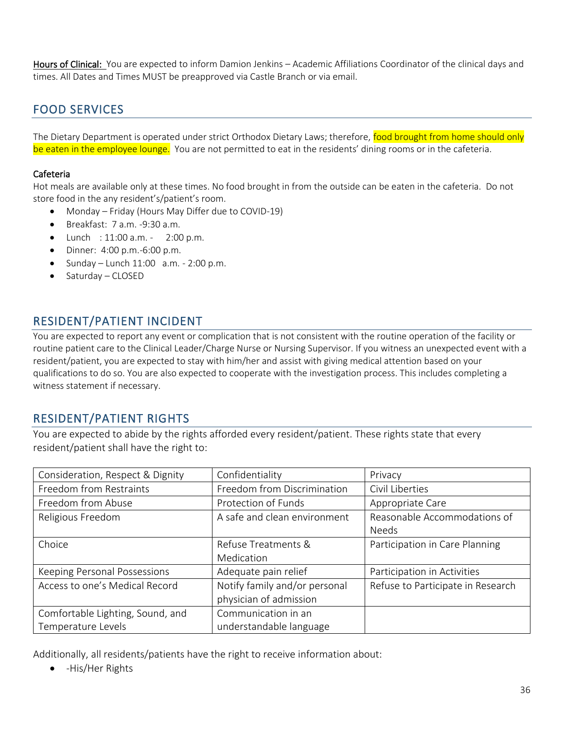Hours of Clinical: You are expected to inform Damion Jenkins – Academic Affiliations Coordinator of the clinical days and times. All Dates and Times MUST be preapproved via Castle Branch or via email.

## FOOD SERVICES

The Dietary Department is operated under strict Orthodox Dietary Laws; therefore, food brought from home should only be eaten in the employee lounge. You are not permitted to eat in the residents' dining rooms or in the cafeteria.

### Cafeteria

Hot meals are available only at these times. No food brought in from the outside can be eaten in the cafeteria. Do not store food in the any resident's/patient's room.

- Monday – Friday (Hours May Differ due to COVID-19)
- Breakfast: 7 a.m. -9:30 a.m.
- Lunch : 11:00 a.m. - 2:00 p.m.
- Dinner: 4:00 p.m.-6:00 p.m.
- Sunday – Lunch 11:00 a.m. - 2:00 p.m.
- Saturday – CLOSED

## RESIDENT/PATIENT INCIDENT

You are expected to report any event or complication that is not consistent with the routine operation of the facility or routine patient care to the Clinical Leader/Charge Nurse or Nursing Supervisor. If you witness an unexpected event with a resident/patient, you are expected to stay with him/her and assist with giving medical attention based on your qualifications to do so. You are also expected to cooperate with the investigation process. This includes completing a witness statement if necessary.

## RESIDENT/PATIENT RIGHTS

You are expected to abide by the rights afforded every resident/patient. These rights state that every resident/patient shall have the right to:

| | | |
|---|---|---|
| Consideration, Respect & Dignity | Confidentiality | Privacy |
| Freedom from Restraints | Freedom from Discrimination | Civil Liberties |
| Freedom from Abuse | Protection of Funds | Appropriate Care |
| Religious Freedom | A safe and clean environment | Reasonable Accommodations of Needs |
| Choice | Refuse Treatments & Medication | Participation in Care Planning |
| Keeping Personal Possessions | Adequate pain relief | Participation in Activities |
| Access to one's Medical Record | Notify family and/or personal physician of admission | Refuse to Participate in Research |
| Comfortable Lighting, Sound, and Temperature Levels | Communication in an understandable language | |

Additionally, all residents/patients have the right to receive information about:

- -His/Her Rights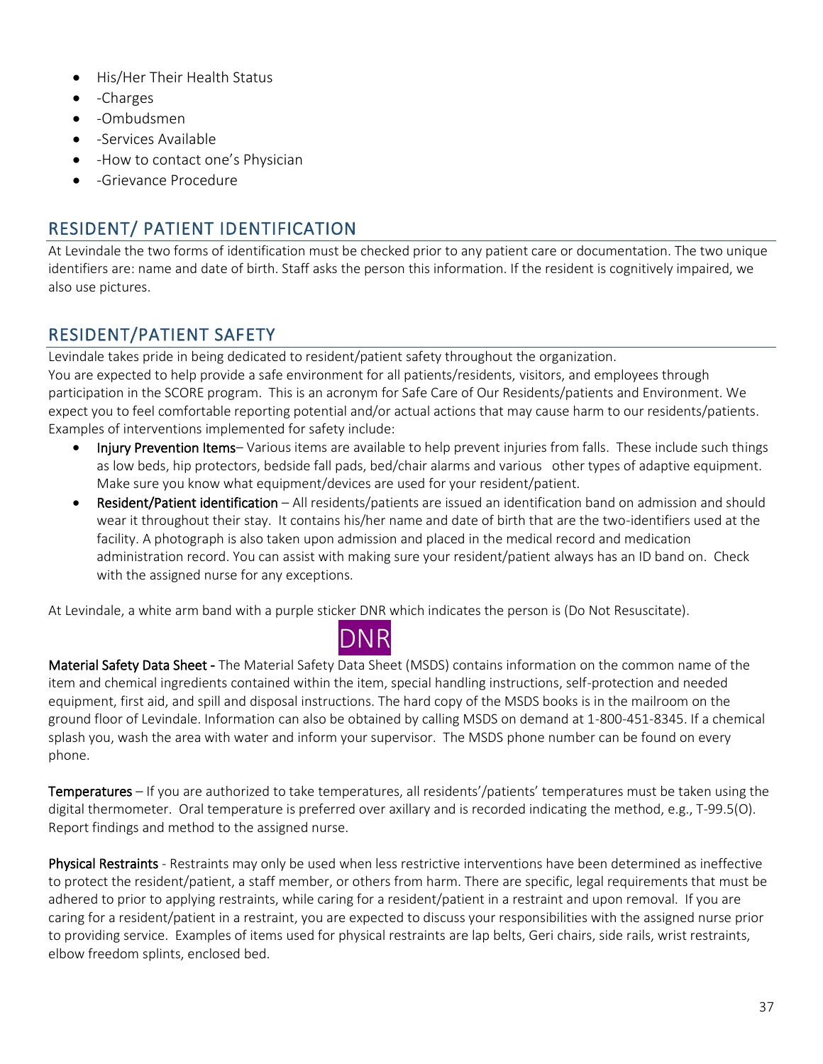- His/Her Their Health Status
- -Charges
- -Ombudsmen
- -Services Available
- -How to contact one's Physician
- -Grievance Procedure

## RESIDENT/ PATIENT IDENTIFICATION

At Levindale the two forms of identification must be checked prior to any patient care or documentation. The two unique identifiers are: name and date of birth. Staff asks the person this information. If the resident is cognitively impaired, we also use pictures.

## RESIDENT/PATIENT SAFETY

Levindale takes pride in being dedicated to resident/patient safety throughout the organization.
You are expected to help provide a safe environment for all patients/residents, visitors, and employees through participation in the SCORE program. This is an acronym for Safe Care of Our Residents/patients and Environment. We expect you to feel comfortable reporting potential and/or actual actions that may cause harm to our residents/patients. Examples of interventions implemented for safety include:

- **Injury Prevention Items**– Various items are available to help prevent injuries from falls. These include such things as low beds, hip protectors, bedside fall pads, bed/chair alarms and various other types of adaptive equipment. Make sure you know what equipment/devices are used for your resident/patient.
- **Resident/Patient identification** – All residents/patients are issued an identification band on admission and should wear it throughout their stay. It contains his/her name and date of birth that are the two-identifiers used at the facility. A photograph is also taken upon admission and placed in the medical record and medication administration record. You can assist with making sure your resident/patient always has an ID band on. Check with the assigned nurse for any exceptions.

At Levindale, a white arm band with a purple sticker DNR which indicates the person is (Do Not Resuscitate).

DNR

**Material Safety Data Sheet -** The Material Safety Data Sheet (MSDS) contains information on the common name of the item and chemical ingredients contained within the item, special handling instructions, self-protection and needed equipment, first aid, and spill and disposal instructions. The hard copy of the MSDS books is in the mailroom on the ground floor of Levindale. Information can also be obtained by calling MSDS on demand at 1-800-451-8345. If a chemical splash you, wash the area with water and inform your supervisor. The MSDS phone number can be found on every phone.

**Temperatures** – If you are authorized to take temperatures, all residents'/patients' temperatures must be taken using the digital thermometer. Oral temperature is preferred over axillary and is recorded indicating the method, e.g., T-99.5(O). Report findings and method to the assigned nurse.

**Physical Restraints** - Restraints may only be used when less restrictive interventions have been determined as ineffective to protect the resident/patient, a staff member, or others from harm. There are specific, legal requirements that must be adhered to prior to applying restraints, while caring for a resident/patient in a restraint and upon removal. If you are caring for a resident/patient in a restraint, you are expected to discuss your responsibilities with the assigned nurse prior to providing service. Examples of items used for physical restraints are lap belts, Geri chairs, side rails, wrist restraints, elbow freedom splints, enclosed bed.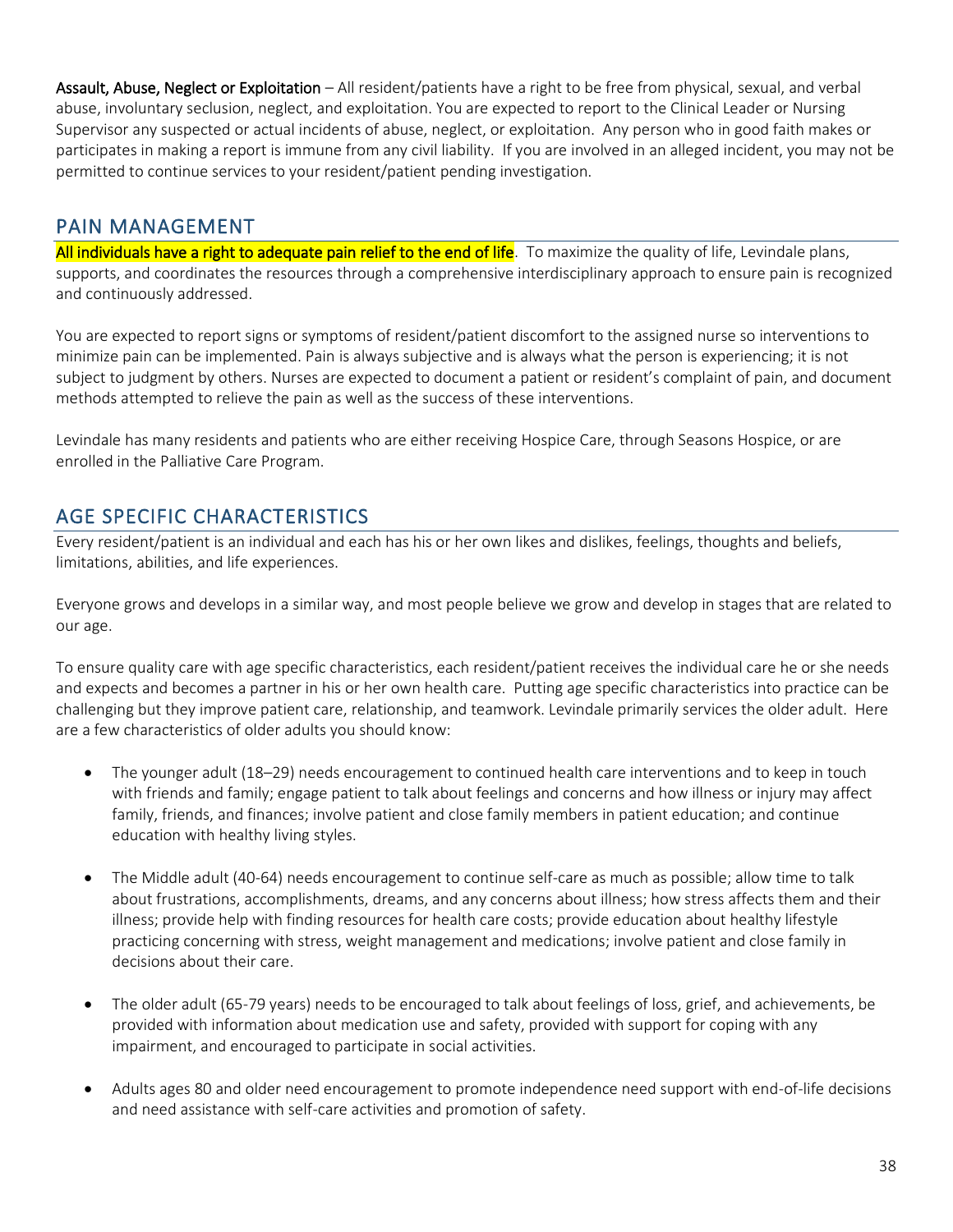**Assault, Abuse, Neglect or Exploitation** – All resident/patients have a right to be free from physical, sexual, and verbal abuse, involuntary seclusion, neglect, and exploitation. You are expected to report to the Clinical Leader or Nursing Supervisor any suspected or actual incidents of abuse, neglect, or exploitation. Any person who in good faith makes or participates in making a report is immune from any civil liability. If you are involved in an alleged incident, you may not be permitted to continue services to your resident/patient pending investigation.

## PAIN MANAGEMENT

All individuals have a right to adequate pain relief to the end of life. To maximize the quality of life, Levindale plans, supports, and coordinates the resources through a comprehensive interdisciplinary approach to ensure pain is recognized and continuously addressed.

You are expected to report signs or symptoms of resident/patient discomfort to the assigned nurse so interventions to minimize pain can be implemented. Pain is always subjective and is always what the person is experiencing; it is not subject to judgment by others. Nurses are expected to document a patient or resident's complaint of pain, and document methods attempted to relieve the pain as well as the success of these interventions.

Levindale has many residents and patients who are either receiving Hospice Care, through Seasons Hospice, or are enrolled in the Palliative Care Program.

## AGE SPECIFIC CHARACTERISTICS

Every resident/patient is an individual and each has his or her own likes and dislikes, feelings, thoughts and beliefs, limitations, abilities, and life experiences.

Everyone grows and develops in a similar way, and most people believe we grow and develop in stages that are related to our age.

To ensure quality care with age specific characteristics, each resident/patient receives the individual care he or she needs and expects and becomes a partner in his or her own health care. Putting age specific characteristics into practice can be challenging but they improve patient care, relationship, and teamwork. Levindale primarily services the older adult. Here are a few characteristics of older adults you should know:

- The younger adult (18–29) needs encouragement to continued health care interventions and to keep in touch with friends and family; engage patient to talk about feelings and concerns and how illness or injury may affect family, friends, and finances; involve patient and close family members in patient education; and continue education with healthy living styles.

- The Middle adult (40-64) needs encouragement to continue self-care as much as possible; allow time to talk about frustrations, accomplishments, dreams, and any concerns about illness; how stress affects them and their illness; provide help with finding resources for health care costs; provide education about healthy lifestyle practicing concerning with stress, weight management and medications; involve patient and close family in decisions about their care.

- The older adult (65-79 years) needs to be encouraged to talk about feelings of loss, grief, and achievements, be provided with information about medication use and safety, provided with support for coping with any impairment, and encouraged to participate in social activities.

- Adults ages 80 and older need encouragement to promote independence need support with end-of-life decisions and need assistance with self-care activities and promotion of safety.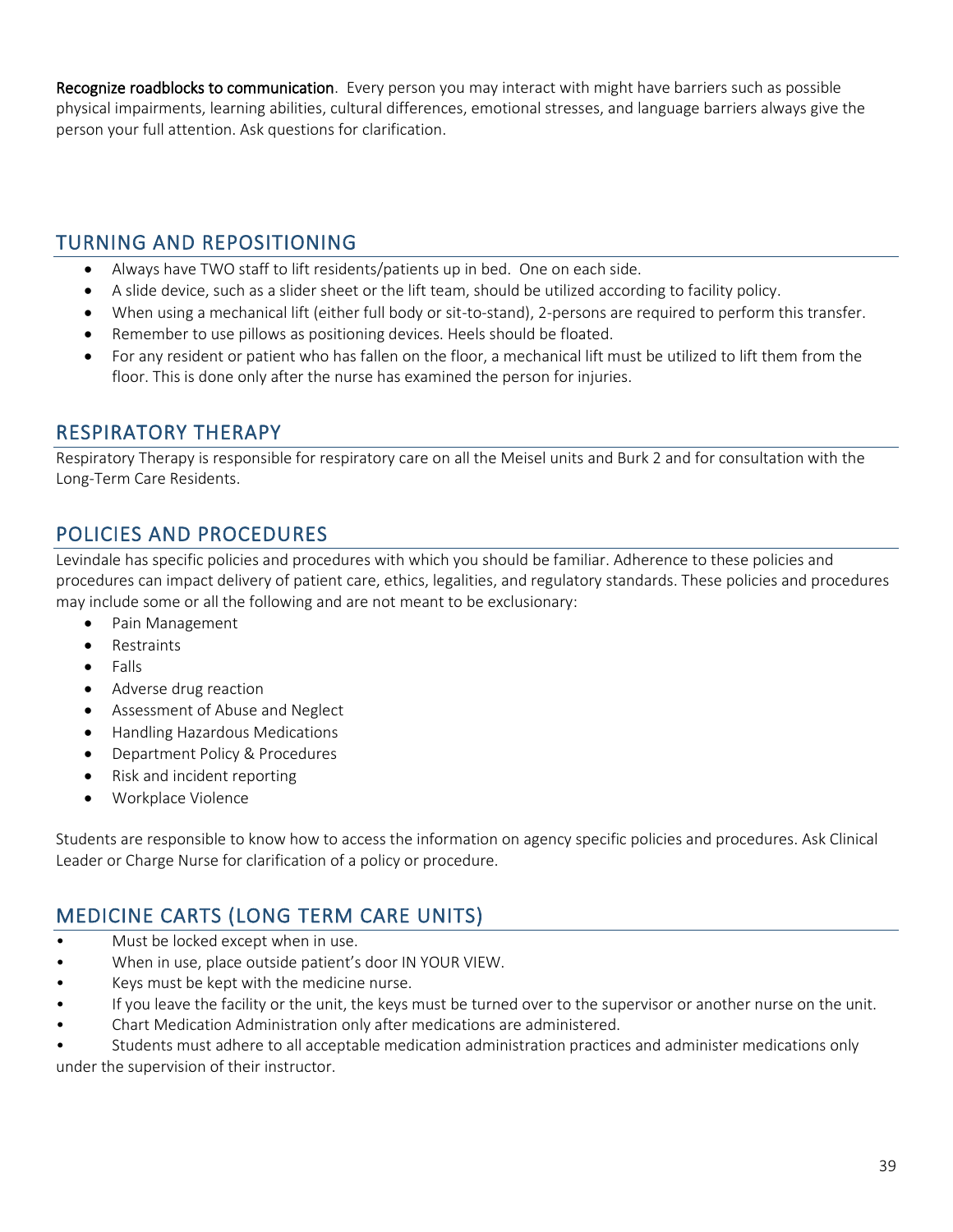**Recognize roadblocks to communication**. Every person you may interact with might have barriers such as possible physical impairments, learning abilities, cultural differences, emotional stresses, and language barriers always give the person your full attention. Ask questions for clarification.

## TURNING AND REPOSITIONING

- Always have TWO staff to lift residents/patients up in bed. One on each side.
- A slide device, such as a slider sheet or the lift team, should be utilized according to facility policy.
- When using a mechanical lift (either full body or sit-to-stand), 2-persons are required to perform this transfer.
- Remember to use pillows as positioning devices. Heels should be floated.
- For any resident or patient who has fallen on the floor, a mechanical lift must be utilized to lift them from the floor. This is done only after the nurse has examined the person for injuries.

## RESPIRATORY THERAPY

Respiratory Therapy is responsible for respiratory care on all the Meisel units and Burk 2 and for consultation with the Long-Term Care Residents.

## POLICIES AND PROCEDURES

Levindale has specific policies and procedures with which you should be familiar. Adherence to these policies and procedures can impact delivery of patient care, ethics, legalities, and regulatory standards. These policies and procedures may include some or all the following and are not meant to be exclusionary:

- Pain Management
- Restraints
- Falls
- Adverse drug reaction
- Assessment of Abuse and Neglect
- Handling Hazardous Medications
- Department Policy & Procedures
- Risk and incident reporting
- Workplace Violence

Students are responsible to know how to access the information on agency specific policies and procedures. Ask Clinical Leader or Charge Nurse for clarification of a policy or procedure.

## MEDICINE CARTS (LONG TERM CARE UNITS)

- Must be locked except when in use.
- When in use, place outside patient's door IN YOUR VIEW.
- Keys must be kept with the medicine nurse.
- If you leave the facility or the unit, the keys must be turned over to the supervisor or another nurse on the unit.
- Chart Medication Administration only after medications are administered.
- Students must adhere to all acceptable medication administration practices and administer medications only under the supervision of their instructor.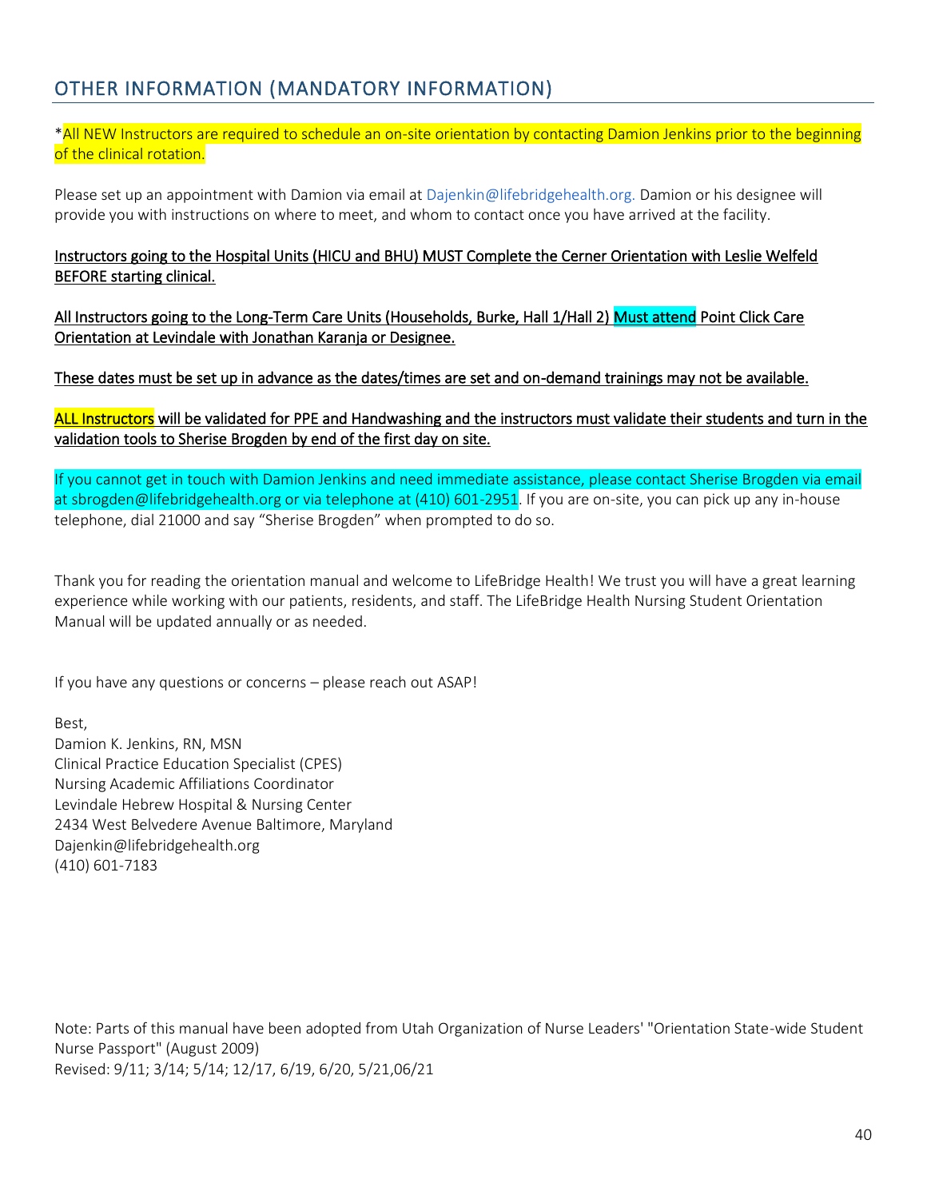## OTHER INFORMATION (MANDATORY INFORMATION)

*All NEW Instructors are required to schedule an on-site orientation by contacting Damion Jenkins prior to the beginning of the clinical rotation.

Please set up an appointment with Damion via email at Dajenkin@lifebridgehealth.org. Damion or his designee will provide you with instructions on where to meet, and whom to contact once you have arrived at the facility.

**Instructors going to the Hospital Units (HICU and BHU) MUST Complete the Cerner Orientation with Leslie Welfeld BEFORE starting clinical.**

**All Instructors going to the Long-Term Care Units (Households, Burke, Hall 1/Hall 2) Must attend Point Click Care Orientation at Levindale with Jonathan Karanja or Designee.**

**These dates must be set up in advance as the dates/times are set and on-demand trainings may not be available.**

**ALL Instructors will be validated for PPE and Handwashing and the instructors must validate their students and turn in the validation tools to Sherise Brogden by end of the first day on site.**

If you cannot get in touch with Damion Jenkins and need immediate assistance, please contact Sherise Brogden via email at sbrogden@lifebridgehealth.org or via telephone at (410) 601-2951. If you are on-site, you can pick up any in-house telephone, dial 21000 and say "Sherise Brogden" when prompted to do so.

Thank you for reading the orientation manual and welcome to LifeBridge Health! We trust you will have a great learning experience while working with our patients, residents, and staff. The LifeBridge Health Nursing Student Orientation Manual will be updated annually or as needed.

If you have any questions or concerns – please reach out ASAP!

Best,
Damion K. Jenkins, RN, MSN
Clinical Practice Education Specialist (CPES)
Nursing Academic Affiliations Coordinator
Levindale Hebrew Hospital & Nursing Center
2434 West Belvedere Avenue Baltimore, Maryland
Dajenkin@lifebridgehealth.org
(410) 601-7183

Note: Parts of this manual have been adopted from Utah Organization of Nurse Leaders' "Orientation State-wide Student Nurse Passport" (August 2009)
Revised: 9/11; 3/14; 5/14; 12/17, 6/19, 6/20, 5/21,06/21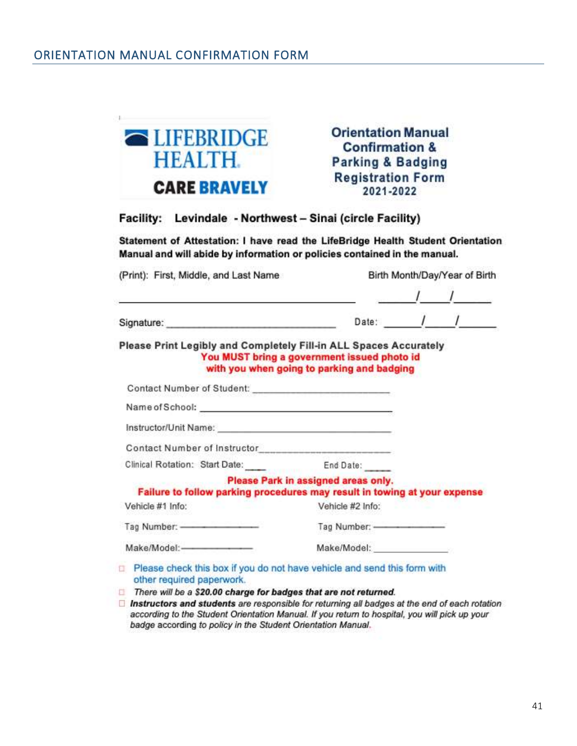## ORIENTATION MANUAL CONFIRMATION FORM

LIFEBRIDGE HEALTH.
**CARE BRAVELY**

**Orientation Manual Confirmation & Parking & Badging Registration Form 2021-2022**

**Facility: Levindale - Northwest – Sinai (circle Facility)**

**Statement of Attestation: I have read the LifeBridge Health Student Orientation Manual and will abide by information or policies contained in the manual.**

(Print): First, Middle, and Last Name ______________________________ Birth Month/Day/Year of Birth ____/____/____

Signature: ______________________________ Date: ____/____/____

**Please Print Legibly and Completely Fill-in ALL Spaces Accurately**

**You MUST bring a government issued photo id with you when going to parking and badging**

Contact Number of Student: ______________________________

Name of School: ______________________________

Instructor/Unit Name: ______________________________

Contact Number of Instructor______________________________

Clinical Rotation: Start Date: ____ End Date: _____

**Please Park in assigned areas only.**
**Failure to follow parking procedures may result in towing at your expense**

| Vehicle #1 Info: | Vehicle #2 Info: |
|---|---|
| Tag Number: ______________ | Tag Number: ______________ |
| Make/Model: ______________ | Make/Model: ______________ |

- ☐ Please check this box if you do not have vehicle and send this form with other required paperwork.
- ☐ *There will be a **$20.00 charge for badges that are not returned**.*
- ☐ ***Instructors and students** are responsible for returning all badges at the end of each rotation according to the Student Orientation Manual. If you return to hospital, you will pick up your badge according to policy in the Student Orientation Manual.*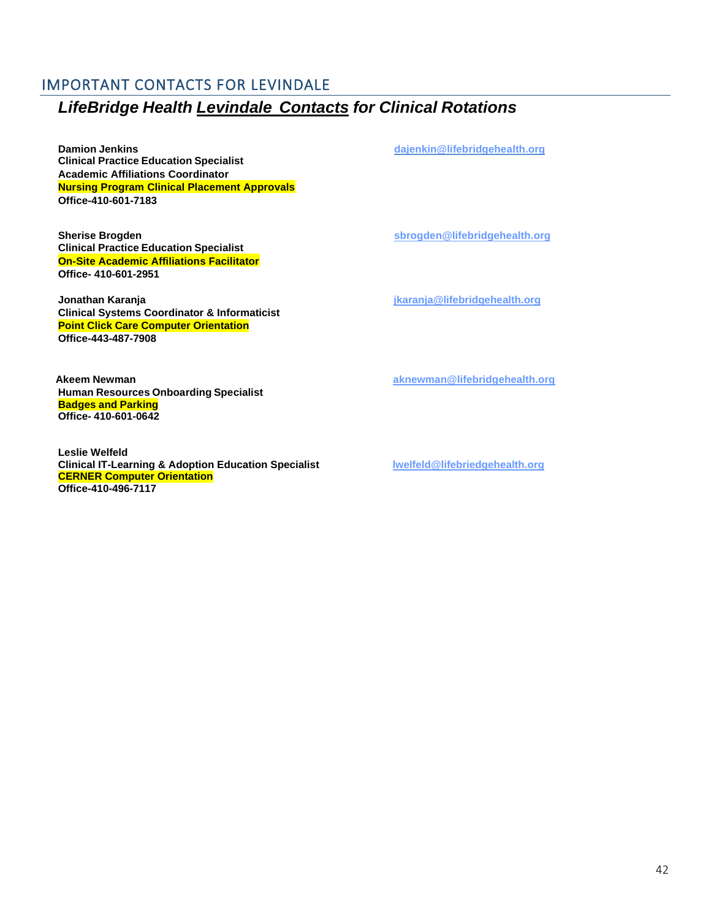## IMPORTANT CONTACTS FOR LEVINDALE

### *LifeBridge Health Levindale Contacts for Clinical Rotations*

**Damion Jenkins**
**Clinical Practice Education Specialist**
**Academic Affiliations Coordinator**
**Nursing Program Clinical Placement Approvals**
**Office-410-601-7183**
dajenkin@lifebridgehealth.org

**Sherise Brogden**
**Clinical Practice Education Specialist**
**On-Site Academic Affiliations Facilitator**
**Office- 410-601-2951**
sbrogden@lifebridgehealth.org

**Jonathan Karanja**
**Clinical Systems Coordinator & Informaticist**
**Point Click Care Computer Orientation**
**Office-443-487-7908**
jkaranja@lifebridgehealth.org

**Akeem Newman**
**Human Resources Onboarding Specialist**
**Badges and Parking**
**Office- 410-601-0642**
aknewman@lifebridgehealth.org

**Leslie Welfeld**
**Clinical IT-Learning & Adoption Education Specialist**
**CERNER Computer Orientation**
**Office-410-496-7117**
lwelfeld@lifebriedgehealth.org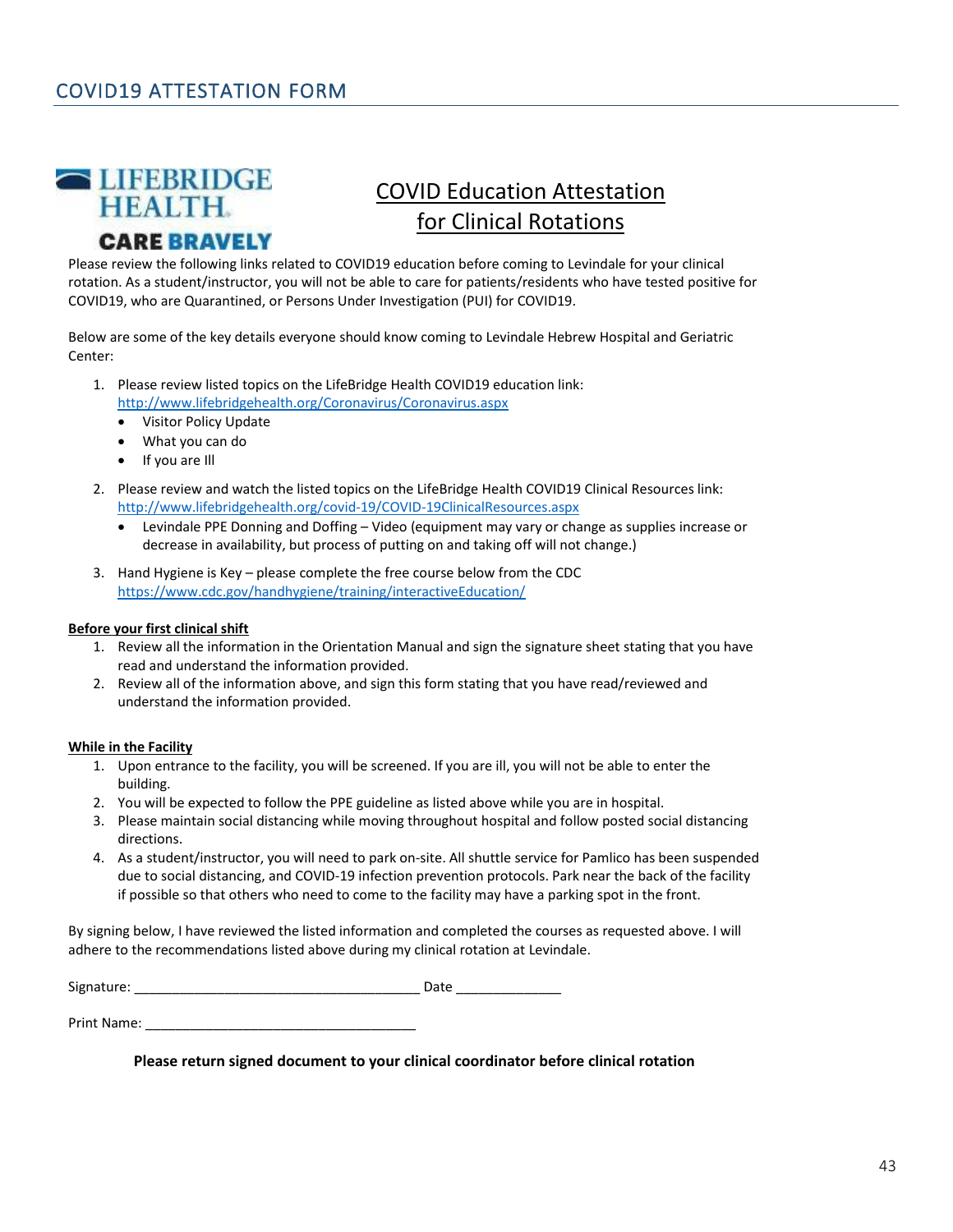# COVID19 ATTESTATION FORM

LIFEBRIDGE HEALTH
CARE BRAVELY

## COVID Education Attestation for Clinical Rotations

Please review the following links related to COVID19 education before coming to Levindale for your clinical rotation. As a student/instructor, you will not be able to care for patients/residents who have tested positive for COVID19, who are Quarantined, or Persons Under Investigation (PUI) for COVID19.

Below are some of the key details everyone should know coming to Levindale Hebrew Hospital and Geriatric Center:

1. Please review listed topics on the LifeBridge Health COVID19 education link: http://www.lifebridgehealth.org/Coronavirus/Coronavirus.aspx
   - Visitor Policy Update
   - What you can do
   - If you are Ill
2. Please review and watch the listed topics on the LifeBridge Health COVID19 Clinical Resources link: http://www.lifebridgehealth.org/covid-19/COVID-19ClinicalResources.aspx
   - Levindale PPE Donning and Doffing – Video (equipment may vary or change as supplies increase or decrease in availability, but process of putting on and taking off will not change.)
3. Hand Hygiene is Key – please complete the free course below from the CDC https://www.cdc.gov/handhygiene/training/interactiveEducation/

**Before your first clinical shift**

1. Review all the information in the Orientation Manual and sign the signature sheet stating that you have read and understand the information provided.
2. Review all of the information above, and sign this form stating that you have read/reviewed and understand the information provided.

**While in the Facility**

1. Upon entrance to the facility, you will be screened. If you are ill, you will not be able to enter the building.
2. You will be expected to follow the PPE guideline as listed above while you are in hospital.
3. Please maintain social distancing while moving throughout hospital and follow posted social distancing directions.
4. As a student/instructor, you will need to park on-site. All shuttle service for Pamlico has been suspended due to social distancing, and COVID-19 infection prevention protocols. Park near the back of the facility if possible so that others who need to come to the facility may have a parking spot in the front.

By signing below, I have reviewed the listed information and completed the courses as requested above. I will adhere to the recommendations listed above during my clinical rotation at Levindale.

Signature: ______________________________________ Date ______________

Print Name: ____________________________________

**Please return signed document to your clinical coordinator before clinical rotation**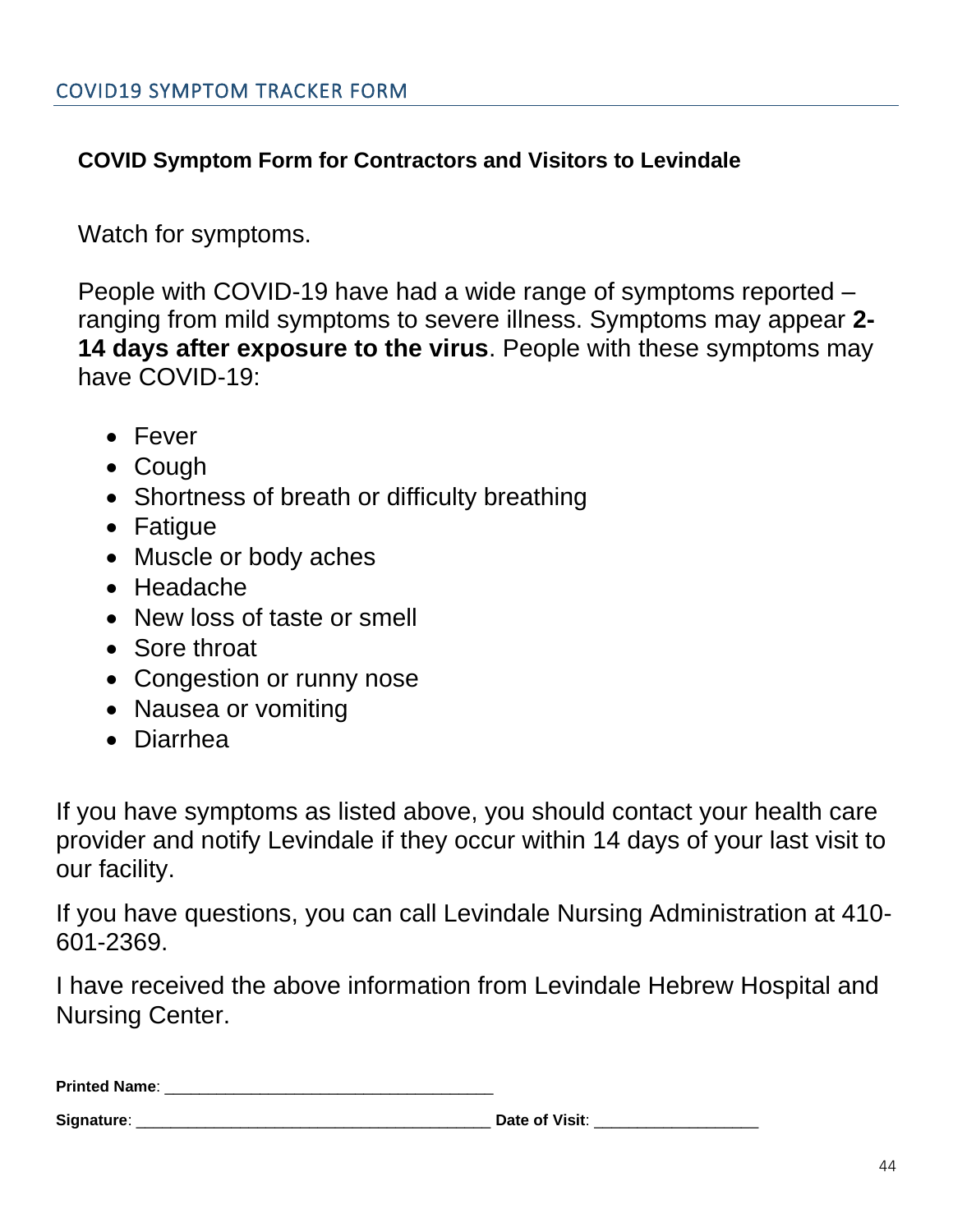## COVID19 SYMPTOM TRACKER FORM

**COVID Symptom Form for Contractors and Visitors to Levindale**

Watch for symptoms.

People with COVID-19 have had a wide range of symptoms reported – ranging from mild symptoms to severe illness. Symptoms may appear **2-14 days after exposure to the virus**. People with these symptoms may have COVID-19:

- Fever
- Cough
- Shortness of breath or difficulty breathing
- Fatigue
- Muscle or body aches
- Headache
- New loss of taste or smell
- Sore throat
- Congestion or runny nose
- Nausea or vomiting
- Diarrhea

If you have symptoms as listed above, you should contact your health care provider and notify Levindale if they occur within 14 days of your last visit to our facility.

If you have questions, you can call Levindale Nursing Administration at 410-601-2369.

I have received the above information from Levindale Hebrew Hospital and Nursing Center.

**Printed Name**: ___________________________________

**Signature**: ______________________________________ **Date of Visit**: __________________